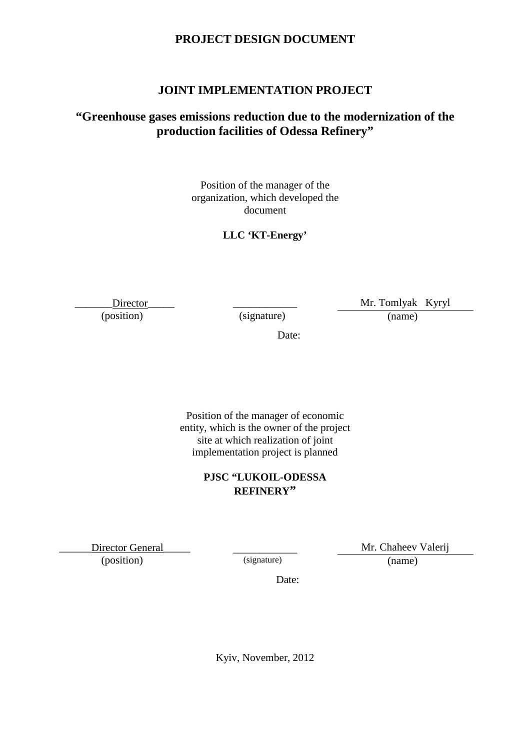# PROJECT DESIGN DOCUMENT

## JOINT IMPLEMENTATION PROJECT

## "Greenhouse gases emissions reduction due to the modernization of the production facilities of Odessa Refinery"

Position of the manager of the organization, which developed the document

**LLC 'KT-Energy'**

| Director | ____________ | Mr. Tomlyak Kyryl |
|---|---|---|
| (position) | (signature) | (name) |

Date:

Position of the manager of economic entity, which is the owner of the project site at which realization of joint implementation project is planned

**PJSC "LUKOIL-ODESSA REFINERY"**

| Director General | ____________ | Mr. Chaheev Valerij |
|---|---|---|
| (position) | (signature) | (name) |

Date:

Kyiv, November, 2012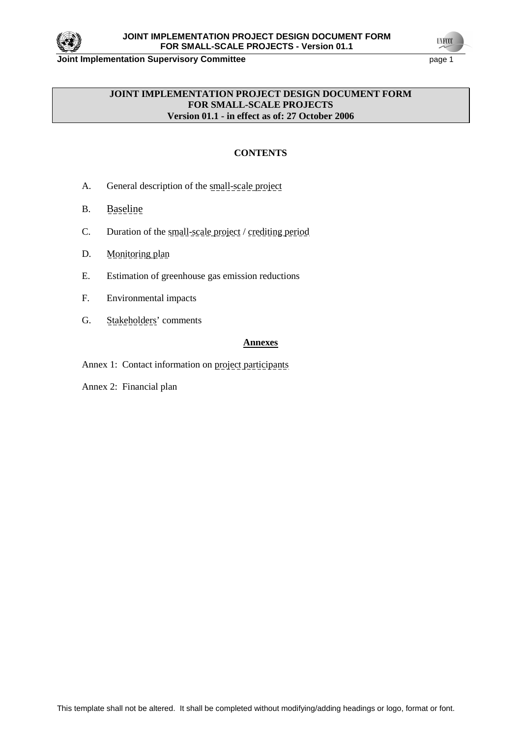**JOINT IMPLEMENTATION PROJECT DESIGN DOCUMENT FORM**
**FOR SMALL-SCALE PROJECTS**
**Version 01.1 - in effect as of: 27 October 2006**

**CONTENTS**

A. General description of the small-scale project

B. Baseline

C. Duration of the small-scale project / crediting period

D. Monitoring plan

E. Estimation of greenhouse gas emission reductions

F. Environmental impacts

G. Stakeholders' comments

**Annexes**

Annex 1: Contact information on project participants

Annex 2: Financial plan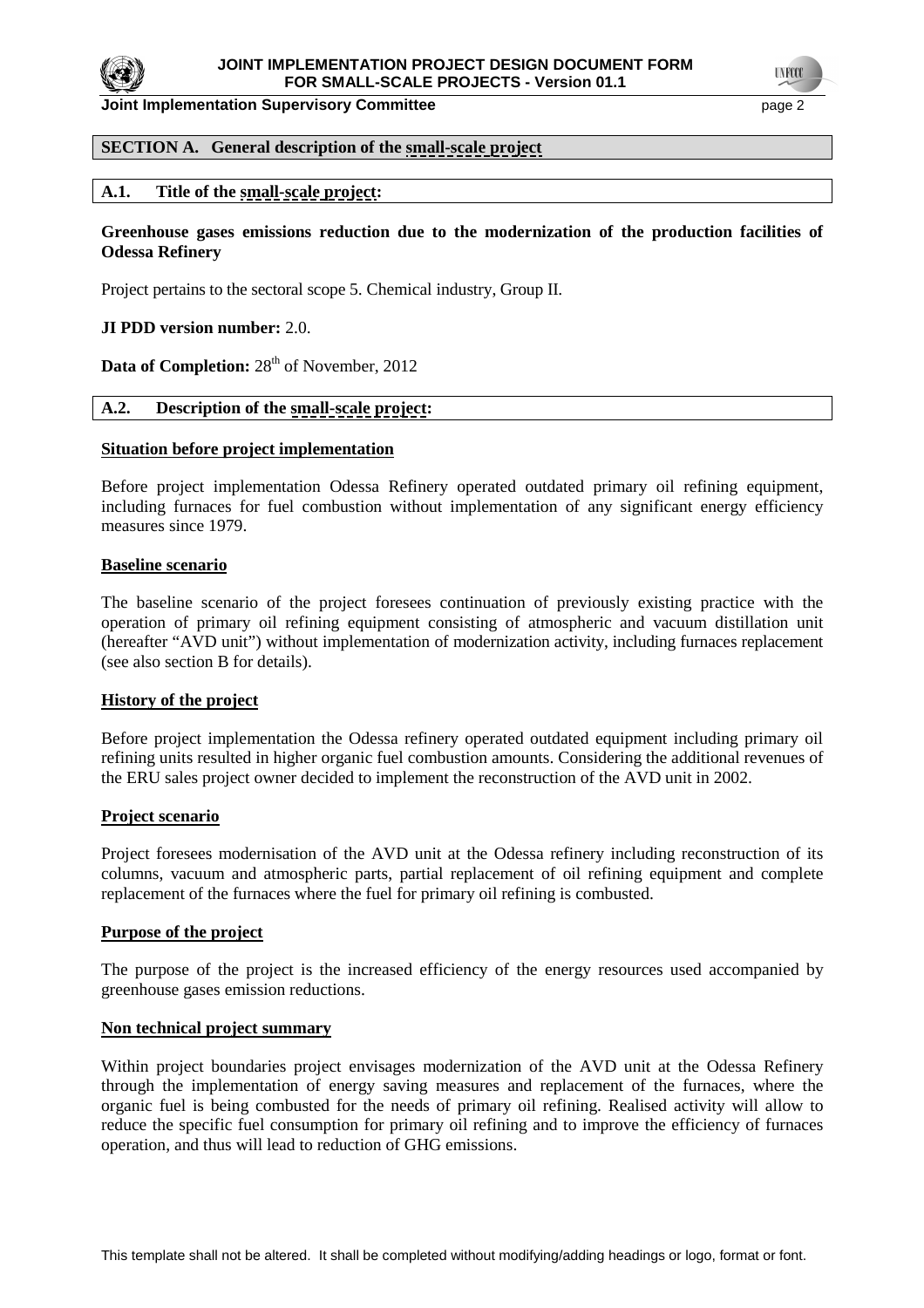## SECTION A. General description of the small-scale project

### A.1. Title of the small-scale project:

**Greenhouse gases emissions reduction due to the modernization of the production facilities of Odessa Refinery**

Project pertains to the sectoral scope 5. Chemical industry, Group II.

**JI PDD version number:** 2.0.

**Data of Completion:** 28th of November, 2012

### A.2. Description of the small-scale project:

**Situation before project implementation**

Before project implementation Odessa Refinery operated outdated primary oil refining equipment, including furnaces for fuel combustion without implementation of any significant energy efficiency measures since 1979.

**Baseline scenario**

The baseline scenario of the project foresees continuation of previously existing practice with the operation of primary oil refining equipment consisting of atmospheric and vacuum distillation unit (hereafter "AVD unit") without implementation of modernization activity, including furnaces replacement (see also section B for details).

**History of the project**

Before project implementation the Odessa refinery operated outdated equipment including primary oil refining units resulted in higher organic fuel combustion amounts. Considering the additional revenues of the ERU sales project owner decided to implement the reconstruction of the AVD unit in 2002.

**Project scenario**

Project foresees modernisation of the AVD unit at the Odessa refinery including reconstruction of its columns, vacuum and atmospheric parts, partial replacement of oil refining equipment and complete replacement of the furnaces where the fuel for primary oil refining is combusted.

**Purpose of the project**

The purpose of the project is the increased efficiency of the energy resources used accompanied by greenhouse gases emission reductions.

**Non technical project summary**

Within project boundaries project envisages modernization of the AVD unit at the Odessa Refinery through the implementation of energy saving measures and replacement of the furnaces, where the organic fuel is being combusted for the needs of primary oil refining. Realised activity will allow to reduce the specific fuel consumption for primary oil refining and to improve the efficiency of furnaces operation, and thus will lead to reduction of GHG emissions.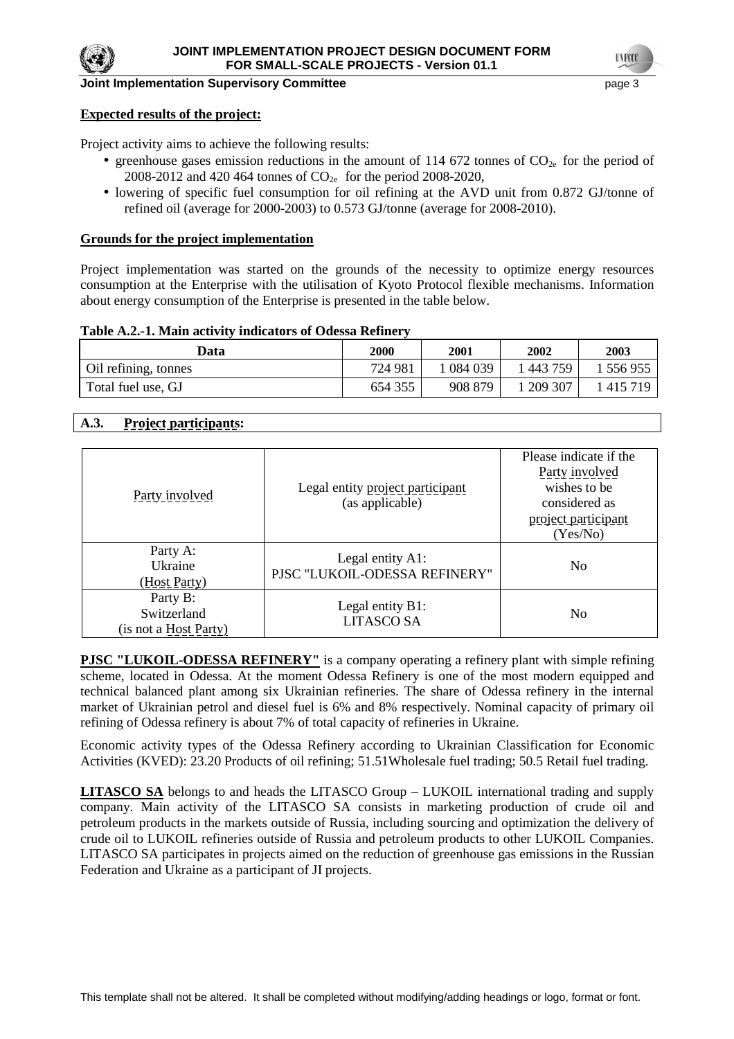**Expected results of the project:**

Project activity aims to achieve the following results:

- greenhouse gases emission reductions in the amount of 114 672 tonnes of $CO_{2e}$ for the period of 2008-2012 and 420 464 tonnes of $CO_{2e}$ for the period 2008-2020,
- lowering of specific fuel consumption for oil refining at the AVD unit from 0.872 GJ/tonne of refined oil (average for 2000-2003) to 0.573 GJ/tonne (average for 2008-2010).

**Grounds for the project implementation**

Project implementation was started on the grounds of the necessity to optimize energy resources consumption at the Enterprise with the utilisation of Kyoto Protocol flexible mechanisms. Information about energy consumption of the Enterprise is presented in the table below.

**Table A.2.-1. Main activity indicators of Odessa Refinery**

| Data | 2000 | 2001 | 2002 | 2003 |
|---|---|---|---|---|
| Oil refining, tonnes | 724 981 | 1 084 039 | 1 443 759 | 1 556 955 |
| Total fuel use, GJ | 654 355 | 908 879 | 1 209 307 | 1 415 719 |

## A.3. Project participants:

| Party involved | Legal entity project participant (as applicable) | Please indicate if the Party involved wishes to be considered as project participant (Yes/No) |
|---|---|---|
| Party A: Ukraine (Host Party) | Legal entity A1: PJSC "LUKOIL-ODESSA REFINERY" | No |
| Party B: Switzerland (is not a Host Party) | Legal entity B1: LITASCO SA | No |

**PJSC "LUKOIL-ODESSA REFINERY"** is a company operating a refinery plant with simple refining scheme, located in Odessa. At the moment Odessa Refinery is one of the most modern equipped and technical balanced plant among six Ukrainian refineries. The share of Odessa refinery in the internal market of Ukrainian petrol and diesel fuel is 6% and 8% respectively. Nominal capacity of primary oil refining of Odessa refinery is about 7% of total capacity of refineries in Ukraine.

Economic activity types of the Odessa Refinery according to Ukrainian Classification for Economic Activities (KVED): 23.20 Products of oil refining; 51.51Wholesale fuel trading; 50.5 Retail fuel trading.

**LITASCO SA** belongs to and heads the LITASCO Group – LUKOIL international trading and supply company. Main activity of the LITASCO SA consists in marketing production of crude oil and petroleum products in the markets outside of Russia, including sourcing and optimization the delivery of crude oil to LUKOIL refineries outside of Russia and petroleum products to other LUKOIL Companies. LITASCO SA participates in projects aimed on the reduction of greenhouse gas emissions in the Russian Federation and Ukraine as a participant of JI projects.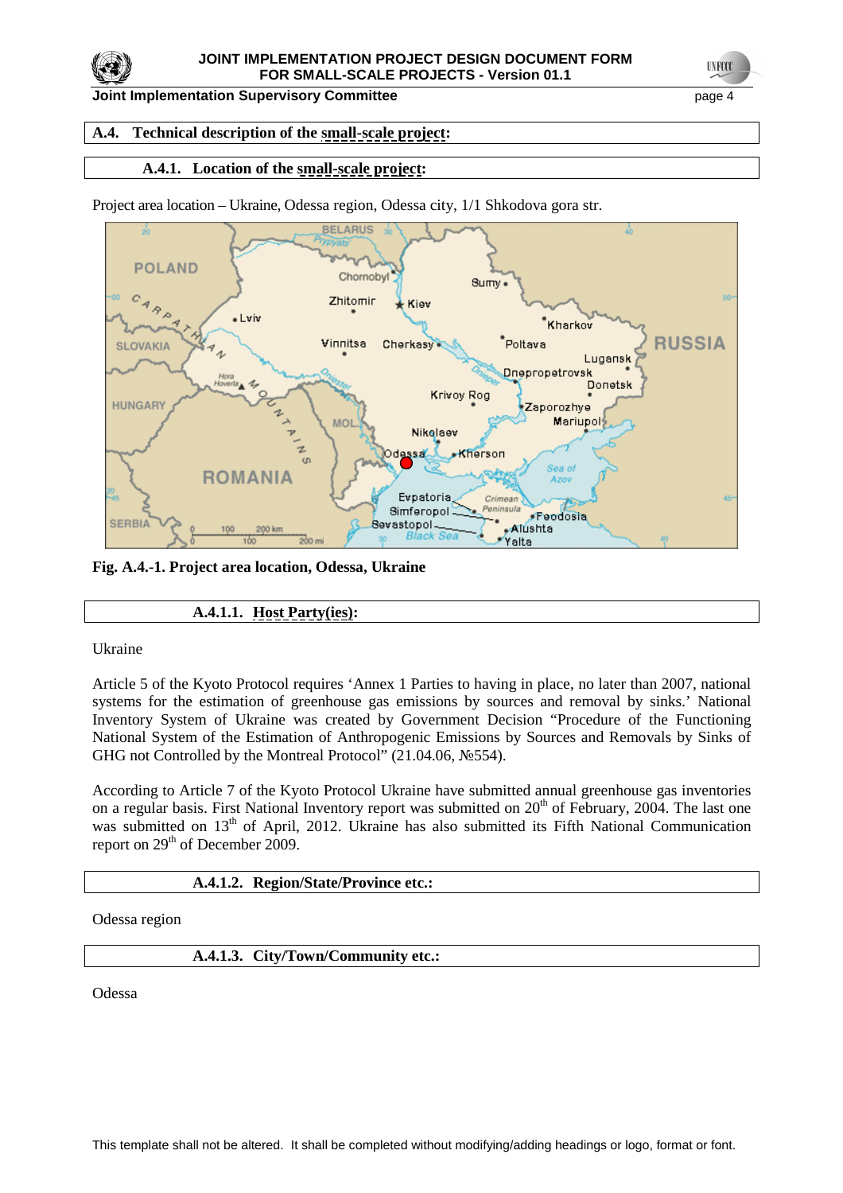### A.4. Technical description of the small-scale project:

#### A.4.1. Location of the small-scale project:

Project area location – Ukraine, Odessa region, Odessa city, 1/1 Shkodova gora str.

**Fig. A.4.-1. Project area location, Odessa, Ukraine**

##### A.4.1.1. Host Party(ies):

Ukraine

Article 5 of the Kyoto Protocol requires 'Annex 1 Parties to having in place, no later than 2007, national systems for the estimation of greenhouse gas emissions by sources and removal by sinks.' National Inventory System of Ukraine was created by Government Decision "Procedure of the Functioning National System of the Estimation of Anthropogenic Emissions by Sources and Removals by Sinks of GHG not Controlled by the Montreal Protocol" (21.04.06, №554).

According to Article 7 of the Kyoto Protocol Ukraine have submitted annual greenhouse gas inventories on a regular basis. First National Inventory report was submitted on 20th of February, 2004. The last one was submitted on 13th of April, 2012. Ukraine has also submitted its Fifth National Communication report on 29th of December 2009.

##### A.4.1.2. Region/State/Province etc.:

Odessa region

##### A.4.1.3. City/Town/Community etc.:

Odessa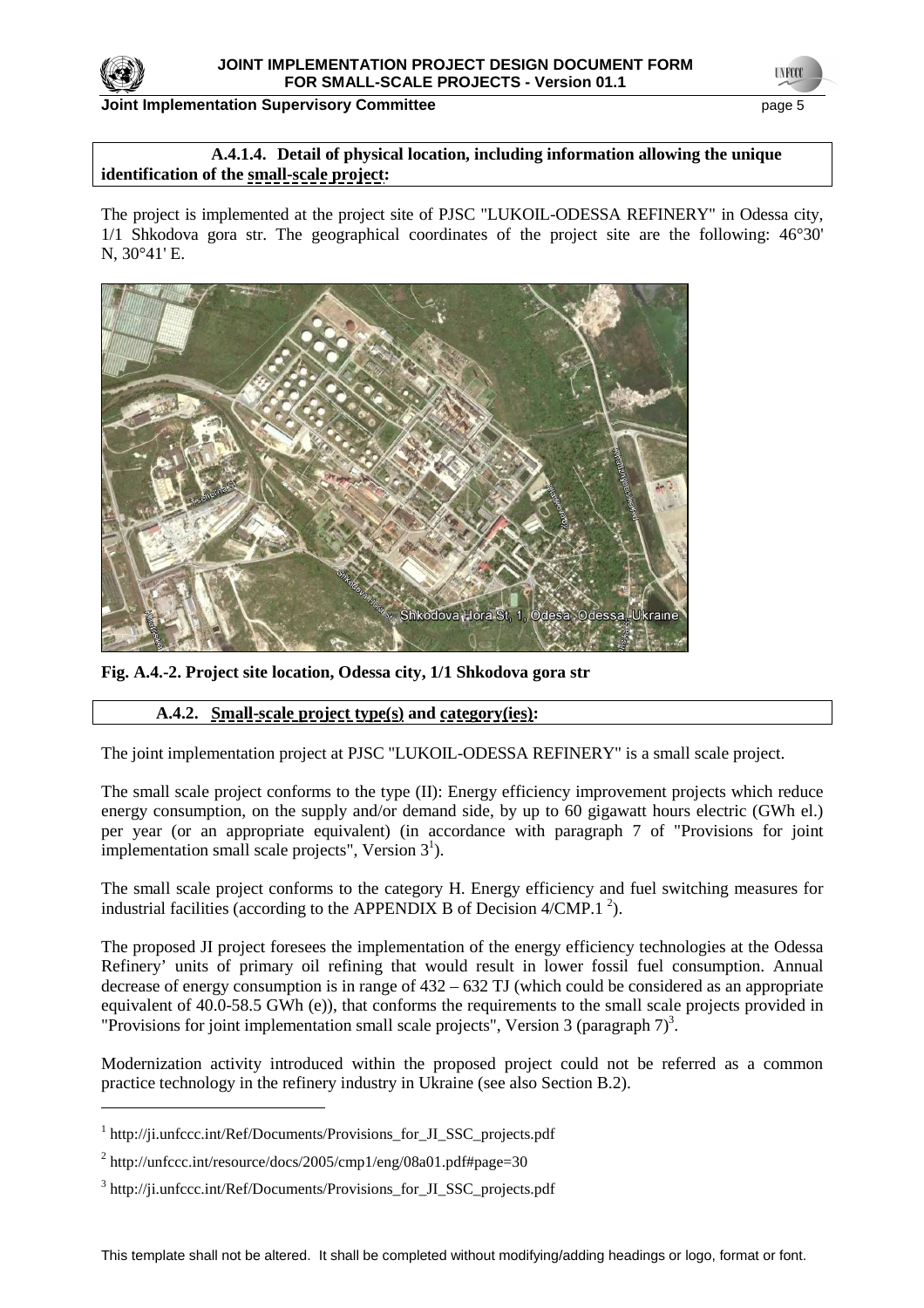**A.4.1.4. Detail of physical location, including information allowing the unique identification of the small-scale project:**

The project is implemented at the project site of PJSC "LUKOIL-ODESSA REFINERY" in Odessa city, 1/1 Shkodova gora str. The geographical coordinates of the project site are the following: 46°30' N, 30°41' E.

**Fig. A.4.-2. Project site location, Odessa city, 1/1 Shkodova gora str**

**A.4.2. Small-scale project type(s) and category(ies):**

The joint implementation project at PJSC "LUKOIL-ODESSA REFINERY" is a small scale project.

The small scale project conforms to the type (II): Energy efficiency improvement projects which reduce energy consumption, on the supply and/or demand side, by up to 60 gigawatt hours electric (GWh el.) per year (or an appropriate equivalent) (in accordance with paragraph 7 of "Provisions for joint implementation small scale projects", Version 3[1]).

The small scale project conforms to the category H. Energy efficiency and fuel switching measures for industrial facilities (according to the APPENDIX B of Decision 4/CMP.1 [2]).

The proposed JI project foresees the implementation of the energy efficiency technologies at the Odessa Refinery' units of primary oil refining that would result in lower fossil fuel consumption. Annual decrease of energy consumption is in range of 432 – 632 TJ (which could be considered as an appropriate equivalent of 40.0-58.5 GWh (e)), that conforms the requirements to the small scale projects provided in "Provisions for joint implementation small scale projects", Version 3 (paragraph 7)[3].

Modernization activity introduced within the proposed project could not be referred as a common practice technology in the refinery industry in Ukraine (see also Section B.2).

[1] http://ji.unfccc.int/Ref/Documents/Provisions_for_JI_SSC_projects.pdf

[2] http://unfccc.int/resource/docs/2005/cmp1/eng/08a01.pdf#page=30

[3] http://ji.unfccc.int/Ref/Documents/Provisions_for_JI_SSC_projects.pdf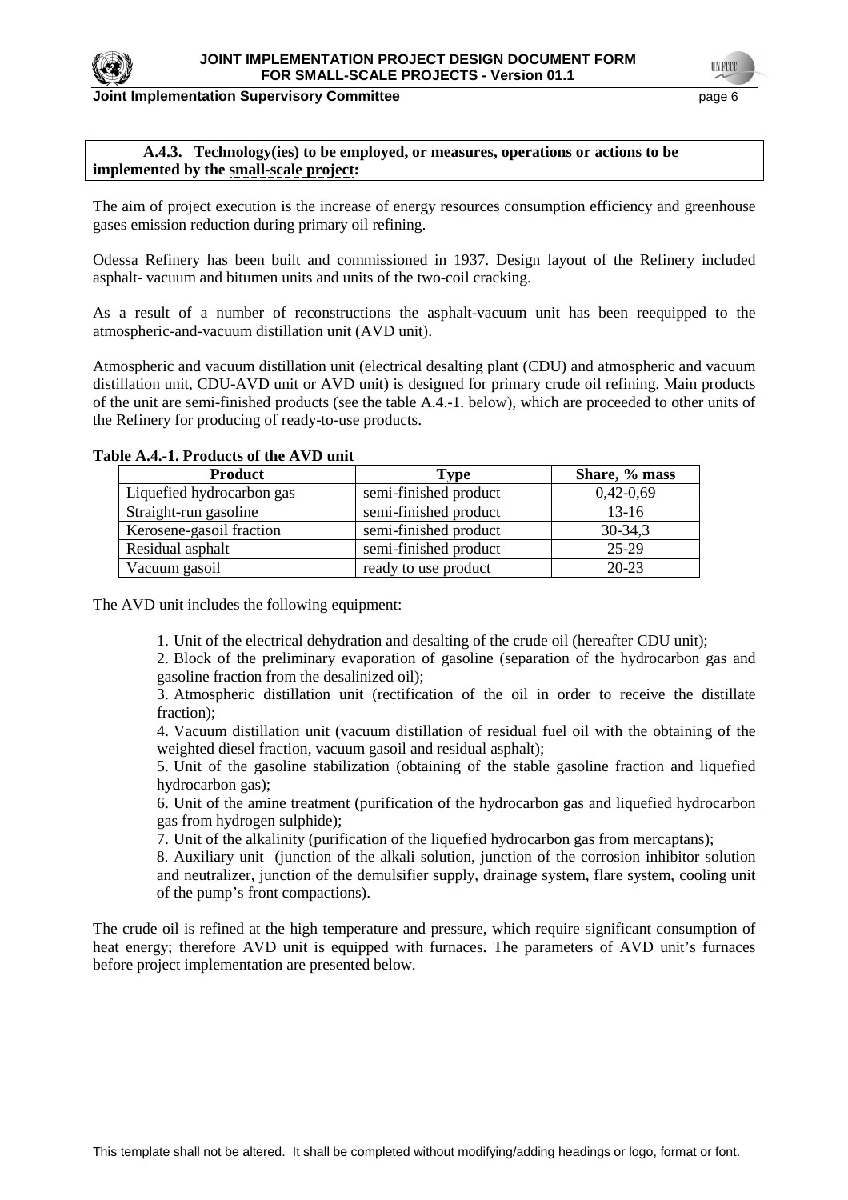**A.4.3. Technology(ies) to be employed, or measures, operations or actions to be implemented by the small-scale project:**

The aim of project execution is the increase of energy resources consumption efficiency and greenhouse gases emission reduction during primary oil refining.

Odessa Refinery has been built and commissioned in 1937. Design layout of the Refinery included asphalt- vacuum and bitumen units and units of the two-coil cracking.

As a result of a number of reconstructions the asphalt-vacuum unit has been reequipped to the atmospheric-and-vacuum distillation unit (AVD unit).

Atmospheric and vacuum distillation unit (electrical desalting plant (CDU) and atmospheric and vacuum distillation unit, CDU-AVD unit or AVD unit) is designed for primary crude oil refining. Main products of the unit are semi-finished products (see the table A.4.-1. below), which are proceeded to other units of the Refinery for producing of ready-to-use products.

**Table A.4.-1. Products of the AVD unit**

| Product | Type | Share, % mass |
|---|---|---|
| Liquefied hydrocarbon gas | semi-finished product | 0,42-0,69 |
| Straight-run gasoline | semi-finished product | 13-16 |
| Kerosene-gasoil fraction | semi-finished product | 30-34,3 |
| Residual asphalt | semi-finished product | 25-29 |
| Vacuum gasoil | ready to use product | 20-23 |

The AVD unit includes the following equipment:

1. Unit of the electrical dehydration and desalting of the crude oil (hereafter CDU unit);
2. Block of the preliminary evaporation of gasoline (separation of the hydrocarbon gas and gasoline fraction from the desalinized oil);
3. Atmospheric distillation unit (rectification of the oil in order to receive the distillate fraction);
4. Vacuum distillation unit (vacuum distillation of residual fuel oil with the obtaining of the weighted diesel fraction, vacuum gasoil and residual asphalt);
5. Unit of the gasoline stabilization (obtaining of the stable gasoline fraction and liquefied hydrocarbon gas);
6. Unit of the amine treatment (purification of the hydrocarbon gas and liquefied hydrocarbon gas from hydrogen sulphide);
7. Unit of the alkalinity (purification of the liquefied hydrocarbon gas from mercaptans);
8. Auxiliary unit (junction of the alkali solution, junction of the corrosion inhibitor solution and neutralizer, junction of the demulsifier supply, drainage system, flare system, cooling unit of the pump's front compactions).

The crude oil is refined at the high temperature and pressure, which require significant consumption of heat energy; therefore AVD unit is equipped with furnaces. The parameters of AVD unit's furnaces before project implementation are presented below.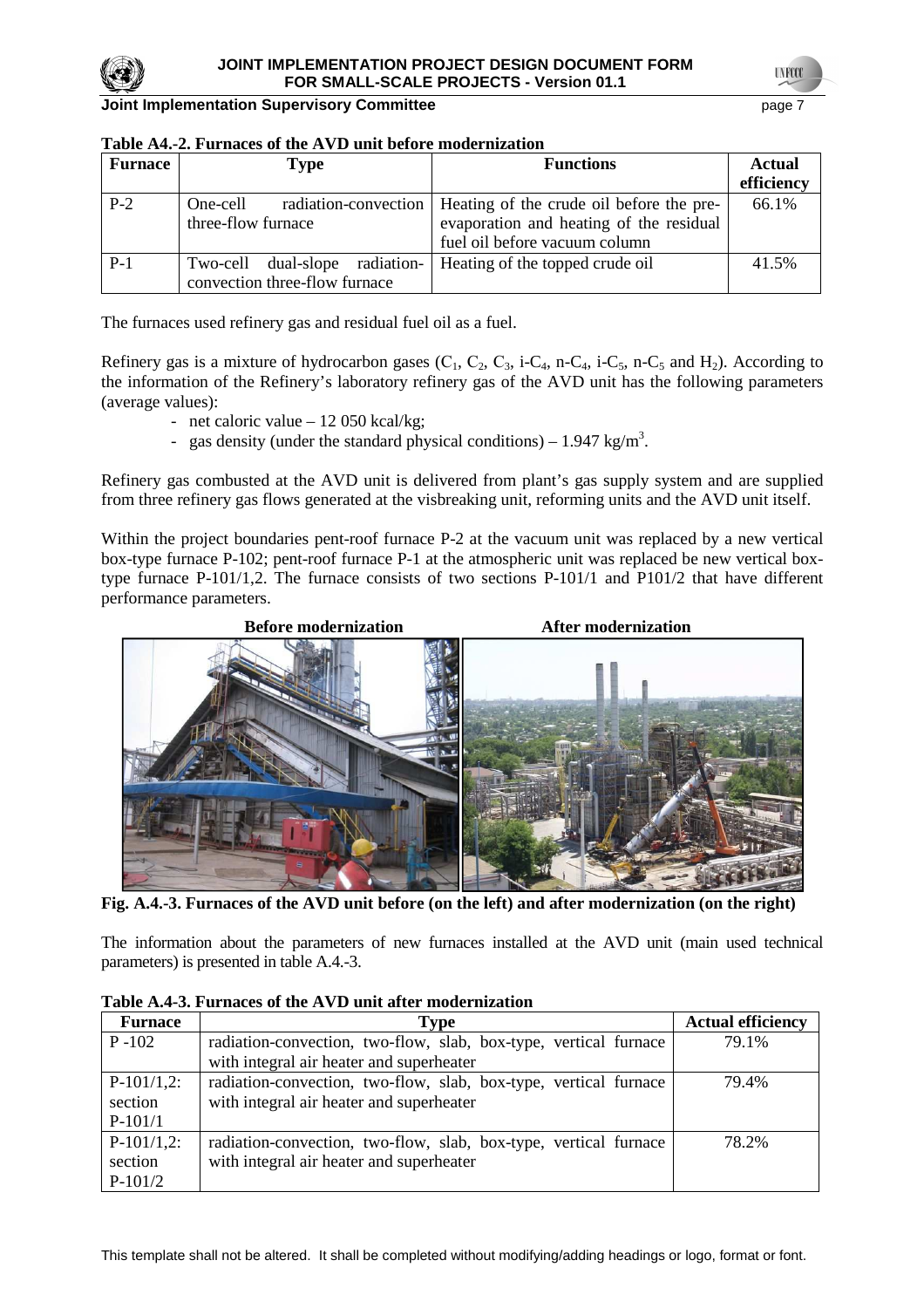**Table A4.-2. Furnaces of the AVD unit before modernization**

| Furnace | Type | Functions | Actual efficiency |
|---|---|---|---|
| P-2 | One-cell radiation-convection three-flow furnace | Heating of the crude oil before the pre-evaporation and heating of the residual fuel oil before vacuum column | 66.1% |
| P-1 | Two-cell dual-slope radiation-convection three-flow furnace | Heating of the topped crude oil | 41.5% |

The furnaces used refinery gas and residual fuel oil as a fuel.

Refinery gas is a mixture of hydrocarbon gases ($C_1$, $C_2$, $C_3$, i-$C_4$, n-$C_4$, i-$C_5$, n-$C_5$ and $H_2$). According to the information of the Refinery's laboratory refinery gas of the AVD unit has the following parameters (average values):

- net caloric value – 12 050 kcal/kg;
- gas density (under the standard physical conditions) – 1.947 kg/m$^3$.

Refinery gas combusted at the AVD unit is delivered from plant's gas supply system and are supplied from three refinery gas flows generated at the visbreaking unit, reforming units and the AVD unit itself.

Within the project boundaries pent-roof furnace P-2 at the vacuum unit was replaced by a new vertical box-type furnace P-102; pent-roof furnace P-1 at the atmospheric unit was replaced be new vertical box-type furnace P-101/1,2. The furnace consists of two sections P-101/1 and P101/2 that have different performance parameters.

**Before modernization** **After modernization**

**Fig. A.4.-3. Furnaces of the AVD unit before (on the left) and after modernization (on the right)**

The information about the parameters of new furnaces installed at the AVD unit (main used technical parameters) is presented in table A.4.-3.

**Table A.4-3. Furnaces of the AVD unit after modernization**

| Furnace | Type | Actual efficiency |
|---|---|---|
| P -102 | radiation-convection, two-flow, slab, box-type, vertical furnace with integral air heater and superheater | 79.1% |
| P-101/1,2: section P-101/1 | radiation-convection, two-flow, slab, box-type, vertical furnace with integral air heater and superheater | 79.4% |
| P-101/1,2: section P-101/2 | radiation-convection, two-flow, slab, box-type, vertical furnace with integral air heater and superheater | 78.2% |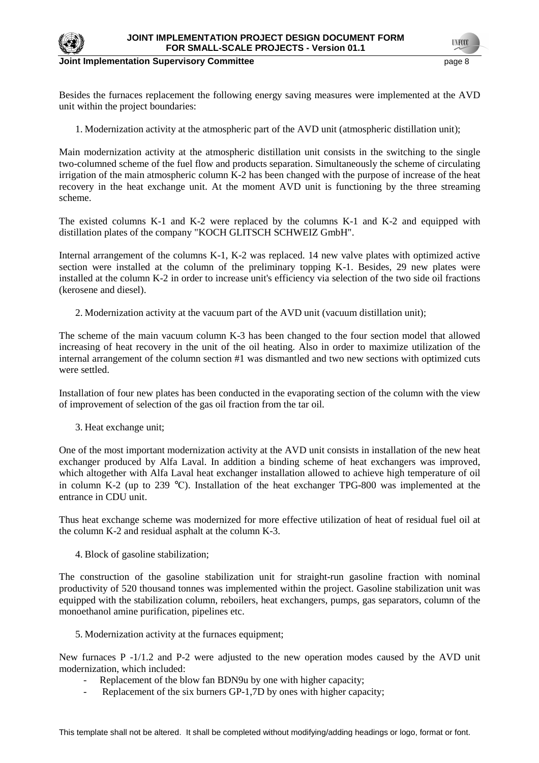Besides the furnaces replacement the following energy saving measures were implemented at the AVD unit within the project boundaries:

1. Modernization activity at the atmospheric part of the AVD unit (atmospheric distillation unit);

Main modernization activity at the atmospheric distillation unit consists in the switching to the single two-columned scheme of the fuel flow and products separation. Simultaneously the scheme of circulating irrigation of the main atmospheric column K-2 has been changed with the purpose of increase of the heat recovery in the heat exchange unit. At the moment AVD unit is functioning by the three streaming scheme.

The existed columns K-1 and K-2 were replaced by the columns K-1 and K-2 and equipped with distillation plates of the company "KOCH GLITSCH SCHWEIZ GmbH".

Internal arrangement of the columns K-1, K-2 was replaced. 14 new valve plates with optimized active section were installed at the column of the preliminary topping K-1. Besides, 29 new plates were installed at the column K-2 in order to increase unit's efficiency via selection of the two side oil fractions (kerosene and diesel).

2. Modernization activity at the vacuum part of the AVD unit (vacuum distillation unit);

The scheme of the main vacuum column K-3 has been changed to the four section model that allowed increasing of heat recovery in the unit of the oil heating. Also in order to maximize utilization of the internal arrangement of the column section #1 was dismantled and two new sections with optimized cuts were settled.

Installation of four new plates has been conducted in the evaporating section of the column with the view of improvement of selection of the gas oil fraction from the tar oil.

3. Heat exchange unit;

One of the most important modernization activity at the AVD unit consists in installation of the new heat exchanger produced by Alfa Laval. In addition a binding scheme of heat exchangers was improved, which altogether with Alfa Laval heat exchanger installation allowed to achieve high temperature of oil in column K-2 (up to 239 °C). Installation of the heat exchanger TPG-800 was implemented at the entrance in CDU unit.

Thus heat exchange scheme was modernized for more effective utilization of heat of residual fuel oil at the column K-2 and residual asphalt at the column K-3.

4. Block of gasoline stabilization;

The construction of the gasoline stabilization unit for straight-run gasoline fraction with nominal productivity of 520 thousand tonnes was implemented within the project. Gasoline stabilization unit was equipped with the stabilization column, reboilers, heat exchangers, pumps, gas separators, column of the monoethanol amine purification, pipelines etc.

5. Modernization activity at the furnaces equipment;

New furnaces P -1/1.2 and P-2 were adjusted to the new operation modes caused by the AVD unit modernization, which included:

- Replacement of the blow fan BDN9u by one with higher capacity;
- Replacement of the six burners GP-1,7D by ones with higher capacity;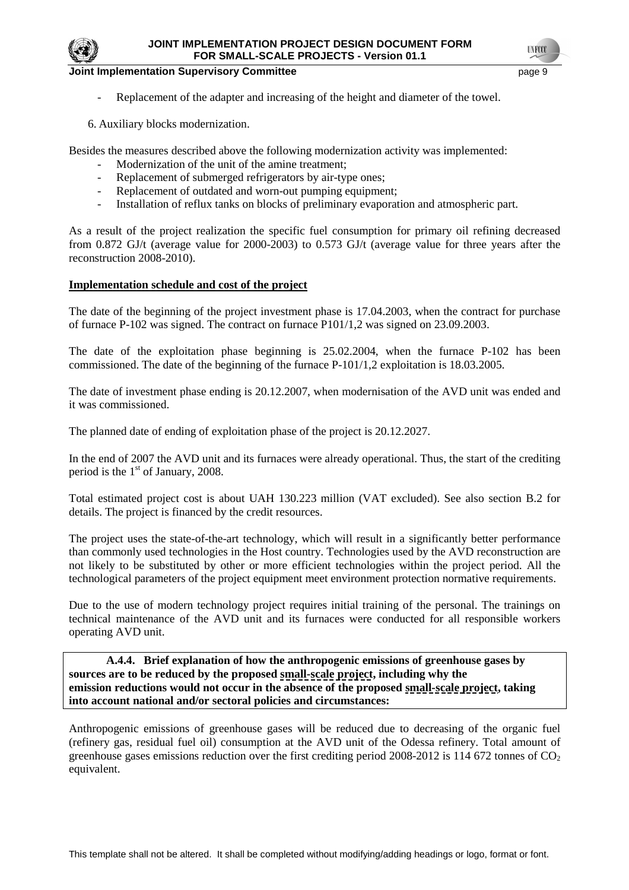- Replacement of the adapter and increasing of the height and diameter of the towel.

6. Auxiliary blocks modernization.

Besides the measures described above the following modernization activity was implemented:

- Modernization of the unit of the amine treatment;
- Replacement of submerged refrigerators by air-type ones;
- Replacement of outdated and worn-out pumping equipment;
- Installation of reflux tanks on blocks of preliminary evaporation and atmospheric part.

As a result of the project realization the specific fuel consumption for primary oil refining decreased from 0.872 GJ/t (average value for 2000-2003) to 0.573 GJ/t (average value for three years after the reconstruction 2008-2010).

**Implementation schedule and cost of the project**

The date of the beginning of the project investment phase is 17.04.2003, when the contract for purchase of furnace P-102 was signed. The contract on furnace P101/1,2 was signed on 23.09.2003.

The date of the exploitation phase beginning is 25.02.2004, when the furnace P-102 has been commissioned. The date of the beginning of the furnace P-101/1,2 exploitation is 18.03.2005.

The date of investment phase ending is 20.12.2007, when modernisation of the AVD unit was ended and it was commissioned.

The planned date of ending of exploitation phase of the project is 20.12.2027.

In the end of 2007 the AVD unit and its furnaces were already operational. Thus, the start of the crediting period is the 1st of January, 2008.

Total estimated project cost is about UAH 130.223 million (VAT excluded). See also section B.2 for details. The project is financed by the credit resources.

The project uses the state-of-the-art technology, which will result in a significantly better performance than commonly used technologies in the Host country. Technologies used by the AVD reconstruction are not likely to be substituted by other or more efficient technologies within the project period. All the technological parameters of the project equipment meet environment protection normative requirements.

Due to the use of modern technology project requires initial training of the personal. The trainings on technical maintenance of the AVD unit and its furnaces were conducted for all responsible workers operating AVD unit.

**A.4.4. Brief explanation of how the anthropogenic emissions of greenhouse gases by sources are to be reduced by the proposed small-scale project, including why the emission reductions would not occur in the absence of the proposed small-scale project, taking into account national and/or sectoral policies and circumstances:**

Anthropogenic emissions of greenhouse gases will be reduced due to decreasing of the organic fuel (refinery gas, residual fuel oil) consumption at the AVD unit of the Odessa refinery. Total amount of greenhouse gases emissions reduction over the first crediting period 2008-2012 is 114 672 tonnes of $CO_2$ equivalent.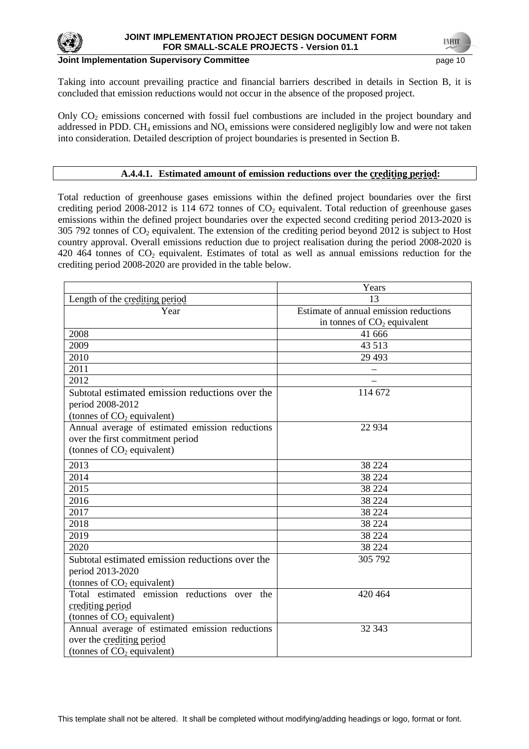Taking into account prevailing practice and financial barriers described in details in Section B, it is concluded that emission reductions would not occur in the absence of the proposed project.

Only $CO_2$ emissions concerned with fossil fuel combustions are included in the project boundary and addressed in PDD. $CH_4$ emissions and $NO_x$ emissions were considered negligibly low and were not taken into consideration. Detailed description of project boundaries is presented in Section B.

### A.4.4.1. Estimated amount of emission reductions over the crediting period:

Total reduction of greenhouse gases emissions within the defined project boundaries over the first crediting period 2008-2012 is 114 672 tonnes of $CO_2$ equivalent. Total reduction of greenhouse gases emissions within the defined project boundaries over the expected second crediting period 2013-2020 is 305 792 tonnes of $CO_2$ equivalent. The extension of the crediting period beyond 2012 is subject to Host country approval. Overall emissions reduction due to project realisation during the period 2008-2020 is 420 464 tonnes of $CO_2$ equivalent. Estimates of total as well as annual emissions reduction for the crediting period 2008-2020 are provided in the table below.

| | Years |
|---|---|
| Length of the crediting period | 13 |
| Year | Estimate of annual emission reductions in tonnes of $CO_2$ equivalent |
| 2008 | 41 666 |
| 2009 | 43 513 |
| 2010 | 29 493 |
| 2011 | – |
| 2012 | – |
| Subtotal estimated emission reductions over the period 2008-2012 (tonnes of $CO_2$ equivalent) | 114 672 |
| Annual average of estimated emission reductions over the first commitment period (tonnes of $CO_2$ equivalent) | 22 934 |
| 2013 | 38 224 |
| 2014 | 38 224 |
| 2015 | 38 224 |
| 2016 | 38 224 |
| 2017 | 38 224 |
| 2018 | 38 224 |
| 2019 | 38 224 |
| 2020 | 38 224 |
| Subtotal estimated emission reductions over the period 2013-2020 (tonnes of $CO_2$ equivalent) | 305 792 |
| Total estimated emission reductions over the crediting period (tonnes of $CO_2$ equivalent) | 420 464 |
| Annual average of estimated emission reductions over the crediting period (tonnes of $CO_2$ equivalent) | 32 343 |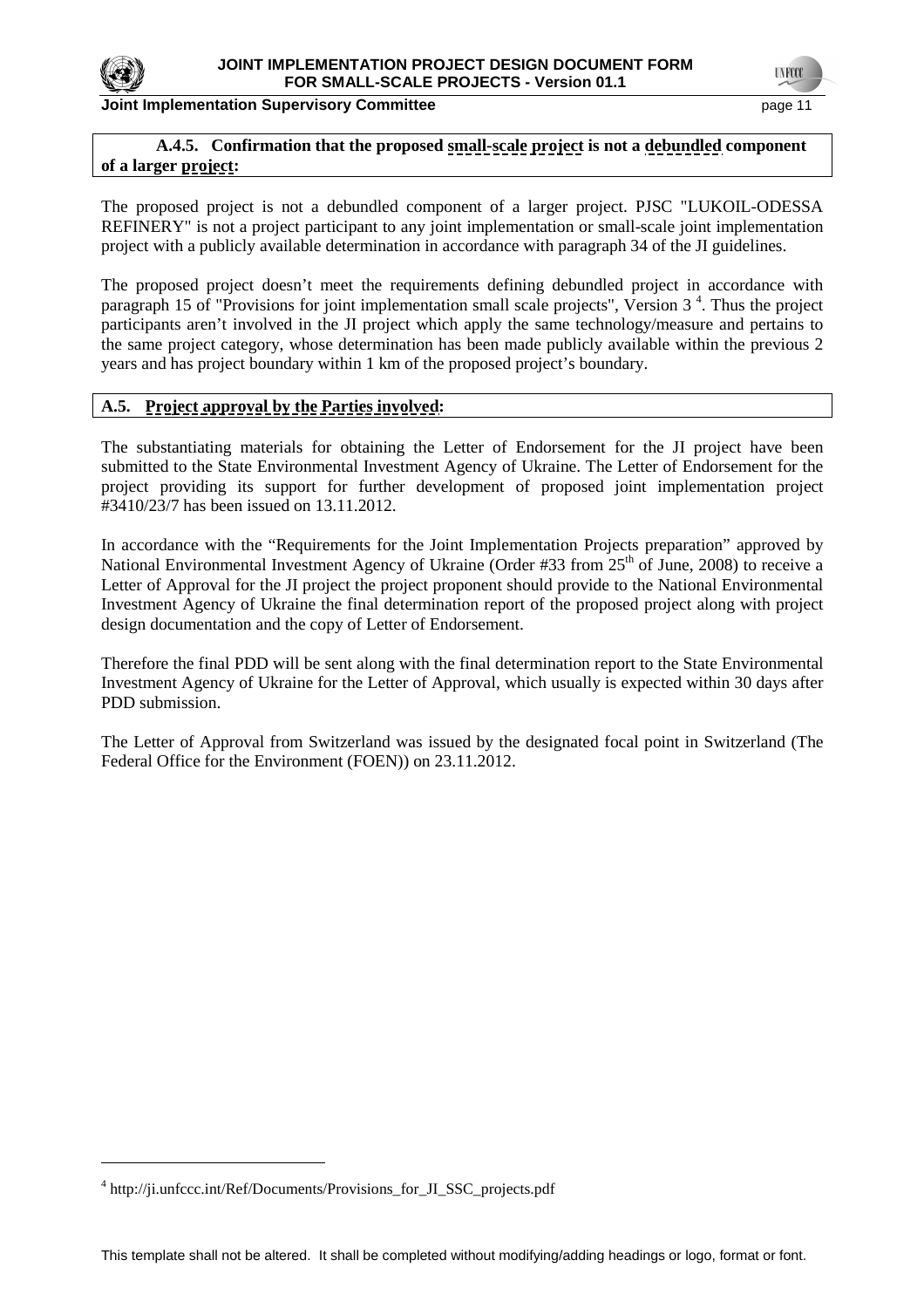**A.4.5. Confirmation that the proposed small-scale project is not a debundled component of a larger project:**

The proposed project is not a debundled component of a larger project. PJSC "LUKOIL-ODESSA REFINERY" is not a project participant to any joint implementation or small-scale joint implementation project with a publicly available determination in accordance with paragraph 34 of the JI guidelines.

The proposed project doesn't meet the requirements defining debundled project in accordance with paragraph 15 of "Provisions for joint implementation small scale projects", Version 3 [4]. Thus the project participants aren't involved in the JI project which apply the same technology/measure and pertains to the same project category, whose determination has been made publicly available within the previous 2 years and has project boundary within 1 km of the proposed project's boundary.

**A.5. Project approval by the Parties involved:**

The substantiating materials for obtaining the Letter of Endorsement for the JI project have been submitted to the State Environmental Investment Agency of Ukraine. The Letter of Endorsement for the project providing its support for further development of proposed joint implementation project #3410/23/7 has been issued on 13.11.2012.

In accordance with the "Requirements for the Joint Implementation Projects preparation" approved by National Environmental Investment Agency of Ukraine (Order #33 from 25th of June, 2008) to receive a Letter of Approval for the JI project the project proponent should provide to the National Environmental Investment Agency of Ukraine the final determination report of the proposed project along with project design documentation and the copy of Letter of Endorsement.

Therefore the final PDD will be sent along with the final determination report to the State Environmental Investment Agency of Ukraine for the Letter of Approval, which usually is expected within 30 days after PDD submission.

The Letter of Approval from Switzerland was issued by the designated focal point in Switzerland (The Federal Office for the Environment (FOEN)) on 23.11.2012.

[4] http://ji.unfccc.int/Ref/Documents/Provisions_for_JI_SSC_projects.pdf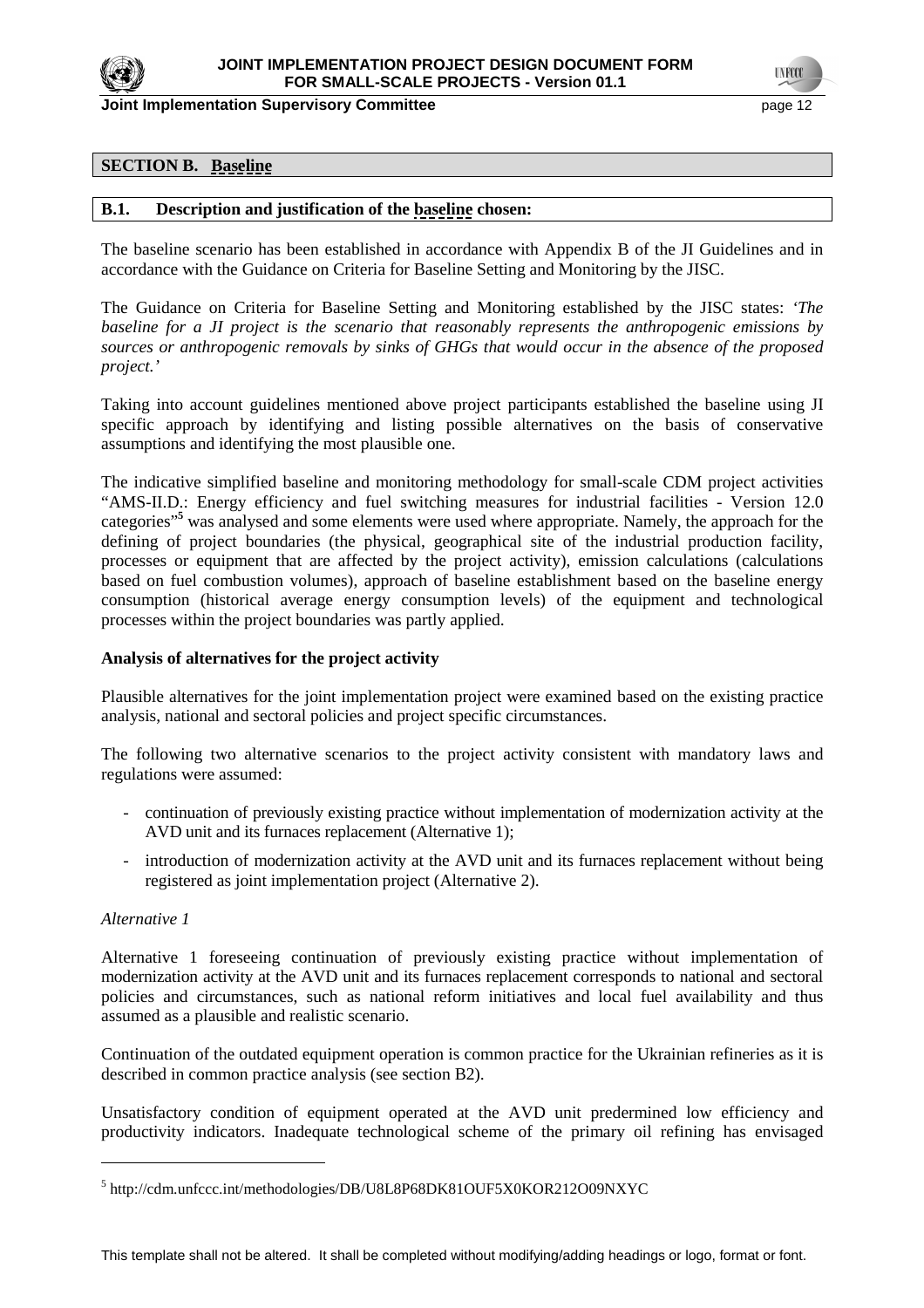## SECTION B. Baseline

### B.1. Description and justification of the baseline chosen:

The baseline scenario has been established in accordance with Appendix B of the JI Guidelines and in accordance with the Guidance on Criteria for Baseline Setting and Monitoring by the JISC.

The Guidance on Criteria for Baseline Setting and Monitoring established by the JISC states: *'The baseline for a JI project is the scenario that reasonably represents the anthropogenic emissions by sources or anthropogenic removals by sinks of GHGs that would occur in the absence of the proposed project.'*

Taking into account guidelines mentioned above project participants established the baseline using JI specific approach by identifying and listing possible alternatives on the basis of conservative assumptions and identifying the most plausible one.

The indicative simplified baseline and monitoring methodology for small-scale CDM project activities "AMS-II.D.: Energy efficiency and fuel switching measures for industrial facilities - Version 12.0 categories"[5] was analysed and some elements were used where appropriate. Namely, the approach for the defining of project boundaries (the physical, geographical site of the industrial production facility, processes or equipment that are affected by the project activity), emission calculations (calculations based on fuel combustion volumes), approach of baseline establishment based on the baseline energy consumption (historical average energy consumption levels) of the equipment and technological processes within the project boundaries was partly applied.

**Analysis of alternatives for the project activity**

Plausible alternatives for the joint implementation project were examined based on the existing practice analysis, national and sectoral policies and project specific circumstances.

The following two alternative scenarios to the project activity consistent with mandatory laws and regulations were assumed:

- continuation of previously existing practice without implementation of modernization activity at the AVD unit and its furnaces replacement (Alternative 1);
- introduction of modernization activity at the AVD unit and its furnaces replacement without being registered as joint implementation project (Alternative 2).

*Alternative 1*

Alternative 1 foreseeing continuation of previously existing practice without implementation of modernization activity at the AVD unit and its furnaces replacement corresponds to national and sectoral policies and circumstances, such as national reform initiatives and local fuel availability and thus assumed as a plausible and realistic scenario.

Continuation of the outdated equipment operation is common practice for the Ukrainian refineries as it is described in common practice analysis (see section B2).

Unsatisfactory condition of equipment operated at the AVD unit predermined low efficiency and productivity indicators. Inadequate technological scheme of the primary oil refining has envisaged

[5] http://cdm.unfccc.int/methodologies/DB/U8L8P68DK81OUF5X0KOR212O09NXYC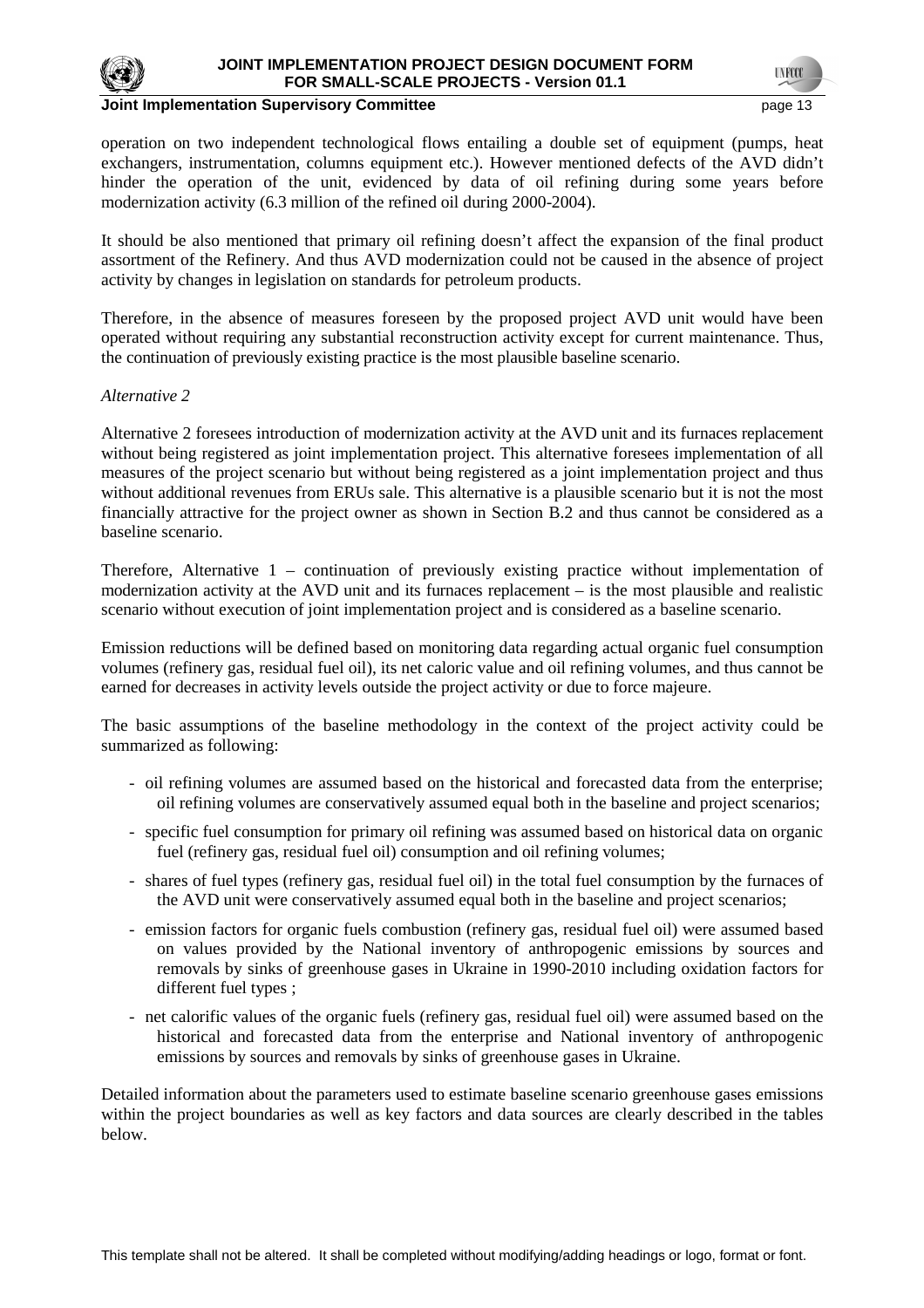operation on two independent technological flows entailing a double set of equipment (pumps, heat exchangers, instrumentation, columns equipment etc.). However mentioned defects of the AVD didn't hinder the operation of the unit, evidenced by data of oil refining during some years before modernization activity (6.3 million of the refined oil during 2000-2004).

It should be also mentioned that primary oil refining doesn't affect the expansion of the final product assortment of the Refinery. And thus AVD modernization could not be caused in the absence of project activity by changes in legislation on standards for petroleum products.

Therefore, in the absence of measures foreseen by the proposed project AVD unit would have been operated without requiring any substantial reconstruction activity except for current maintenance. Thus, the continuation of previously existing practice is the most plausible baseline scenario.

*Alternative 2*

Alternative 2 foresees introduction of modernization activity at the AVD unit and its furnaces replacement without being registered as joint implementation project. This alternative foresees implementation of all measures of the project scenario but without being registered as a joint implementation project and thus without additional revenues from ERUs sale. This alternative is a plausible scenario but it is not the most financially attractive for the project owner as shown in Section B.2 and thus cannot be considered as a baseline scenario.

Therefore, Alternative 1 – continuation of previously existing practice without implementation of modernization activity at the AVD unit and its furnaces replacement – is the most plausible and realistic scenario without execution of joint implementation project and is considered as a baseline scenario.

Emission reductions will be defined based on monitoring data regarding actual organic fuel consumption volumes (refinery gas, residual fuel oil), its net caloric value and oil refining volumes, and thus cannot be earned for decreases in activity levels outside the project activity or due to force majeure.

The basic assumptions of the baseline methodology in the context of the project activity could be summarized as following:

- oil refining volumes are assumed based on the historical and forecasted data from the enterprise; oil refining volumes are conservatively assumed equal both in the baseline and project scenarios;
- specific fuel consumption for primary oil refining was assumed based on historical data on organic fuel (refinery gas, residual fuel oil) consumption and oil refining volumes;
- shares of fuel types (refinery gas, residual fuel oil) in the total fuel consumption by the furnaces of the AVD unit were conservatively assumed equal both in the baseline and project scenarios;
- emission factors for organic fuels combustion (refinery gas, residual fuel oil) were assumed based on values provided by the National inventory of anthropogenic emissions by sources and removals by sinks of greenhouse gases in Ukraine in 1990-2010 including oxidation factors for different fuel types ;
- net calorific values of the organic fuels (refinery gas, residual fuel oil) were assumed based on the historical and forecasted data from the enterprise and National inventory of anthropogenic emissions by sources and removals by sinks of greenhouse gases in Ukraine.

Detailed information about the parameters used to estimate baseline scenario greenhouse gases emissions within the project boundaries as well as key factors and data sources are clearly described in the tables below.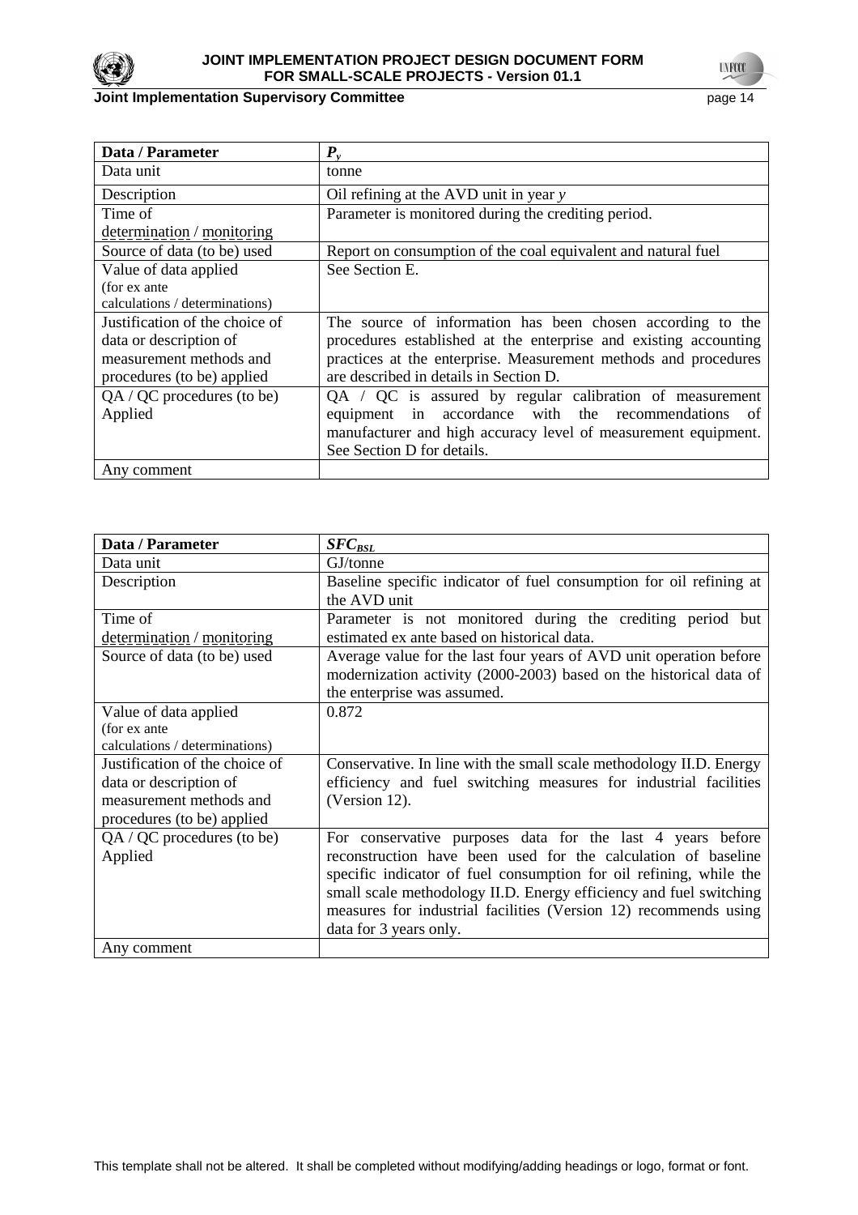| Data / Parameter | $P_y$ |
|---|---|
| Data unit | tonne |
| Description | Oil refining at the AVD unit in year *y* |
| Time of determination / monitoring | Parameter is monitored during the crediting period. |
| Source of data (to be) used | Report on consumption of the coal equivalent and natural fuel |
| Value of data applied (for ex ante calculations / determinations) | See Section E. |
| Justification of the choice of data or description of measurement methods and procedures (to be) applied | The source of information has been chosen according to the procedures established at the enterprise and existing accounting practices at the enterprise. Measurement methods and procedures are described in details in Section D. |
| QA / QC procedures (to be) Applied | QA / QC is assured by regular calibration of measurement equipment in accordance with the recommendations of manufacturer and high accuracy level of measurement equipment. See Section D for details. |
| Any comment | |

| Data / Parameter | $SFC_{BSL}$ |
|---|---|
| Data unit | GJ/tonne |
| Description | Baseline specific indicator of fuel consumption for oil refining at the AVD unit |
| Time of determination / monitoring | Parameter is not monitored during the crediting period but estimated ex ante based on historical data. |
| Source of data (to be) used | Average value for the last four years of AVD unit operation before modernization activity (2000-2003) based on the historical data of the enterprise was assumed. |
| Value of data applied (for ex ante calculations / determinations) | 0.872 |
| Justification of the choice of data or description of measurement methods and procedures (to be) applied | Conservative. In line with the small scale methodology II.D. Energy efficiency and fuel switching measures for industrial facilities (Version 12). |
| QA / QC procedures (to be) Applied | For conservative purposes data for the last 4 years before reconstruction have been used for the calculation of baseline specific indicator of fuel consumption for oil refining, while the small scale methodology II.D. Energy efficiency and fuel switching measures for industrial facilities (Version 12) recommends using data for 3 years only. |
| Any comment | |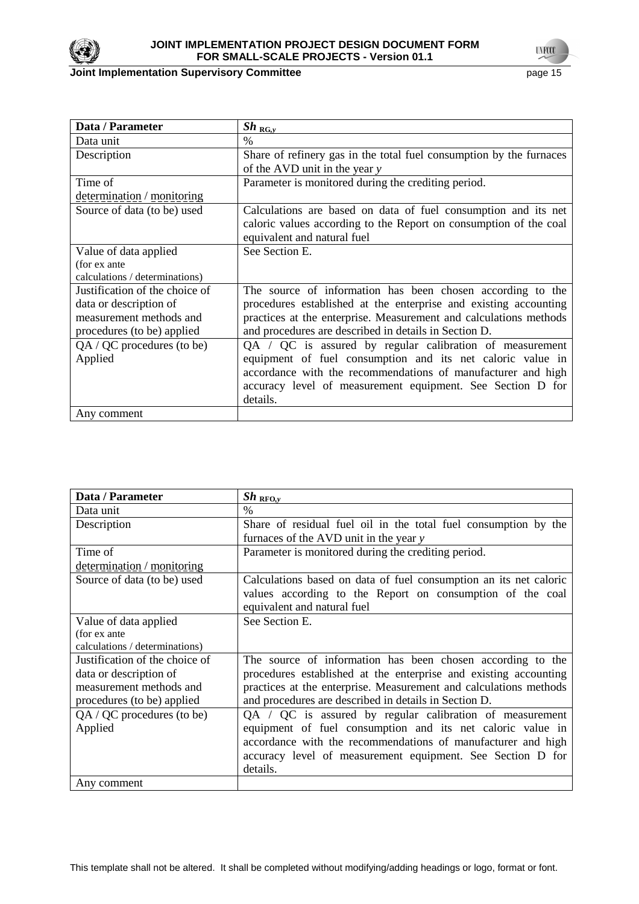| Data / Parameter | $Sh_{RG,y}$ |
|---|---|
| Data unit | % |
| Description | Share of refinery gas in the total fuel consumption by the furnaces of the AVD unit in the year *y* |
| Time of determination / monitoring | Parameter is monitored during the crediting period. |
| Source of data (to be) used | Calculations are based on data of fuel consumption and its net caloric values according to the Report on consumption of the coal equivalent and natural fuel |
| Value of data applied (for ex ante calculations / determinations) | See Section E. |
| Justification of the choice of data or description of measurement methods and procedures (to be) applied | The source of information has been chosen according to the procedures established at the enterprise and existing accounting practices at the enterprise. Measurement and calculations methods and procedures are described in details in Section D. |
| QA / QC procedures (to be) Applied | QA / QC is assured by regular calibration of measurement equipment of fuel consumption and its net caloric value in accordance with the recommendations of manufacturer and high accuracy level of measurement equipment. See Section D for details. |
| Any comment | |

| Data / Parameter | $Sh_{RFO,y}$ |
|---|---|
| Data unit | % |
| Description | Share of residual fuel oil in the total fuel consumption by the furnaces of the AVD unit in the year *y* |
| Time of determination / monitoring | Parameter is monitored during the crediting period. |
| Source of data (to be) used | Calculations based on data of fuel consumption an its net caloric values according to the Report on consumption of the coal equivalent and natural fuel |
| Value of data applied (for ex ante calculations / determinations) | See Section E. |
| Justification of the choice of data or description of measurement methods and procedures (to be) applied | The source of information has been chosen according to the procedures established at the enterprise and existing accounting practices at the enterprise. Measurement and calculations methods and procedures are described in details in Section D. |
| QA / QC procedures (to be) Applied | QA / QC is assured by regular calibration of measurement equipment of fuel consumption and its net caloric value in accordance with the recommendations of manufacturer and high accuracy level of measurement equipment. See Section D for details. |
| Any comment | |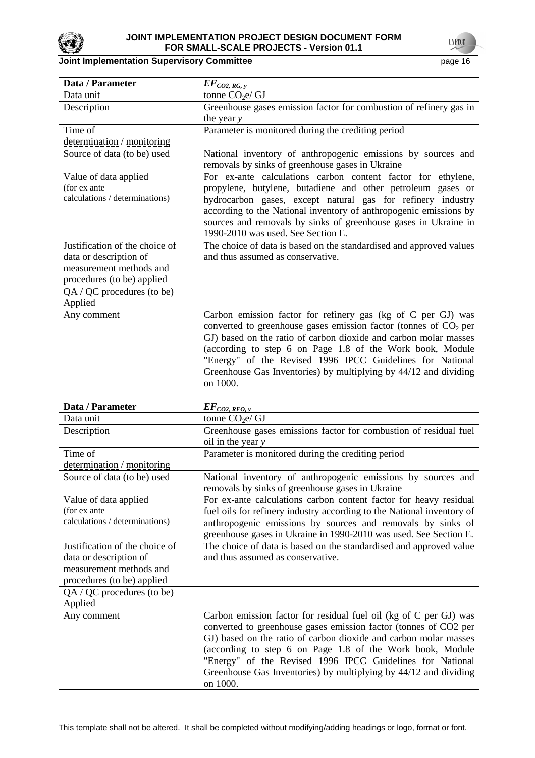| Data / Parameter | $EF_{CO2, RG, y}$ |
|---|---|
| Data unit | tonne $CO_2$e/ GJ |
| Description | Greenhouse gases emission factor for combustion of refinery gas in the year *y* |
| Time of determination / monitoring | Parameter is monitored during the crediting period |
| Source of data (to be) used | National inventory of anthropogenic emissions by sources and removals by sinks of greenhouse gases in Ukraine |
| Value of data applied (for ex ante calculations / determinations) | For ex-ante calculations carbon content factor for ethylene, propylene, butylene, butadiene and other petroleum gases or hydrocarbon gases, except natural gas for refinery industry according to the National inventory of anthropogenic emissions by sources and removals by sinks of greenhouse gases in Ukraine in 1990-2010 was used. See Section E. |
| Justification of the choice of data or description of measurement methods and procedures (to be) applied | The choice of data is based on the standardised and approved values and thus assumed as conservative. |
| QA / QC procedures (to be) Applied | |
| Any comment | Carbon emission factor for refinery gas (kg of C per GJ) was converted to greenhouse gases emission factor (tonnes of $CO_2$ per GJ) based on the ratio of carbon dioxide and carbon molar masses (according to step 6 on Page 1.8 of the Work book, Module "Energy" of the Revised 1996 IPCC Guidelines for National Greenhouse Gas Inventories) by multiplying by 44/12 and dividing on 1000. |

| Data / Parameter | $EF_{CO2, RFO, y}$ |
|---|---|
| Data unit | tonne $CO_2$e/ GJ |
| Description | Greenhouse gases emissions factor for combustion of residual fuel oil in the year *y* |
| Time of determination / monitoring | Parameter is monitored during the crediting period |
| Source of data (to be) used | National inventory of anthropogenic emissions by sources and removals by sinks of greenhouse gases in Ukraine |
| Value of data applied (for ex ante calculations / determinations) | For ex-ante calculations carbon content factor for heavy residual fuel oils for refinery industry according to the National inventory of anthropogenic emissions by sources and removals by sinks of greenhouse gases in Ukraine in 1990-2010 was used. See Section E. |
| Justification of the choice of data or description of measurement methods and procedures (to be) applied | The choice of data is based on the standardised and approved value and thus assumed as conservative. |
| QA / QC procedures (to be) Applied | |
| Any comment | Carbon emission factor for residual fuel oil (kg of C per GJ) was converted to greenhouse gases emission factor (tonnes of CO2 per GJ) based on the ratio of carbon dioxide and carbon molar masses (according to step 6 on Page 1.8 of the Work book, Module "Energy" of the Revised 1996 IPCC Guidelines for National Greenhouse Gas Inventories) by multiplying by 44/12 and dividing on 1000. |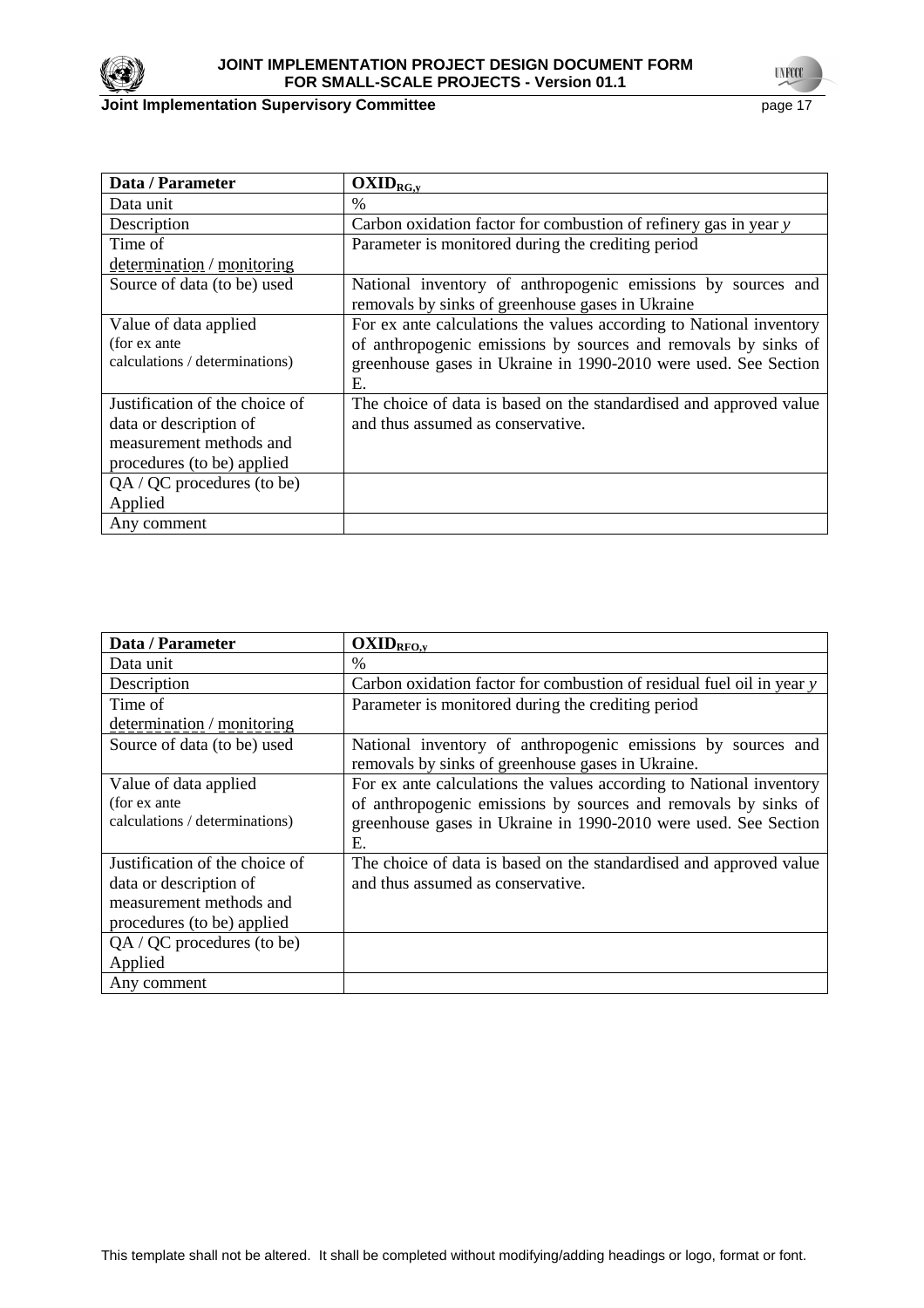| Data / Parameter | $OXID_{RG,y}$ |
|---|---|
| Data unit | % |
| Description | Carbon oxidation factor for combustion of refinery gas in year *y* |
| Time of determination / monitoring | Parameter is monitored during the crediting period |
| Source of data (to be) used | National inventory of anthropogenic emissions by sources and removals by sinks of greenhouse gases in Ukraine |
| Value of data applied (for ex ante calculations / determinations) | For ex ante calculations the values according to National inventory of anthropogenic emissions by sources and removals by sinks of greenhouse gases in Ukraine in 1990-2010 were used. See Section E. |
| Justification of the choice of data or description of measurement methods and procedures (to be) applied | The choice of data is based on the standardised and approved value and thus assumed as conservative. |
| QA / QC procedures (to be) Applied | |
| Any comment | |

| Data / Parameter | $OXID_{RFO,y}$ |
|---|---|
| Data unit | % |
| Description | Carbon oxidation factor for combustion of residual fuel oil in year *y* |
| Time of determination / monitoring | Parameter is monitored during the crediting period |
| Source of data (to be) used | National inventory of anthropogenic emissions by sources and removals by sinks of greenhouse gases in Ukraine. |
| Value of data applied (for ex ante calculations / determinations) | For ex ante calculations the values according to National inventory of anthropogenic emissions by sources and removals by sinks of greenhouse gases in Ukraine in 1990-2010 were used. See Section E. |
| Justification of the choice of data or description of measurement methods and procedures (to be) applied | The choice of data is based on the standardised and approved value and thus assumed as conservative. |
| QA / QC procedures (to be) Applied | |
| Any comment | |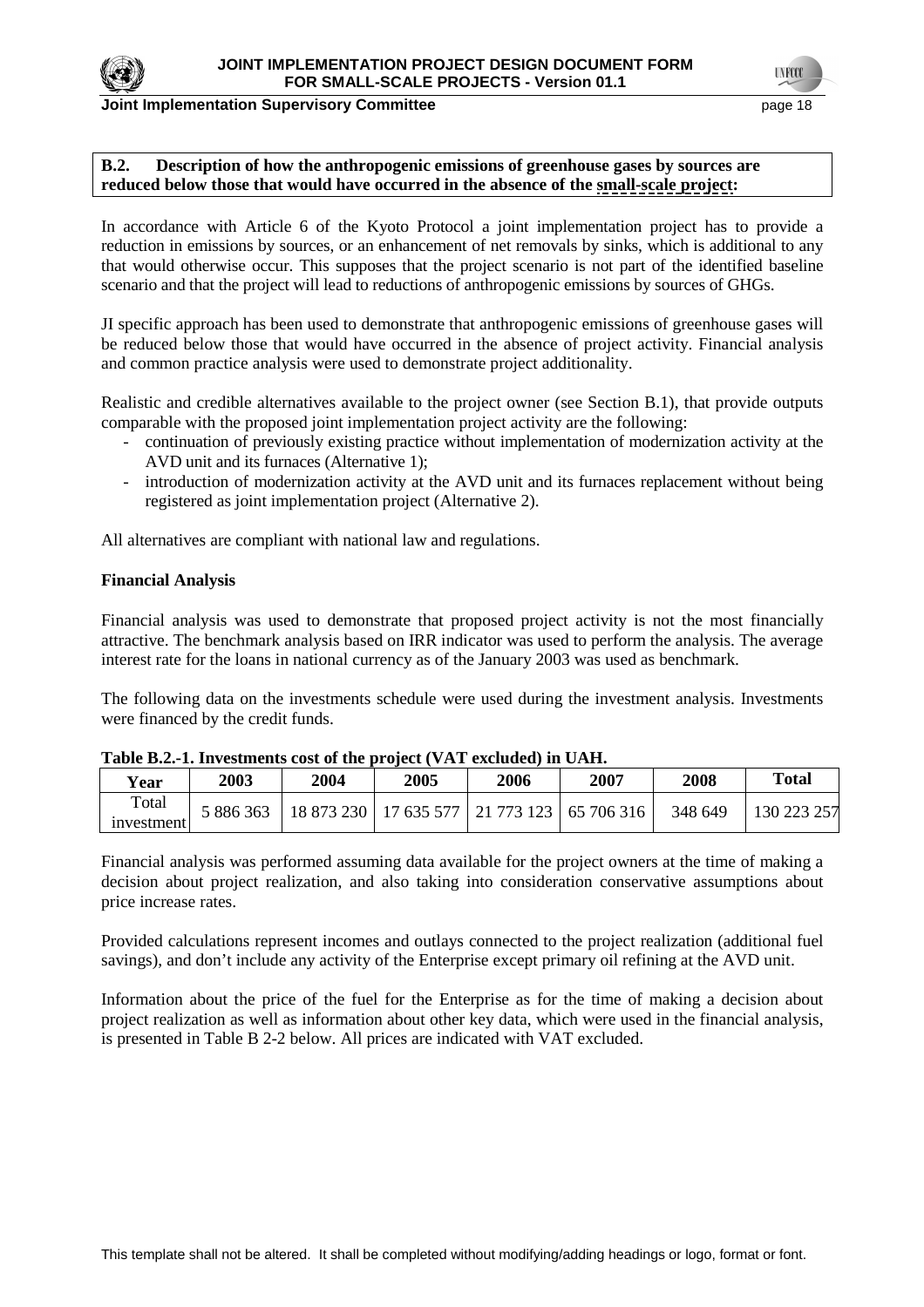**B.2. Description of how the anthropogenic emissions of greenhouse gases by sources are reduced below those that would have occurred in the absence of the small-scale project:**

In accordance with Article 6 of the Kyoto Protocol a joint implementation project has to provide a reduction in emissions by sources, or an enhancement of net removals by sinks, which is additional to any that would otherwise occur. This supposes that the project scenario is not part of the identified baseline scenario and that the project will lead to reductions of anthropogenic emissions by sources of GHGs.

JI specific approach has been used to demonstrate that anthropogenic emissions of greenhouse gases will be reduced below those that would have occurred in the absence of project activity. Financial analysis and common practice analysis were used to demonstrate project additionality.

Realistic and credible alternatives available to the project owner (see Section B.1), that provide outputs comparable with the proposed joint implementation project activity are the following:

- continuation of previously existing practice without implementation of modernization activity at the AVD unit and its furnaces (Alternative 1);
- introduction of modernization activity at the AVD unit and its furnaces replacement without being registered as joint implementation project (Alternative 2).

All alternatives are compliant with national law and regulations.

**Financial Analysis**

Financial analysis was used to demonstrate that proposed project activity is not the most financially attractive. The benchmark analysis based on IRR indicator was used to perform the analysis. The average interest rate for the loans in national currency as of the January 2003 was used as benchmark.

The following data on the investments schedule were used during the investment analysis. Investments were financed by the credit funds.

**Table B.2.-1. Investments cost of the project (VAT excluded) in UAH.**

| Year | 2003 | 2004 | 2005 | 2006 | 2007 | 2008 | Total |
|---|---|---|---|---|---|---|---|
| Total investment | 5 886 363 | 18 873 230 | 17 635 577 | 21 773 123 | 65 706 316 | 348 649 | 130 223 257 |

Financial analysis was performed assuming data available for the project owners at the time of making a decision about project realization, and also taking into consideration conservative assumptions about price increase rates.

Provided calculations represent incomes and outlays connected to the project realization (additional fuel savings), and don't include any activity of the Enterprise except primary oil refining at the AVD unit.

Information about the price of the fuel for the Enterprise as for the time of making a decision about project realization as well as information about other key data, which were used in the financial analysis, is presented in Table B 2-2 below. All prices are indicated with VAT excluded.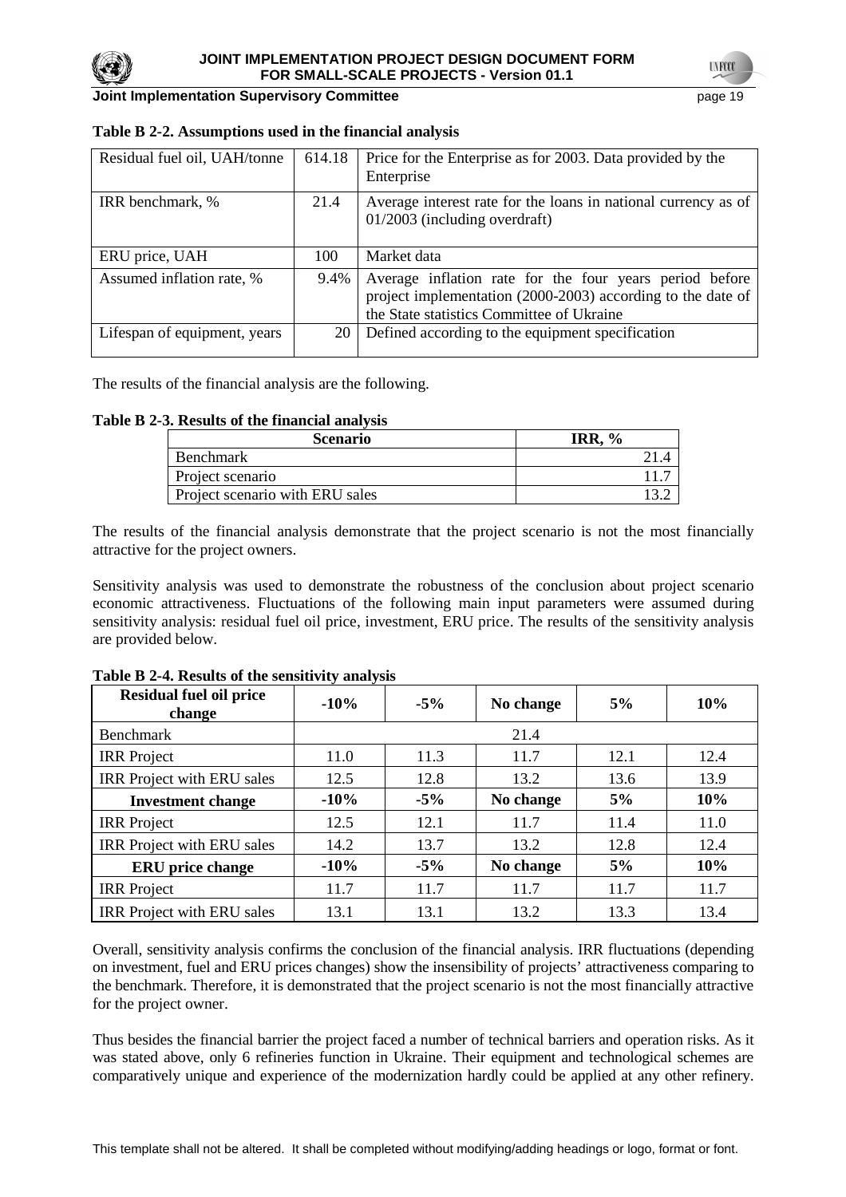**Table B 2-2. Assumptions used in the financial analysis**

| | | |
|---|---|---|
| Residual fuel oil, UAH/tonne | 614.18 | Price for the Enterprise as for 2003. Data provided by the Enterprise |
| IRR benchmark, % | 21.4 | Average interest rate for the loans in national currency as of 01/2003 (including overdraft) |
| ERU price, UAH | 100 | Market data |
| Assumed inflation rate, % | 9.4% | Average inflation rate for the four years period before project implementation (2000-2003) according to the date of the State statistics Committee of Ukraine |
| Lifespan of equipment, years | 20 | Defined according to the equipment specification |

The results of the financial analysis are the following.

**Table B 2-3. Results of the financial analysis**

| Scenario | IRR, % |
|---|---|
| Benchmark | 21.4 |
| Project scenario | 11.7 |
| Project scenario with ERU sales | 13.2 |

The results of the financial analysis demonstrate that the project scenario is not the most financially attractive for the project owners.

Sensitivity analysis was used to demonstrate the robustness of the conclusion about project scenario economic attractiveness. Fluctuations of the following main input parameters were assumed during sensitivity analysis: residual fuel oil price, investment, ERU price. The results of the sensitivity analysis are provided below.

**Table B 2-4. Results of the sensitivity analysis**

| Residual fuel oil price change | -10% | -5% | No change | 5% | 10% |
|---|---|---|---|---|---|
| Benchmark | | | 21.4 | | |
| IRR Project | 11.0 | 11.3 | 11.7 | 12.1 | 12.4 |
| IRR Project with ERU sales | 12.5 | 12.8 | 13.2 | 13.6 | 13.9 |
| **Investment change** | **-10%** | **-5%** | **No change** | **5%** | **10%** |
| IRR Project | 12.5 | 12.1 | 11.7 | 11.4 | 11.0 |
| IRR Project with ERU sales | 14.2 | 13.7 | 13.2 | 12.8 | 12.4 |
| **ERU price change** | **-10%** | **-5%** | **No change** | **5%** | **10%** |
| IRR Project | 11.7 | 11.7 | 11.7 | 11.7 | 11.7 |
| IRR Project with ERU sales | 13.1 | 13.1 | 13.2 | 13.3 | 13.4 |

Overall, sensitivity analysis confirms the conclusion of the financial analysis. IRR fluctuations (depending on investment, fuel and ERU prices changes) show the insensibility of projects' attractiveness comparing to the benchmark. Therefore, it is demonstrated that the project scenario is not the most financially attractive for the project owner.

Thus besides the financial barrier the project faced a number of technical barriers and operation risks. As it was stated above, only 6 refineries function in Ukraine. Their equipment and technological schemes are comparatively unique and experience of the modernization hardly could be applied at any other refinery.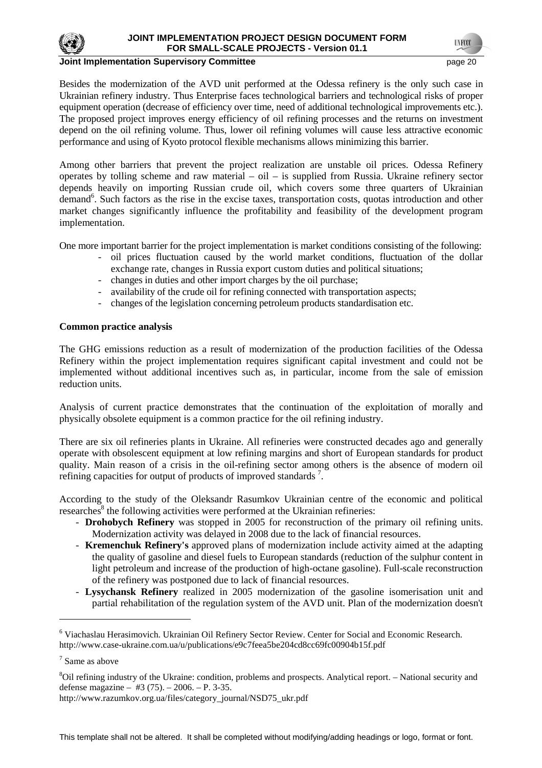Besides the modernization of the AVD unit performed at the Odessa refinery is the only such case in Ukrainian refinery industry. Thus Enterprise faces technological barriers and technological risks of proper equipment operation (decrease of efficiency over time, need of additional technological improvements etc.). The proposed project improves energy efficiency of oil refining processes and the returns on investment depend on the oil refining volume. Thus, lower oil refining volumes will cause less attractive economic performance and using of Kyoto protocol flexible mechanisms allows minimizing this barrier.

Among other barriers that prevent the project realization are unstable oil prices. Odessa Refinery operates by tolling scheme and raw material – oil – is supplied from Russia. Ukraine refinery sector depends heavily on importing Russian crude oil, which covers some three quarters of Ukrainian demand[6]. Such factors as the rise in the excise taxes, transportation costs, quotas introduction and other market changes significantly influence the profitability and feasibility of the development program implementation.

One more important barrier for the project implementation is market conditions consisting of the following:

- oil prices fluctuation caused by the world market conditions, fluctuation of the dollar exchange rate, changes in Russia export custom duties and political situations;
- changes in duties and other import charges by the oil purchase;
- availability of the crude oil for refining connected with transportation aspects;
- changes of the legislation concerning petroleum products standardisation etc.

**Common practice analysis**

The GHG emissions reduction as a result of modernization of the production facilities of the Odessa Refinery within the project implementation requires significant capital investment and could not be implemented without additional incentives such as, in particular, income from the sale of emission reduction units.

Analysis of current practice demonstrates that the continuation of the exploitation of morally and physically obsolete equipment is a common practice for the oil refining industry.

There are six oil refineries plants in Ukraine. All refineries were constructed decades ago and generally operate with obsolescent equipment at low refining margins and short of European standards for product quality. Main reason of a crisis in the oil-refining sector among others is the absence of modern oil refining capacities for output of products of improved standards [7].

According to the study of the Oleksandr Rasumkov Ukrainian centre of the economic and political researches[8] the following activities were performed at the Ukrainian refineries:

- **Drohobych Refinery** was stopped in 2005 for reconstruction of the primary oil refining units. Modernization activity was delayed in 2008 due to the lack of financial resources.
- **Kremenchuk Refinery's** approved plans of modernization include activity aimed at the adapting the quality of gasoline and diesel fuels to European standards (reduction of the sulphur content in light petroleum and increase of the production of high-octane gasoline). Full-scale reconstruction of the refinery was postponed due to lack of financial resources.
- **Lysychansk Refinery** realized in 2005 modernization of the gasoline isomerisation unit and partial rehabilitation of the regulation system of the AVD unit. Plan of the modernization doesn't

---

[6] Viachaslau Herasimovich. Ukrainian Oil Refinery Sector Review. Center for Social and Economic Research. http://www.case-ukraine.com.ua/u/publications/e9c7feea5be204cd8cc69fc00904b15f.pdf

[7] Same as above

[8] Oil refining industry of the Ukraine: condition, problems and prospects. Analytical report. – National security and defense magazine – #3 (75). – 2006. – P. 3-35. http://www.razumkov.org.ua/files/category_journal/NSD75_ukr.pdf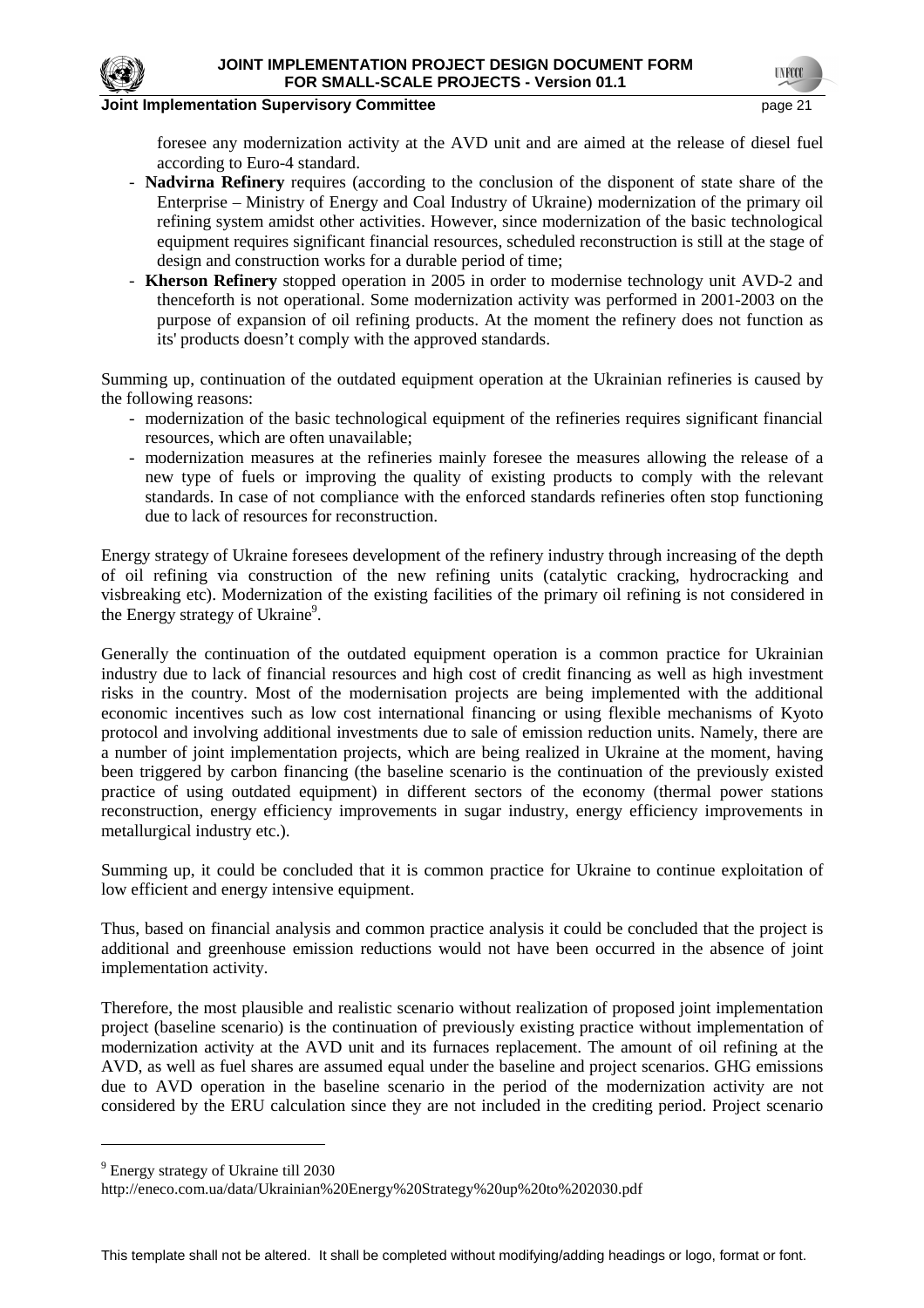foresee any modernization activity at the AVD unit and are aimed at the release of diesel fuel according to Euro-4 standard.

- **Nadvirna Refinery** requires (according to the conclusion of the disponent of state share of the Enterprise – Ministry of Energy and Coal Industry of Ukraine) modernization of the primary oil refining system amidst other activities. However, since modernization of the basic technological equipment requires significant financial resources, scheduled reconstruction is still at the stage of design and construction works for a durable period of time;
- **Kherson Refinery** stopped operation in 2005 in order to modernise technology unit AVD-2 and thenceforth is not operational. Some modernization activity was performed in 2001-2003 on the purpose of expansion of oil refining products. At the moment the refinery does not function as its' products doesn't comply with the approved standards.

Summing up, continuation of the outdated equipment operation at the Ukrainian refineries is caused by the following reasons:

- modernization of the basic technological equipment of the refineries requires significant financial resources, which are often unavailable;
- modernization measures at the refineries mainly foresee the measures allowing the release of a new type of fuels or improving the quality of existing products to comply with the relevant standards. In case of not compliance with the enforced standards refineries often stop functioning due to lack of resources for reconstruction.

Energy strategy of Ukraine foresees development of the refinery industry through increasing of the depth of oil refining via construction of the new refining units (catalytic cracking, hydrocracking and visbreaking etc). Modernization of the existing facilities of the primary oil refining is not considered in the Energy strategy of Ukraine[9].

Generally the continuation of the outdated equipment operation is a common practice for Ukrainian industry due to lack of financial resources and high cost of credit financing as well as high investment risks in the country. Most of the modernisation projects are being implemented with the additional economic incentives such as low cost international financing or using flexible mechanisms of Kyoto protocol and involving additional investments due to sale of emission reduction units. Namely, there are a number of joint implementation projects, which are being realized in Ukraine at the moment, having been triggered by carbon financing (the baseline scenario is the continuation of the previously existed practice of using outdated equipment) in different sectors of the economy (thermal power stations reconstruction, energy efficiency improvements in sugar industry, energy efficiency improvements in metallurgical industry etc.).

Summing up, it could be concluded that it is common practice for Ukraine to continue exploitation of low efficient and energy intensive equipment.

Thus, based on financial analysis and common practice analysis it could be concluded that the project is additional and greenhouse emission reductions would not have been occurred in the absence of joint implementation activity.

Therefore, the most plausible and realistic scenario without realization of proposed joint implementation project (baseline scenario) is the continuation of previously existing practice without implementation of modernization activity at the AVD unit and its furnaces replacement. The amount of oil refining at the AVD, as well as fuel shares are assumed equal under the baseline and project scenarios. GHG emissions due to AVD operation in the baseline scenario in the period of the modernization activity are not considered by the ERU calculation since they are not included in the crediting period. Project scenario

[9] Energy strategy of Ukraine till 2030
http://eneco.com.ua/data/Ukrainian%20Energy%20Strategy%20up%20to%202030.pdf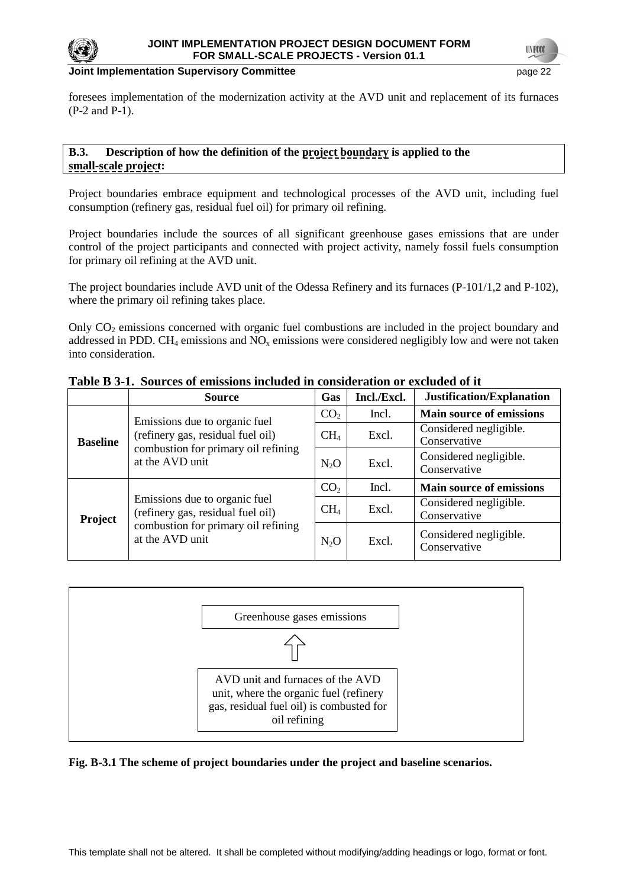foresees implementation of the modernization activity at the AVD unit and replacement of its furnaces (P-2 and P-1).

### B.3. Description of how the definition of the project boundary is applied to the small-scale project:

Project boundaries embrace equipment and technological processes of the AVD unit, including fuel consumption (refinery gas, residual fuel oil) for primary oil refining.

Project boundaries include the sources of all significant greenhouse gases emissions that are under control of the project participants and connected with project activity, namely fossil fuels consumption for primary oil refining at the AVD unit.

The project boundaries include AVD unit of the Odessa Refinery and its furnaces (P-101/1,2 and P-102), where the primary oil refining takes place.

Only $CO_2$ emissions concerned with organic fuel combustions are included in the project boundary and addressed in PDD. $CH_4$ emissions and $NO_x$ emissions were considered negligibly low and were not taken into consideration.

**Table B 3-1. Sources of emissions included in consideration or excluded of it**

| | Source | Gas | Incl./Excl. | Justification/Explanation |
|---|---|---|---|---|
| **Baseline** | Emissions due to organic fuel (refinery gas, residual fuel oil) combustion for primary oil refining at the AVD unit | $CO_2$ | Incl. | **Main source of emissions** |
| | | $CH_4$ | Excl. | Considered negligible. Conservative |
| | | $N_2O$ | Excl. | Considered negligible. Conservative |
| **Project** | Emissions due to organic fuel (refinery gas, residual fuel oil) combustion for primary oil refining at the AVD unit | $CO_2$ | Incl. | **Main source of emissions** |
| | | $CH_4$ | Excl. | Considered negligible. Conservative |
| | | $N_2O$ | Excl. | Considered negligible. Conservative |

Greenhouse gases emissions

⇧

AVD unit and furnaces of the AVD unit, where the organic fuel (refinery gas, residual fuel oil) is combusted for oil refining

**Fig. B-3.1 The scheme of project boundaries under the project and baseline scenarios.**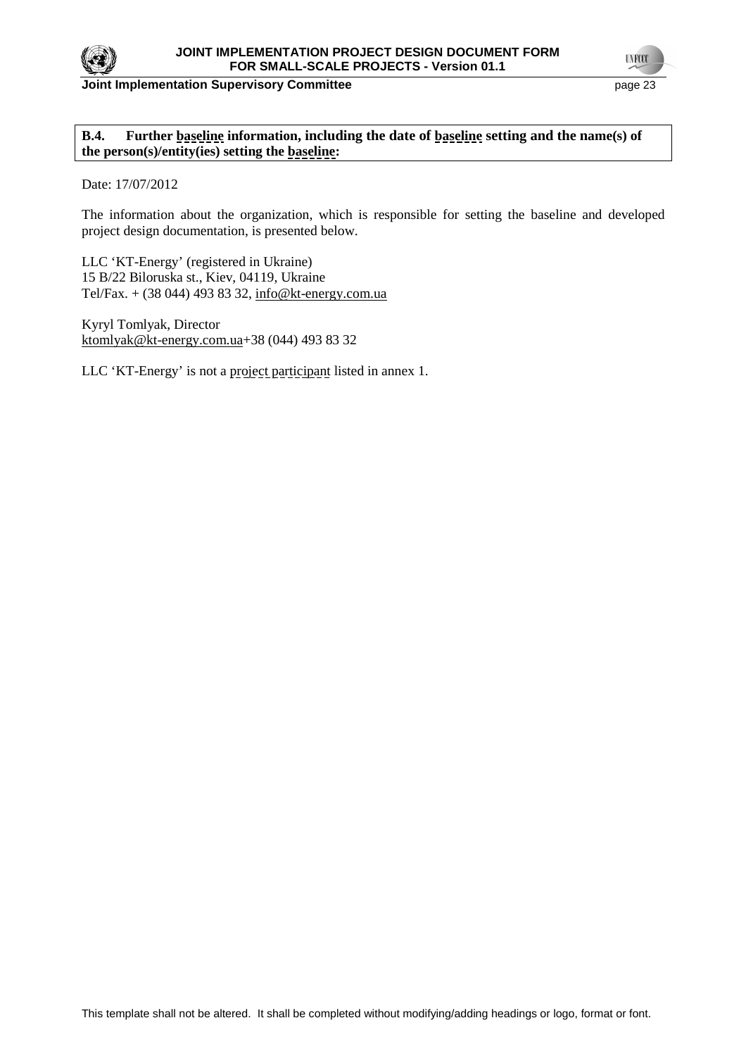**B.4. Further baseline information, including the date of baseline setting and the name(s) of the person(s)/entity(ies) setting the baseline:**

Date: 17/07/2012

The information about the organization, which is responsible for setting the baseline and developed project design documentation, is presented below.

LLC 'KT-Energy' (registered in Ukraine)
15 B/22 Biloruska st., Kiev, 04119, Ukraine
Tel/Fax. + (38 044) 493 83 32, info@kt-energy.com.ua

Kyryl Tomlyak, Director
ktomlyak@kt-energy.com.ua+38 (044) 493 83 32

LLC 'KT-Energy' is not a project participant listed in annex 1.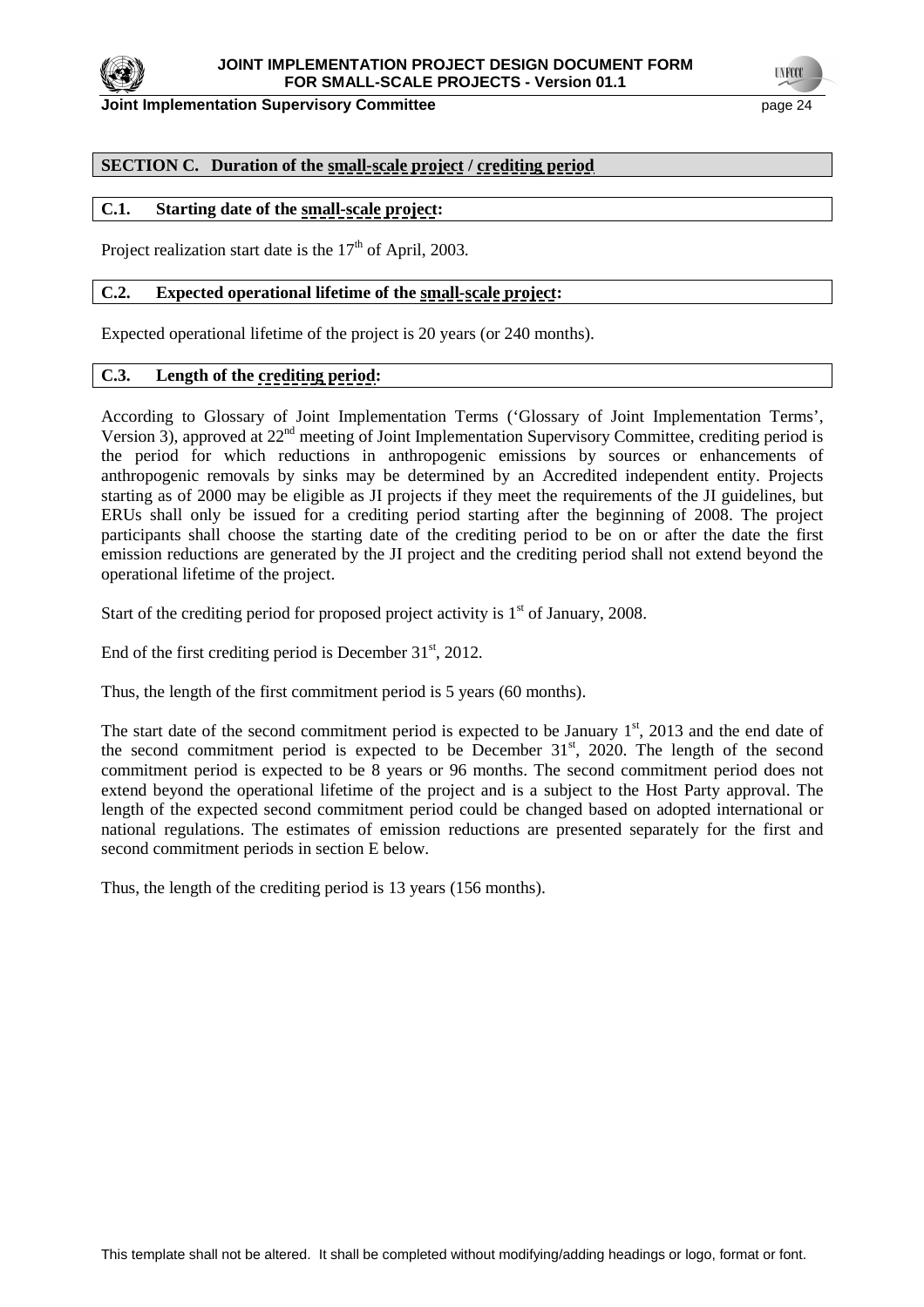## SECTION C. Duration of the small-scale project / crediting period

### C.1. Starting date of the small-scale project:

Project realization start date is the 17th of April, 2003.

### C.2. Expected operational lifetime of the small-scale project:

Expected operational lifetime of the project is 20 years (or 240 months).

### C.3. Length of the crediting period:

According to Glossary of Joint Implementation Terms ('Glossary of Joint Implementation Terms', Version 3), approved at 22nd meeting of Joint Implementation Supervisory Committee, crediting period is the period for which reductions in anthropogenic emissions by sources or enhancements of anthropogenic removals by sinks may be determined by an Accredited independent entity. Projects starting as of 2000 may be eligible as JI projects if they meet the requirements of the JI guidelines, but ERUs shall only be issued for a crediting period starting after the beginning of 2008. The project participants shall choose the starting date of the crediting period to be on or after the date the first emission reductions are generated by the JI project and the crediting period shall not extend beyond the operational lifetime of the project.

Start of the crediting period for proposed project activity is 1st of January, 2008.

End of the first crediting period is December 31st, 2012.

Thus, the length of the first commitment period is 5 years (60 months).

The start date of the second commitment period is expected to be January 1st, 2013 and the end date of the second commitment period is expected to be December 31st, 2020. The length of the second commitment period is expected to be 8 years or 96 months. The second commitment period does not extend beyond the operational lifetime of the project and is a subject to the Host Party approval. The length of the expected second commitment period could be changed based on adopted international or national regulations. The estimates of emission reductions are presented separately for the first and second commitment periods in section E below.

Thus, the length of the crediting period is 13 years (156 months).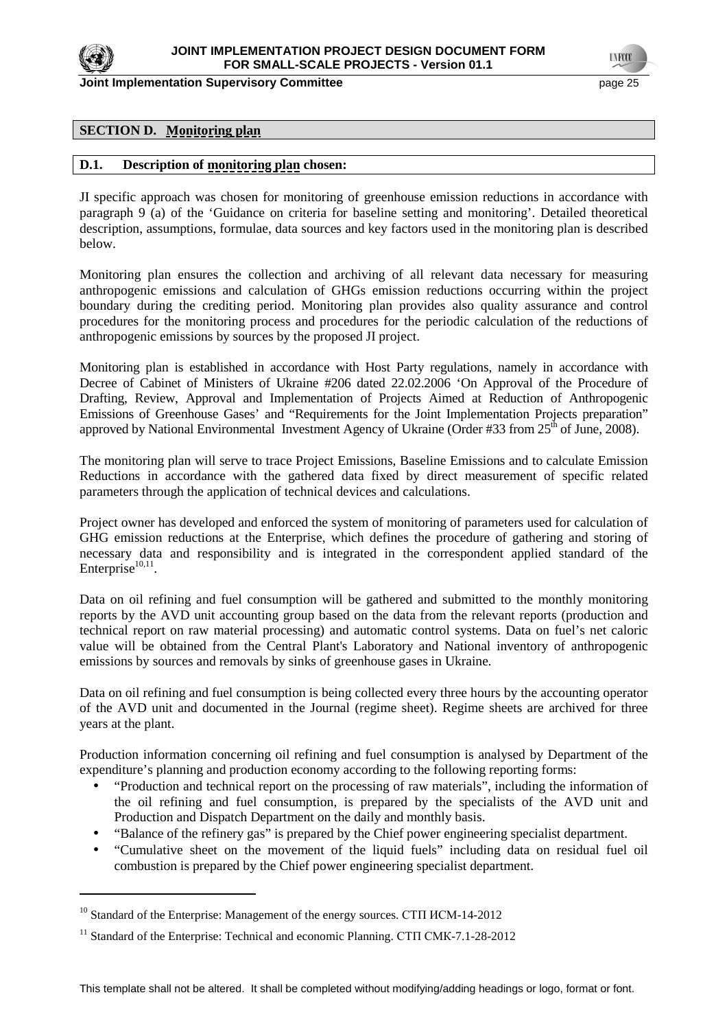## SECTION D. Monitoring plan

### D.1. Description of monitoring plan chosen:

JI specific approach was chosen for monitoring of greenhouse emission reductions in accordance with paragraph 9 (a) of the 'Guidance on criteria for baseline setting and monitoring'. Detailed theoretical description, assumptions, formulae, data sources and key factors used in the monitoring plan is described below.

Monitoring plan ensures the collection and archiving of all relevant data necessary for measuring anthropogenic emissions and calculation of GHGs emission reductions occurring within the project boundary during the crediting period. Monitoring plan provides also quality assurance and control procedures for the monitoring process and procedures for the periodic calculation of the reductions of anthropogenic emissions by sources by the proposed JI project.

Monitoring plan is established in accordance with Host Party regulations, namely in accordance with Decree of Cabinet of Ministers of Ukraine #206 dated 22.02.2006 'On Approval of the Procedure of Drafting, Review, Approval and Implementation of Projects Aimed at Reduction of Anthropogenic Emissions of Greenhouse Gases' and "Requirements for the Joint Implementation Projects preparation" approved by National Environmental Investment Agency of Ukraine (Order #33 from 25th of June, 2008).

The monitoring plan will serve to trace Project Emissions, Baseline Emissions and to calculate Emission Reductions in accordance with the gathered data fixed by direct measurement of specific related parameters through the application of technical devices and calculations.

Project owner has developed and enforced the system of monitoring of parameters used for calculation of GHG emission reductions at the Enterprise, which defines the procedure of gathering and storing of necessary data and responsibility and is integrated in the correspondent applied standard of the Enterprise[10,11].

Data on oil refining and fuel consumption will be gathered and submitted to the monthly monitoring reports by the AVD unit accounting group based on the data from the relevant reports (production and technical report on raw material processing) and automatic control systems. Data on fuel's net caloric value will be obtained from the Central Plant's Laboratory and National inventory of anthropogenic emissions by sources and removals by sinks of greenhouse gases in Ukraine.

Data on oil refining and fuel consumption is being collected every three hours by the accounting operator of the AVD unit and documented in the Journal (regime sheet). Regime sheets are archived for three years at the plant.

Production information concerning oil refining and fuel consumption is analysed by Department of the expenditure's planning and production economy according to the following reporting forms:

- "Production and technical report on the processing of raw materials", including the information of the oil refining and fuel consumption, is prepared by the specialists of the AVD unit and Production and Dispatch Department on the daily and monthly basis.
- "Balance of the refinery gas" is prepared by the Chief power engineering specialist department.
- "Cumulative sheet on the movement of the liquid fuels" including data on residual fuel oil combustion is prepared by the Chief power engineering specialist department.

---

[10] Standard of the Enterprise: Management of the energy sources. СТП ИСМ-14-2012

[11] Standard of the Enterprise: Technical and economic Planning. СТП СМК-7.1-28-2012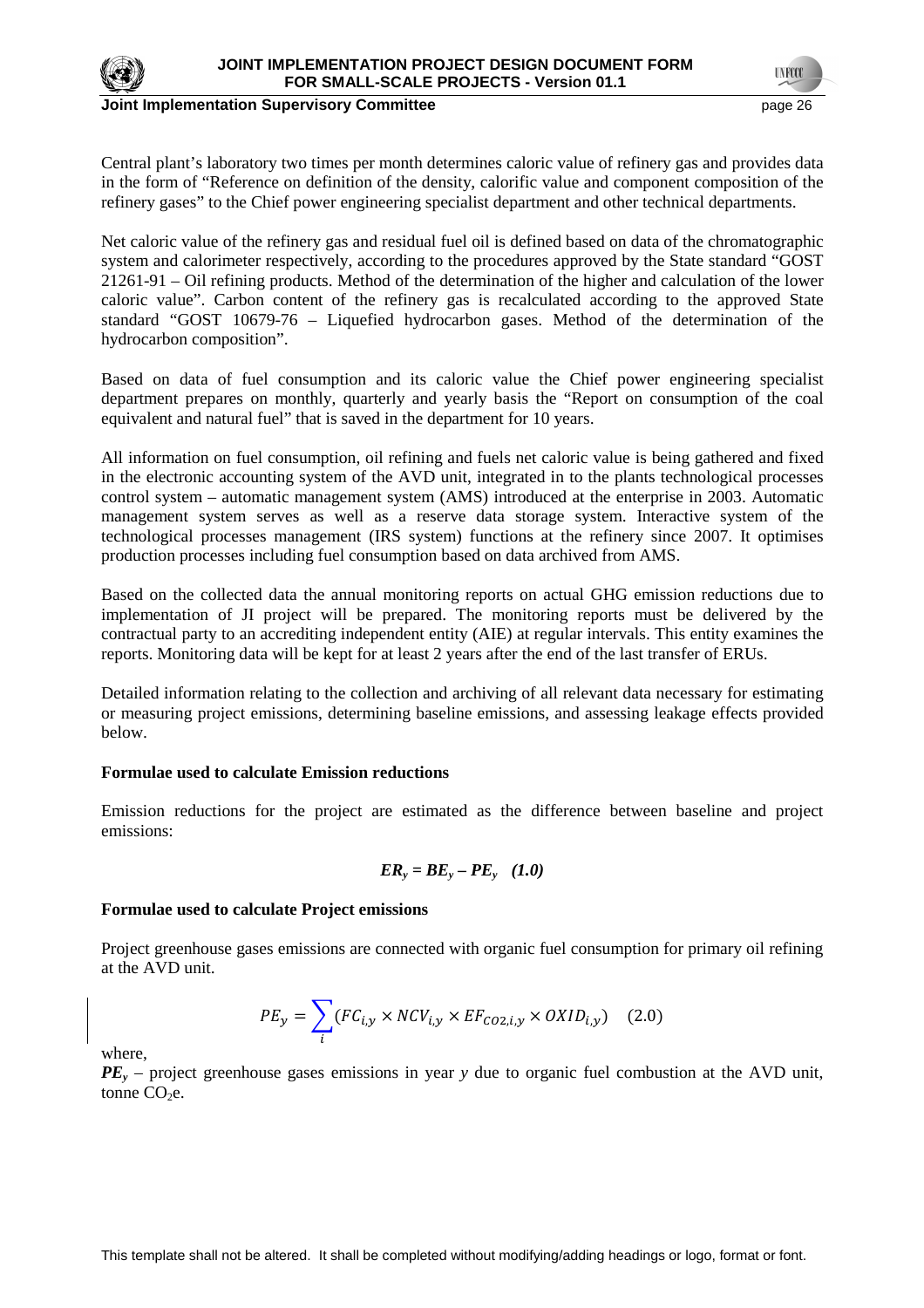Central plant's laboratory two times per month determines caloric value of refinery gas and provides data in the form of "Reference on definition of the density, calorific value and component composition of the refinery gases" to the Chief power engineering specialist department and other technical departments.

Net caloric value of the refinery gas and residual fuel oil is defined based on data of the chromatographic system and calorimeter respectively, according to the procedures approved by the State standard "GOST 21261-91 – Oil refining products. Method of the determination of the higher and calculation of the lower caloric value". Carbon content of the refinery gas is recalculated according to the approved State standard "GOST 10679-76 – Liquefied hydrocarbon gases. Method of the determination of the hydrocarbon composition".

Based on data of fuel consumption and its caloric value the Chief power engineering specialist department prepares on monthly, quarterly and yearly basis the "Report on consumption of the coal equivalent and natural fuel" that is saved in the department for 10 years.

All information on fuel consumption, oil refining and fuels net caloric value is being gathered and fixed in the electronic accounting system of the AVD unit, integrated in to the plants technological processes control system – automatic management system (AMS) introduced at the enterprise in 2003. Automatic management system serves as well as a reserve data storage system. Interactive system of the technological processes management (IRS system) functions at the refinery since 2007. It optimises production processes including fuel consumption based on data archived from AMS.

Based on the collected data the annual monitoring reports on actual GHG emission reductions due to implementation of JI project will be prepared. The monitoring reports must be delivered by the contractual party to an accrediting independent entity (AIE) at regular intervals. This entity examines the reports. Monitoring data will be kept for at least 2 years after the end of the last transfer of ERUs.

Detailed information relating to the collection and archiving of all relevant data necessary for estimating or measuring project emissions, determining baseline emissions, and assessing leakage effects provided below.

**Formulae used to calculate Emission reductions**

Emission reductions for the project are estimated as the difference between baseline and project emissions:

$$ER_y = BE_y - PE_y \quad (1.0)$$

**Formulae used to calculate Project emissions**

Project greenhouse gases emissions are connected with organic fuel consumption for primary oil refining at the AVD unit.

$$PE_y = \sum_i (FC_{i,y} \times NCV_{i,y} \times EF_{CO2,i,y} \times OXID_{i,y}) \quad (2.0)$$

where,

$PE_y$ – project greenhouse gases emissions in year $y$ due to organic fuel combustion at the AVD unit, tonne $CO_2$e.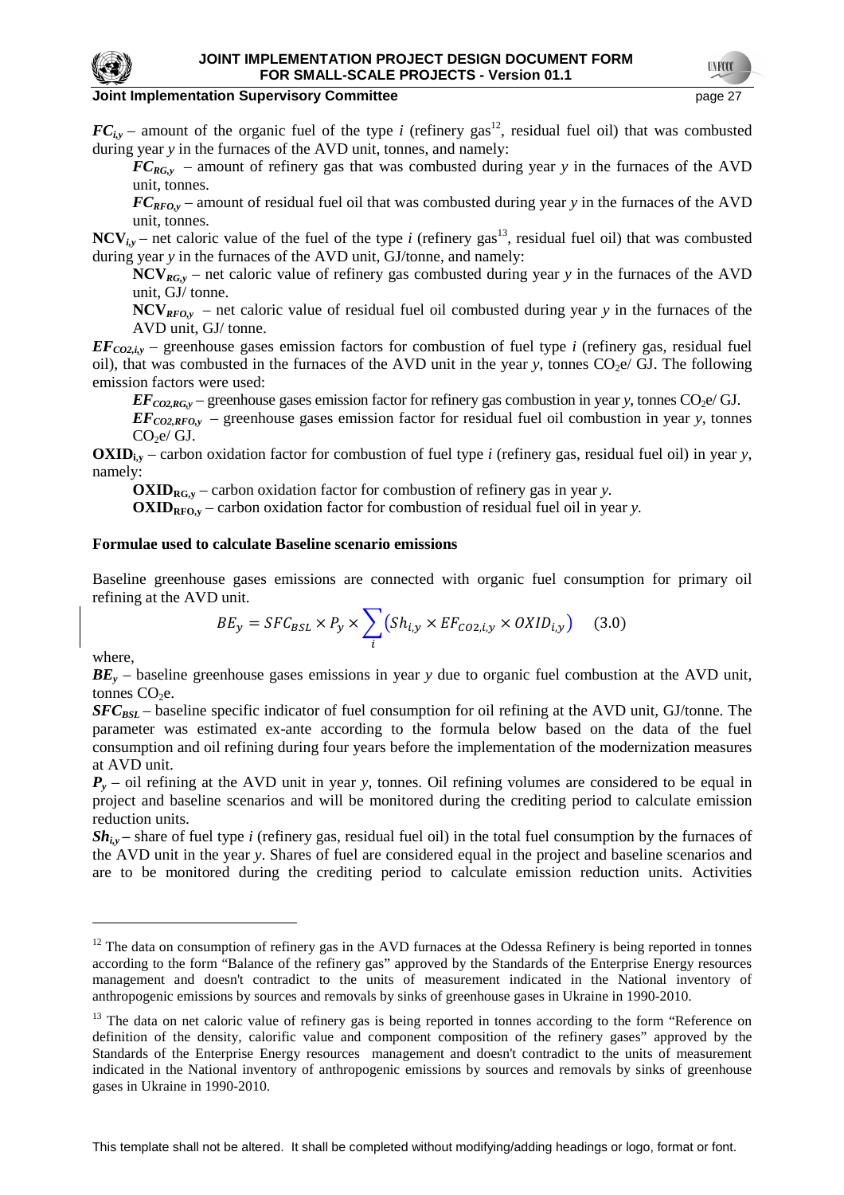$FC_{i,y}$ – amount of the organic fuel of the type *i* (refinery gas[12], residual fuel oil) that was combusted during year *y* in the furnaces of the AVD unit, tonnes, and namely:

$FC_{RG,y}$ – amount of refinery gas that was combusted during year *y* in the furnaces of the AVD unit, tonnes.

$FC_{RFO,y}$ – amount of residual fuel oil that was combusted during year *y* in the furnaces of the AVD unit, tonnes.

$NCV_{i,y}$ – net caloric value of the fuel of the type *i* (refinery gas[13], residual fuel oil) that was combusted during year *y* in the furnaces of the AVD unit, GJ/tonne, and namely:

$NCV_{RG,y}$ – net caloric value of refinery gas combusted during year *y* in the furnaces of the AVD unit, GJ/ tonne.

$NCV_{RFO,y}$ – net caloric value of residual fuel oil combusted during year *y* in the furnaces of the AVD unit, GJ/ tonne.

$EF_{CO2,i,y}$ – greenhouse gases emission factors for combustion of fuel type *i* (refinery gas, residual fuel oil), that was combusted in the furnaces of the AVD unit in the year *y*, tonnes $CO_2$e/ GJ. The following emission factors were used:

$EF_{CO2,RG,y}$ – greenhouse gases emission factor for refinery gas combustion in year *y*, tonnes $CO_2$e/ GJ.

$EF_{CO2,RFO,y}$ – greenhouse gases emission factor for residual fuel oil combustion in year *y*, tonnes $CO_2$e/ GJ.

$OXID_{i,y}$ – carbon oxidation factor for combustion of fuel type *i* (refinery gas, residual fuel oil) in year *y*, namely:

$OXID_{RG,y}$ – carbon oxidation factor for combustion of refinery gas in year *y*.

$OXID_{RFO,y}$ – carbon oxidation factor for combustion of residual fuel oil in year *y*.

**Formulae used to calculate Baseline scenario emissions**

Baseline greenhouse gases emissions are connected with organic fuel consumption for primary oil refining at the AVD unit.

$$BE_y = SFC_{BSL} \times P_y \times \sum_i \left(Sh_{i,y} \times EF_{CO2,i,y} \times OXID_{i,y}\right) \quad (3.0)$$

where,

$BE_y$ – baseline greenhouse gases emissions in year *y* due to organic fuel combustion at the AVD unit, tonnes $CO_2$e.

$SFC_{BSL}$ – baseline specific indicator of fuel consumption for oil refining at the AVD unit, GJ/tonne. The parameter was estimated ex-ante according to the formula below based on the data of the fuel consumption and oil refining during four years before the implementation of the modernization measures at AVD unit.

$P_y$ – oil refining at the AVD unit in year *y*, tonnes. Oil refining volumes are considered to be equal in project and baseline scenarios and will be monitored during the crediting period to calculate emission reduction units.

$Sh_{i,y}$ – share of fuel type *i* (refinery gas, residual fuel oil) in the total fuel consumption by the furnaces of the AVD unit in the year *y*. Shares of fuel are considered equal in the project and baseline scenarios and are to be monitored during the crediting period to calculate emission reduction units. Activities

---

[12] The data on consumption of refinery gas in the AVD furnaces at the Odessa Refinery is being reported in tonnes according to the form "Balance of the refinery gas" approved by the Standards of the Enterprise Energy resources management and doesn't contradict to the units of measurement indicated in the National inventory of anthropogenic emissions by sources and removals by sinks of greenhouse gases in Ukraine in 1990-2010.

[13] The data on net caloric value of refinery gas is being reported in tonnes according to the form "Reference on definition of the density, calorific value and component composition of the refinery gases" approved by the Standards of the Enterprise Energy resources management and doesn't contradict to the units of measurement indicated in the National inventory of anthropogenic emissions by sources and removals by sinks of greenhouse gases in Ukraine in 1990-2010.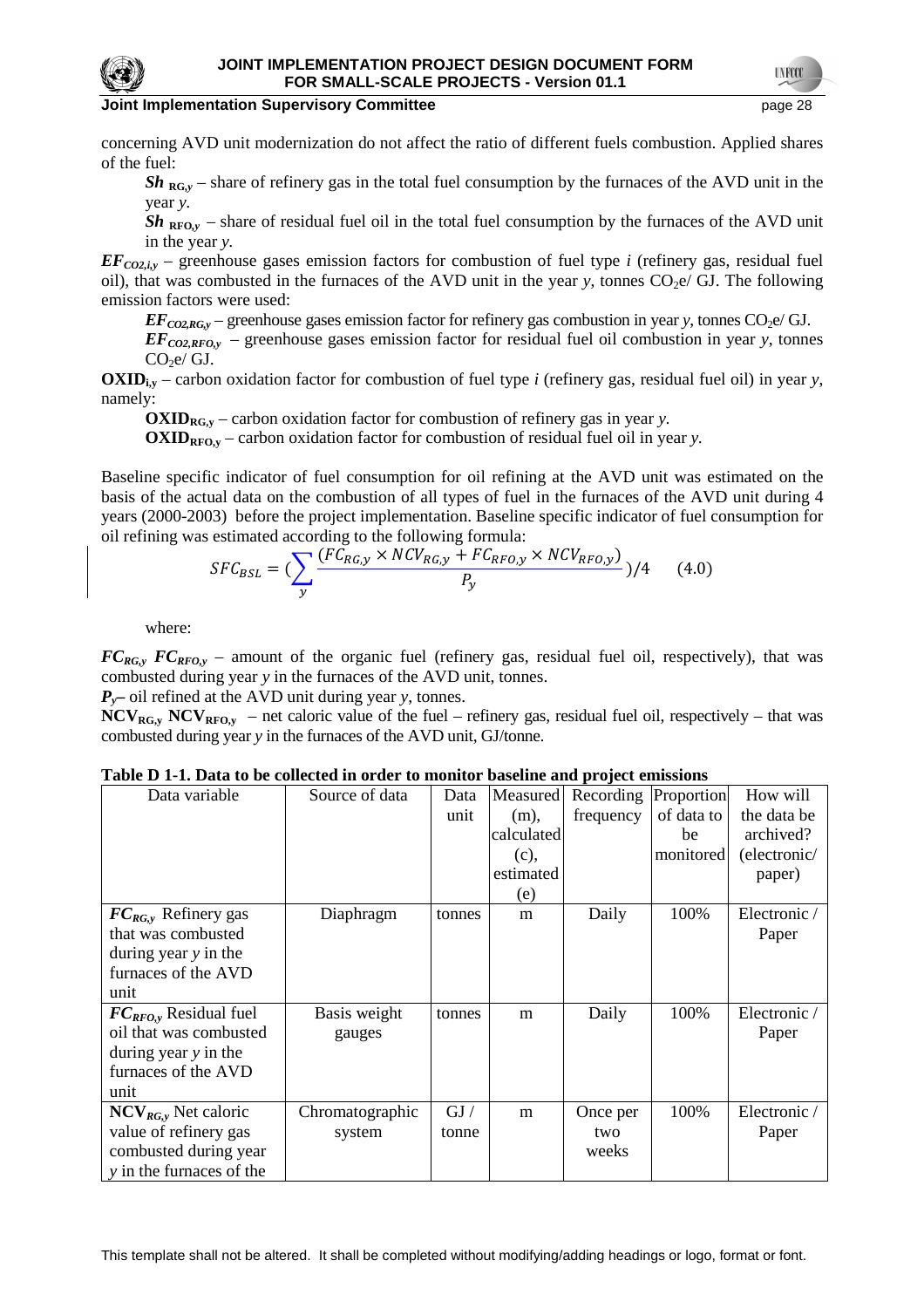concerning AVD unit modernization do not affect the ratio of different fuels combustion. Applied shares of the fuel:

$Sh_{RG,y}$ – share of refinery gas in the total fuel consumption by the furnaces of the AVD unit in the year *y*.

$Sh_{RFO,y}$ – share of residual fuel oil in the total fuel consumption by the furnaces of the AVD unit in the year *y*.

$EF_{CO2,i,y}$ – greenhouse gases emission factors for combustion of fuel type *i* (refinery gas, residual fuel oil), that was combusted in the furnaces of the AVD unit in the year *y*, tonnes $CO_2$e/ GJ. The following emission factors were used:

$EF_{CO2,RG,y}$ – greenhouse gases emission factor for refinery gas combustion in year *y*, tonnes $CO_2$e/ GJ.

$EF_{CO2,RFO,y}$ – greenhouse gases emission factor for residual fuel oil combustion in year *y*, tonnes $CO_2$e/ GJ.

$\mathbf{OXID_{i,y}}$ – carbon oxidation factor for combustion of fuel type *i* (refinery gas, residual fuel oil) in year *y*, namely:

$\mathbf{OXID_{RG,y}}$ – carbon oxidation factor for combustion of refinery gas in year *y*.

$\mathbf{OXID_{RFO,y}}$ – carbon oxidation factor for combustion of residual fuel oil in year *y*.

Baseline specific indicator of fuel consumption for oil refining at the AVD unit was estimated on the basis of the actual data on the combustion of all types of fuel in the furnaces of the AVD unit during 4 years (2000-2003) before the project implementation. Baseline specific indicator of fuel consumption for oil refining was estimated according to the following formula:

$$SFC_{BSL} = \left(\sum_{y} \frac{(FC_{RG,y} \times NCV_{RG,y} + FC_{RFO,y} \times NCV_{RFO,y})}{P_y}\right)/4 \qquad (4.0)$$

where:

$FC_{RG,y}$ $FC_{RFO,y}$ – amount of the organic fuel (refinery gas, residual fuel oil, respectively), that was combusted during year *y* in the furnaces of the AVD unit, tonnes.

$P_y$– oil refined at the AVD unit during year *y*, tonnes.

$\mathbf{NCV_{RG,y}}$ $\mathbf{NCV_{RFO,y}}$ – net caloric value of the fuel – refinery gas, residual fuel oil, respectively – that was combusted during year *y* in the furnaces of the AVD unit, GJ/tonne.

**Table D 1-1. Data to be collected in order to monitor baseline and project emissions**

| Data variable | Source of data | Data unit | Measured (m), calculated (c), estimated (e) | Recording frequency | Proportion of data to be monitored | How will the data be archived? (electronic/ paper) |
|---|---|---|---|---|---|---|
| $FC_{RG,y}$ Refinery gas that was combusted during year *y* in the furnaces of the AVD unit | Diaphragm | tonnes | m | Daily | 100% | Electronic / Paper |
| $FC_{RFO,y}$ Residual fuel oil that was combusted during year *y* in the furnaces of the AVD unit | Basis weight gauges | tonnes | m | Daily | 100% | Electronic / Paper |
| $\mathbf{NCV_{RG,y}}$ Net caloric value of refinery gas combusted during year *y* in the furnaces of the | Chromatographic system | GJ / tonne | m | Once per two weeks | 100% | Electronic / Paper |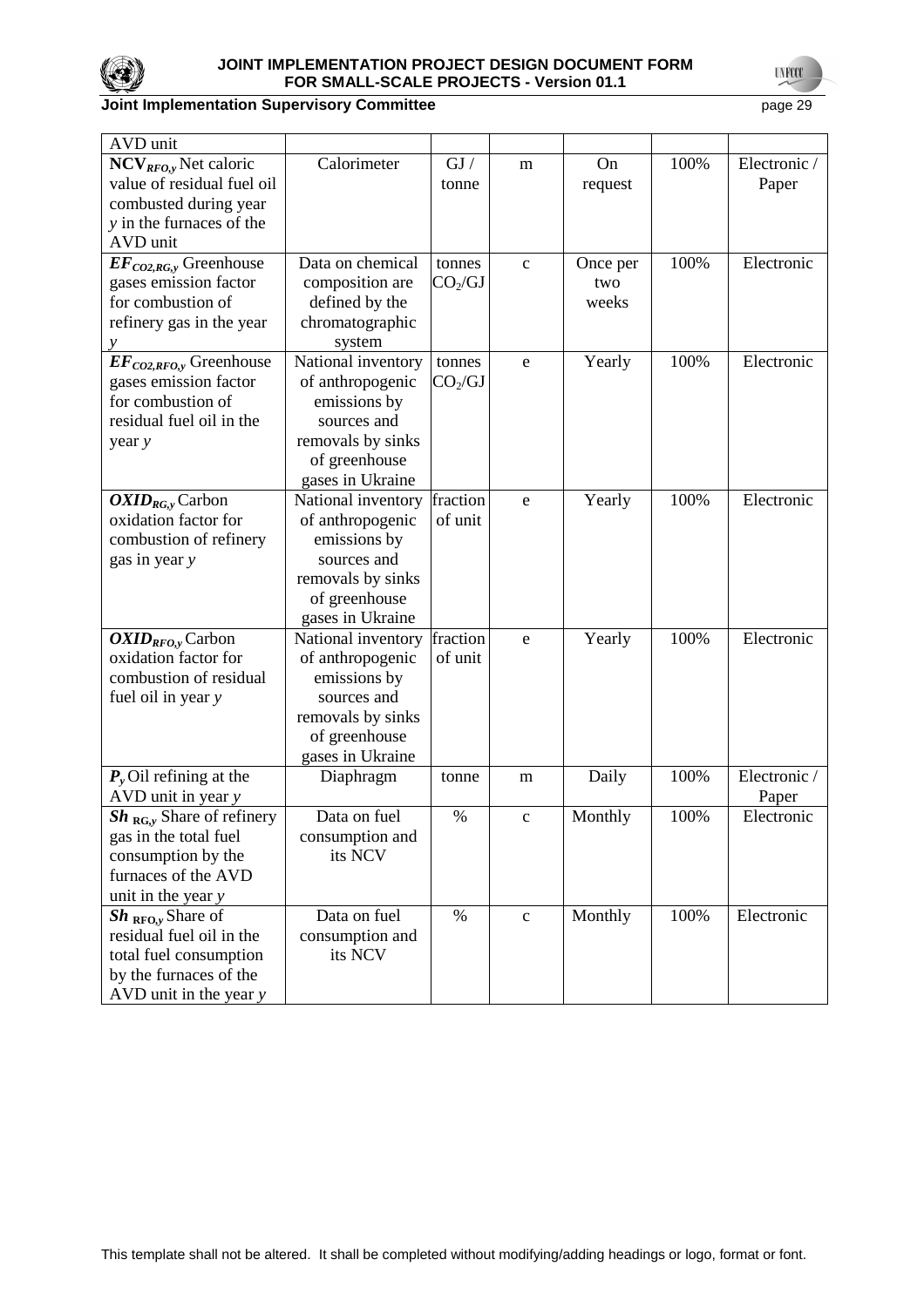| AVD unit | | | | | | |
|---|---|---|---|---|---|---|
| $\mathbf{NCV}_{RFO,y}$ Net caloric value of residual fuel oil combusted during year *y* in the furnaces of the AVD unit | Calorimeter | GJ / tonne | m | On request | 100% | Electronic / Paper |
| $EF_{CO2,RG,y}$ Greenhouse gases emission factor for combustion of refinery gas in the year *y* | Data on chemical composition are defined by the chromatographic system | tonnes $CO_2$/GJ | c | Once per two weeks | 100% | Electronic |
| $EF_{CO2,RFO,y}$ Greenhouse gases emission factor for combustion of residual fuel oil in the year *y* | National inventory of anthropogenic emissions by sources and removals by sinks of greenhouse gases in Ukraine | tonnes $CO_2$/GJ | e | Yearly | 100% | Electronic |
| $OXID_{RG,y}$ Carbon oxidation factor for combustion of refinery gas in year *y* | National inventory of anthropogenic emissions by sources and removals by sinks of greenhouse gases in Ukraine | fraction of unit | e | Yearly | 100% | Electronic |
| $OXID_{RFO,y}$ Carbon oxidation factor for combustion of residual fuel oil in year *y* | National inventory of anthropogenic emissions by sources and removals by sinks of greenhouse gases in Ukraine | fraction of unit | e | Yearly | 100% | Electronic |
| $P_y$ Oil refining at the AVD unit in year *y* | Diaphragm | tonne | m | Daily | 100% | Electronic / Paper |
| $Sh_{RG,y}$ Share of refinery gas in the total fuel consumption by the furnaces of the AVD unit in the year *y* | Data on fuel consumption and its NCV | % | c | Monthly | 100% | Electronic |
| $Sh_{RFO,y}$ Share of residual fuel oil in the total fuel consumption by the furnaces of the AVD unit in the year *y* | Data on fuel consumption and its NCV | % | c | Monthly | 100% | Electronic |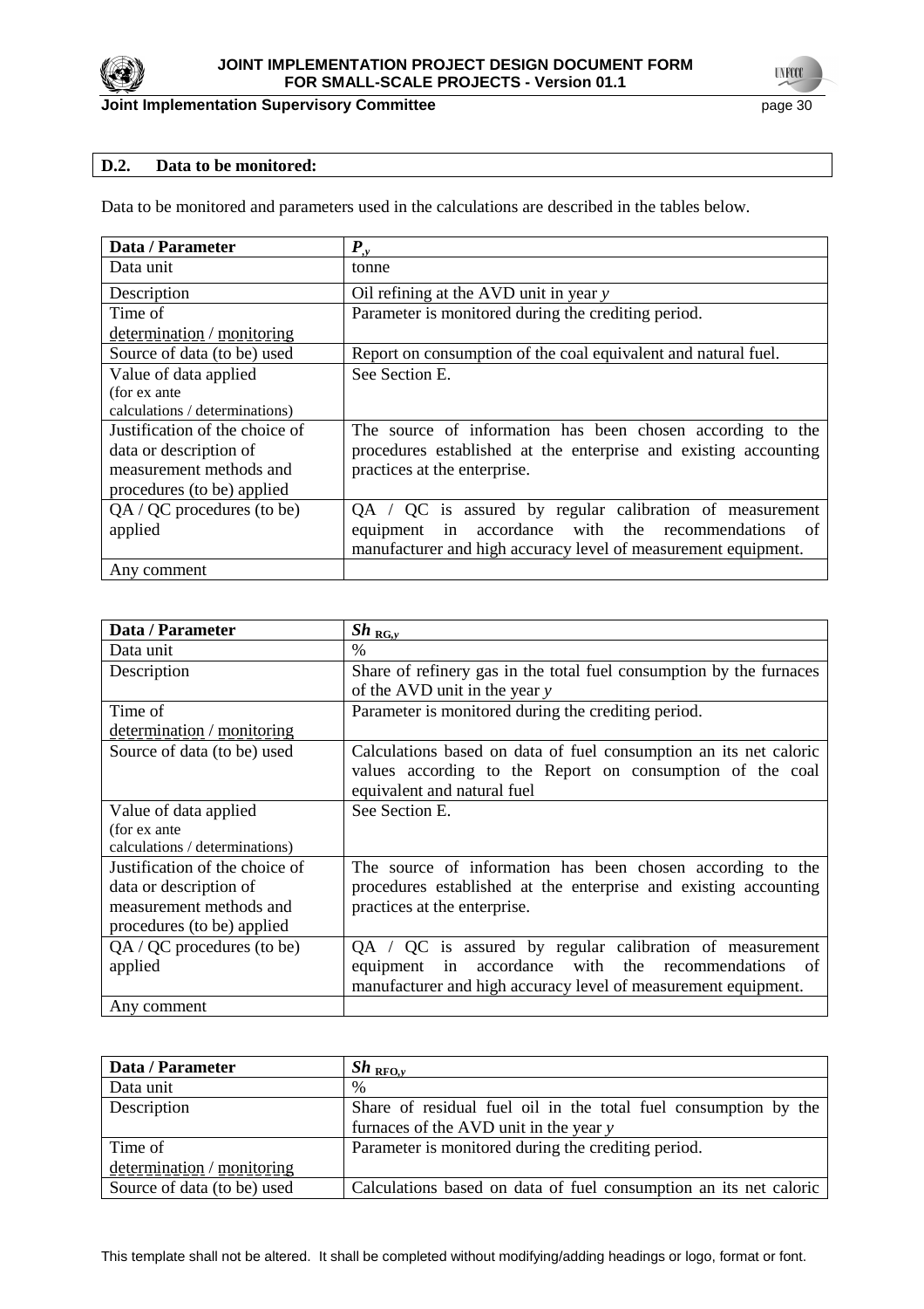| **D.2.** | **Data to be monitored:** |
|---|---|

Data to be monitored and parameters used in the calculations are described in the tables below.

| **Data / Parameter** | $P_{,y}$ |
|---|---|
| Data unit | tonne |
| Description | Oil refining at the AVD unit in year *y* |
| Time of determination / monitoring | Parameter is monitored during the crediting period. |
| Source of data (to be) used | Report on consumption of the coal equivalent and natural fuel. |
| Value of data applied (for ex ante calculations / determinations) | See Section E. |
| Justification of the choice of data or description of measurement methods and procedures (to be) applied | The source of information has been chosen according to the procedures established at the enterprise and existing accounting practices at the enterprise. |
| QA / QC procedures (to be) applied | QA / QC is assured by regular calibration of measurement equipment in accordance with the recommendations of manufacturer and high accuracy level of measurement equipment. |
| Any comment | |

| **Data / Parameter** | $Sh_{RG,y}$ |
|---|---|
| Data unit | % |
| Description | Share of refinery gas in the total fuel consumption by the furnaces of the AVD unit in the year *y* |
| Time of determination / monitoring | Parameter is monitored during the crediting period. |
| Source of data (to be) used | Calculations based on data of fuel consumption an its net caloric values according to the Report on consumption of the coal equivalent and natural fuel |
| Value of data applied (for ex ante calculations / determinations) | See Section E. |
| Justification of the choice of data or description of measurement methods and procedures (to be) applied | The source of information has been chosen according to the procedures established at the enterprise and existing accounting practices at the enterprise. |
| QA / QC procedures (to be) applied | QA / QC is assured by regular calibration of measurement equipment in accordance with the recommendations of manufacturer and high accuracy level of measurement equipment. |
| Any comment | |

| **Data / Parameter** | $Sh_{RFO,y}$ |
|---|---|
| Data unit | % |
| Description | Share of residual fuel oil in the total fuel consumption by the furnaces of the AVD unit in the year *y* |
| Time of determination / monitoring | Parameter is monitored during the crediting period. |
| Source of data (to be) used | Calculations based on data of fuel consumption an its net caloric |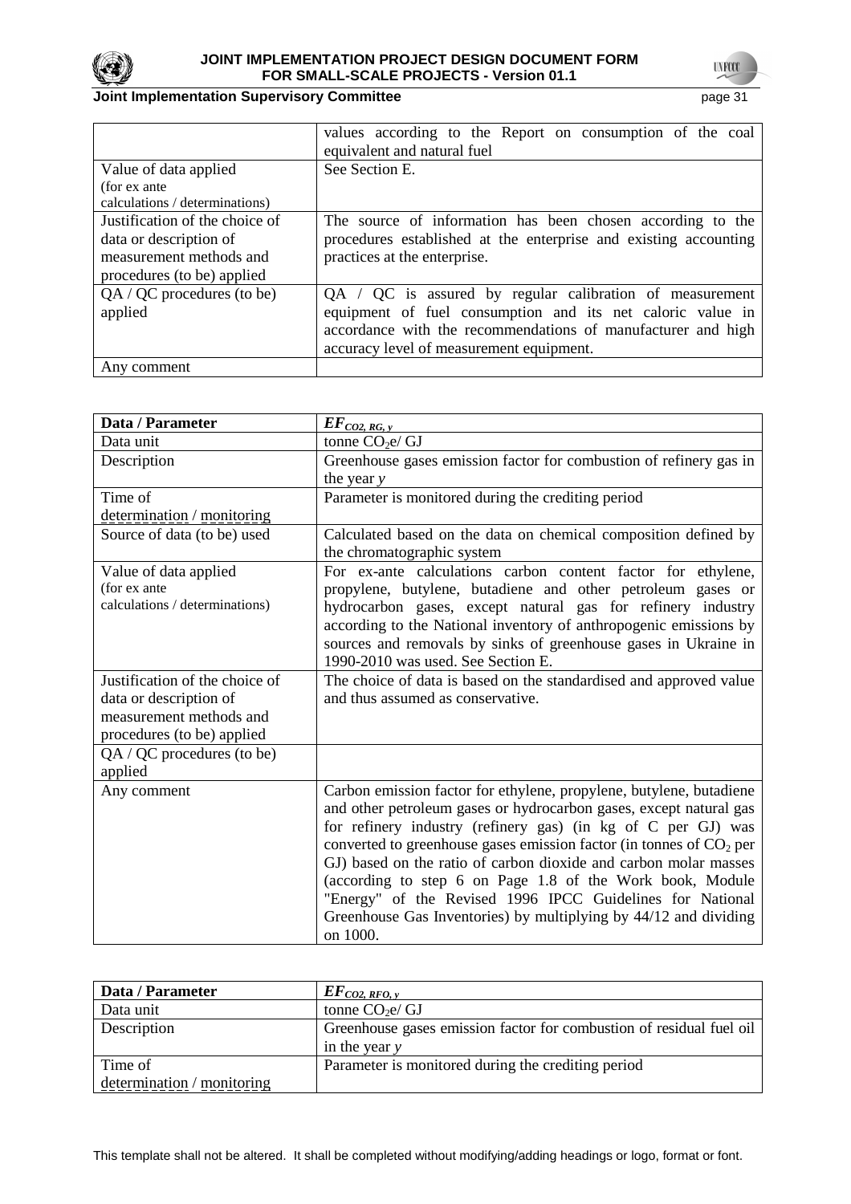| | |
|---|---|
| | values according to the Report on consumption of the coal equivalent and natural fuel |
| Value of data applied (for ex ante calculations / determinations) | See Section E. |
| Justification of the choice of data or description of measurement methods and procedures (to be) applied | The source of information has been chosen according to the procedures established at the enterprise and existing accounting practices at the enterprise. |
| QA / QC procedures (to be) applied | QA / QC is assured by regular calibration of measurement equipment of fuel consumption and its net caloric value in accordance with the recommendations of manufacturer and high accuracy level of measurement equipment. |
| Any comment | |

| Data / Parameter | $EF_{CO2, RG, y}$ |
|---|---|
| Data unit | tonne $CO_2e$/ GJ |
| Description | Greenhouse gases emission factor for combustion of refinery gas in the year *y* |
| Time of determination / monitoring | Parameter is monitored during the crediting period |
| Source of data (to be) used | Calculated based on the data on chemical composition defined by the chromatographic system |
| Value of data applied (for ex ante calculations / determinations) | For ex-ante calculations carbon content factor for ethylene, propylene, butylene, butadiene and other petroleum gases or hydrocarbon gases, except natural gas for refinery industry according to the National inventory of anthropogenic emissions by sources and removals by sinks of greenhouse gases in Ukraine in 1990-2010 was used. See Section E. |
| Justification of the choice of data or description of measurement methods and procedures (to be) applied | The choice of data is based on the standardised and approved value and thus assumed as conservative. |
| QA / QC procedures (to be) applied | |
| Any comment | Carbon emission factor for ethylene, propylene, butylene, butadiene and other petroleum gases or hydrocarbon gases, except natural gas for refinery industry (refinery gas) (in kg of C per GJ) was converted to greenhouse gases emission factor (in tonnes of $CO_2$ per GJ) based on the ratio of carbon dioxide and carbon molar masses (according to step 6 on Page 1.8 of the Work book, Module "Energy" of the Revised 1996 IPCC Guidelines for National Greenhouse Gas Inventories) by multiplying by 44/12 and dividing on 1000. |

| Data / Parameter | $EF_{CO2, RFO, y}$ |
|---|---|
| Data unit | tonne $CO_2e$/ GJ |
| Description | Greenhouse gases emission factor for combustion of residual fuel oil in the year *y* |
| Time of determination / monitoring | Parameter is monitored during the crediting period |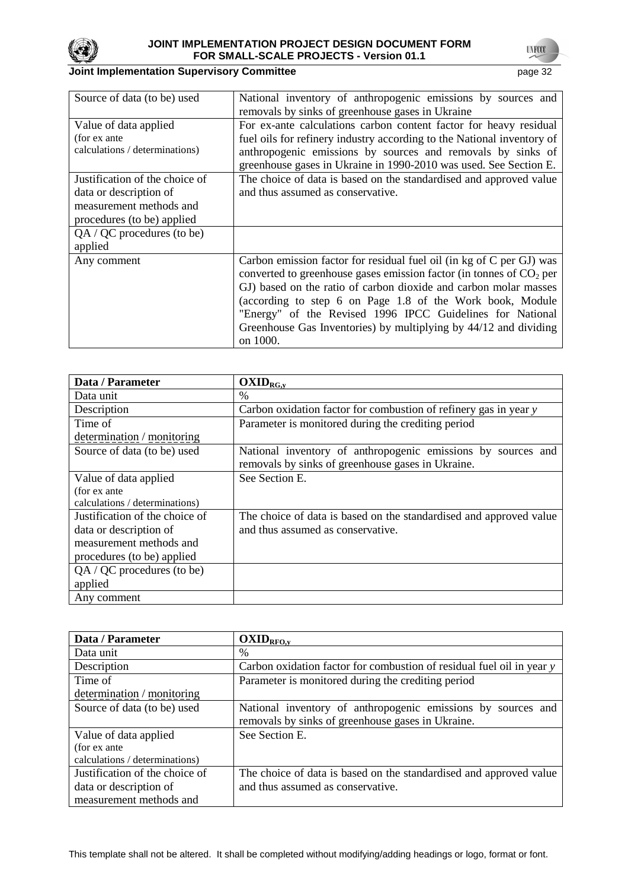| | |
|---|---|
| Source of data (to be) used | National inventory of anthropogenic emissions by sources and removals by sinks of greenhouse gases in Ukraine |
| Value of data applied (for ex ante calculations / determinations) | For ex-ante calculations carbon content factor for heavy residual fuel oils for refinery industry according to the National inventory of anthropogenic emissions by sources and removals by sinks of greenhouse gases in Ukraine in 1990-2010 was used. See Section E. |
| Justification of the choice of data or description of measurement methods and procedures (to be) applied | The choice of data is based on the standardised and approved value and thus assumed as conservative. |
| QA / QC procedures (to be) applied | |
| Any comment | Carbon emission factor for residual fuel oil (in kg of C per GJ) was converted to greenhouse gases emission factor (in tonnes of $CO_2$ per GJ) based on the ratio of carbon dioxide and carbon molar masses (according to step 6 on Page 1.8 of the Work book, Module "Energy" of the Revised 1996 IPCC Guidelines for National Greenhouse Gas Inventories) by multiplying by 44/12 and dividing on 1000. |

| Data / Parameter | $OXID_{RG,y}$ |
|---|---|
| Data unit | % |
| Description | Carbon oxidation factor for combustion of refinery gas in year *y* |
| Time of determination / monitoring | Parameter is monitored during the crediting period |
| Source of data (to be) used | National inventory of anthropogenic emissions by sources and removals by sinks of greenhouse gases in Ukraine. |
| Value of data applied (for ex ante calculations / determinations) | See Section E. |
| Justification of the choice of data or description of measurement methods and procedures (to be) applied | The choice of data is based on the standardised and approved value and thus assumed as conservative. |
| QA / QC procedures (to be) applied | |
| Any comment | |

| Data / Parameter | $OXID_{RFO,y}$ |
|---|---|
| Data unit | % |
| Description | Carbon oxidation factor for combustion of residual fuel oil in year *y* |
| Time of determination / monitoring | Parameter is monitored during the crediting period |
| Source of data (to be) used | National inventory of anthropogenic emissions by sources and removals by sinks of greenhouse gases in Ukraine. |
| Value of data applied (for ex ante calculations / determinations) | See Section E. |
| Justification of the choice of data or description of measurement methods and | The choice of data is based on the standardised and approved value and thus assumed as conservative. |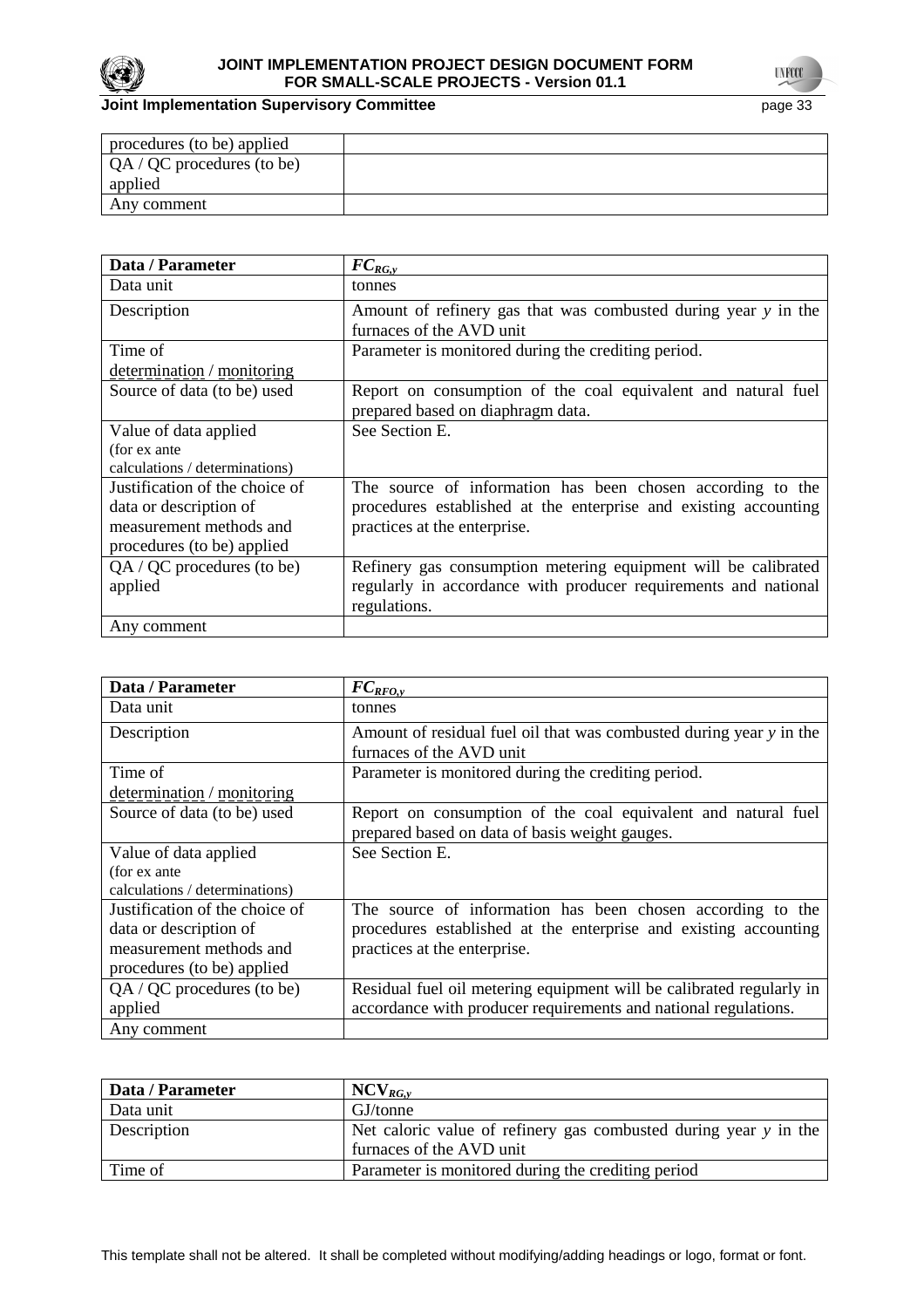| procedures (to be) applied | |
|---|---|
| QA / QC procedures (to be) applied | |
| Any comment | |

| Data / Parameter | $FC_{RG,y}$ |
|---|---|
| Data unit | tonnes |
| Description | Amount of refinery gas that was combusted during year *y* in the furnaces of the AVD unit |
| Time of determination / monitoring | Parameter is monitored during the crediting period. |
| Source of data (to be) used | Report on consumption of the coal equivalent and natural fuel prepared based on diaphragm data. |
| Value of data applied (for ex ante calculations / determinations) | See Section E. |
| Justification of the choice of data or description of measurement methods and procedures (to be) applied | The source of information has been chosen according to the procedures established at the enterprise and existing accounting practices at the enterprise. |
| QA / QC procedures (to be) applied | Refinery gas consumption metering equipment will be calibrated regularly in accordance with producer requirements and national regulations. |
| Any comment | |

| Data / Parameter | $FC_{RFO,y}$ |
|---|---|
| Data unit | tonnes |
| Description | Amount of residual fuel oil that was combusted during year *y* in the furnaces of the AVD unit |
| Time of determination / monitoring | Parameter is monitored during the crediting period. |
| Source of data (to be) used | Report on consumption of the coal equivalent and natural fuel prepared based on data of basis weight gauges. |
| Value of data applied (for ex ante calculations / determinations) | See Section E. |
| Justification of the choice of data or description of measurement methods and procedures (to be) applied | The source of information has been chosen according to the procedures established at the enterprise and existing accounting practices at the enterprise. |
| QA / QC procedures (to be) applied | Residual fuel oil metering equipment will be calibrated regularly in accordance with producer requirements and national regulations. |
| Any comment | |

| Data / Parameter | $NCV_{RG,y}$ |
|---|---|
| Data unit | GJ/tonne |
| Description | Net caloric value of refinery gas combusted during year *y* in the furnaces of the AVD unit |
| Time of | Parameter is monitored during the crediting period |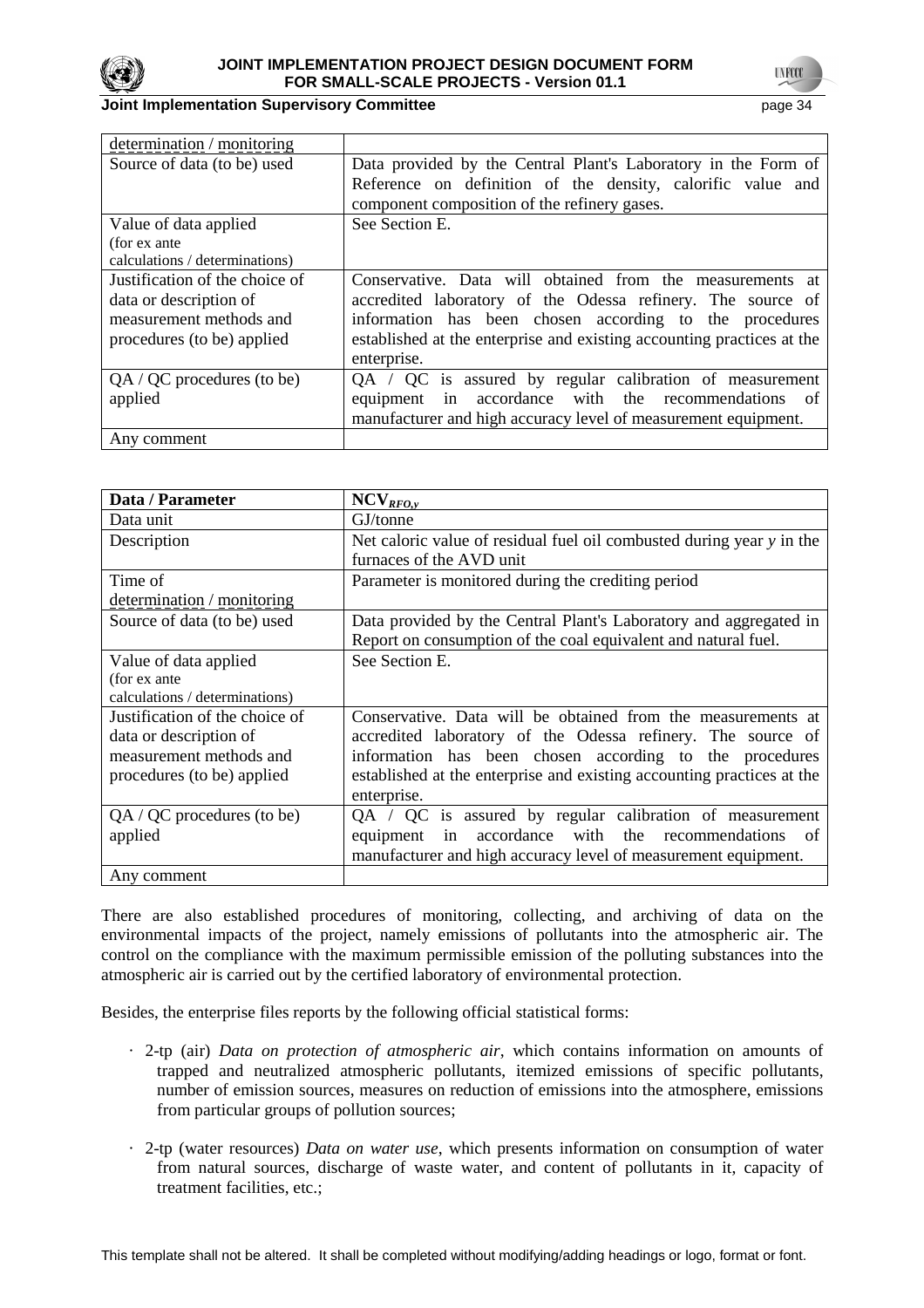| determination / monitoring | |
|---|---|
| Source of data (to be) used | Data provided by the Central Plant's Laboratory in the Form of Reference on definition of the density, calorific value and component composition of the refinery gases. |
| Value of data applied (for ex ante calculations / determinations) | See Section E. |
| Justification of the choice of data or description of measurement methods and procedures (to be) applied | Conservative. Data will obtained from the measurements at accredited laboratory of the Odessa refinery. The source of information has been chosen according to the procedures established at the enterprise and existing accounting practices at the enterprise. |
| QA / QC procedures (to be) applied | QA / QC is assured by regular calibration of measurement equipment in accordance with the recommendations of manufacturer and high accuracy level of measurement equipment. |
| Any comment | |

| **Data / Parameter** | $\mathbf{NCV}_{RFO,y}$ |
|---|---|
| Data unit | GJ/tonne |
| Description | Net caloric value of residual fuel oil combusted during year *y* in the furnaces of the AVD unit |
| Time of determination / monitoring | Parameter is monitored during the crediting period |
| Source of data (to be) used | Data provided by the Central Plant's Laboratory and aggregated in Report on consumption of the coal equivalent and natural fuel. |
| Value of data applied (for ex ante calculations / determinations) | See Section E. |
| Justification of the choice of data or description of measurement methods and procedures (to be) applied | Conservative. Data will be obtained from the measurements at accredited laboratory of the Odessa refinery. The source of information has been chosen according to the procedures established at the enterprise and existing accounting practices at the enterprise. |
| QA / QC procedures (to be) applied | QA / QC is assured by regular calibration of measurement equipment in accordance with the recommendations of manufacturer and high accuracy level of measurement equipment. |
| Any comment | |

There are also established procedures of monitoring, collecting, and archiving of data on the environmental impacts of the project, namely emissions of pollutants into the atmospheric air. The control on the compliance with the maximum permissible emission of the polluting substances into the atmospheric air is carried out by the certified laboratory of environmental protection.

Besides, the enterprise files reports by the following official statistical forms:

- 2-tp (air) *Data on protection of atmospheric air*, which contains information on amounts of trapped and neutralized atmospheric pollutants, itemized emissions of specific pollutants, number of emission sources, measures on reduction of emissions into the atmosphere, emissions from particular groups of pollution sources;

- 2-tp (water resources) *Data on water use*, which presents information on consumption of water from natural sources, discharge of waste water, and content of pollutants in it, capacity of treatment facilities, etc.;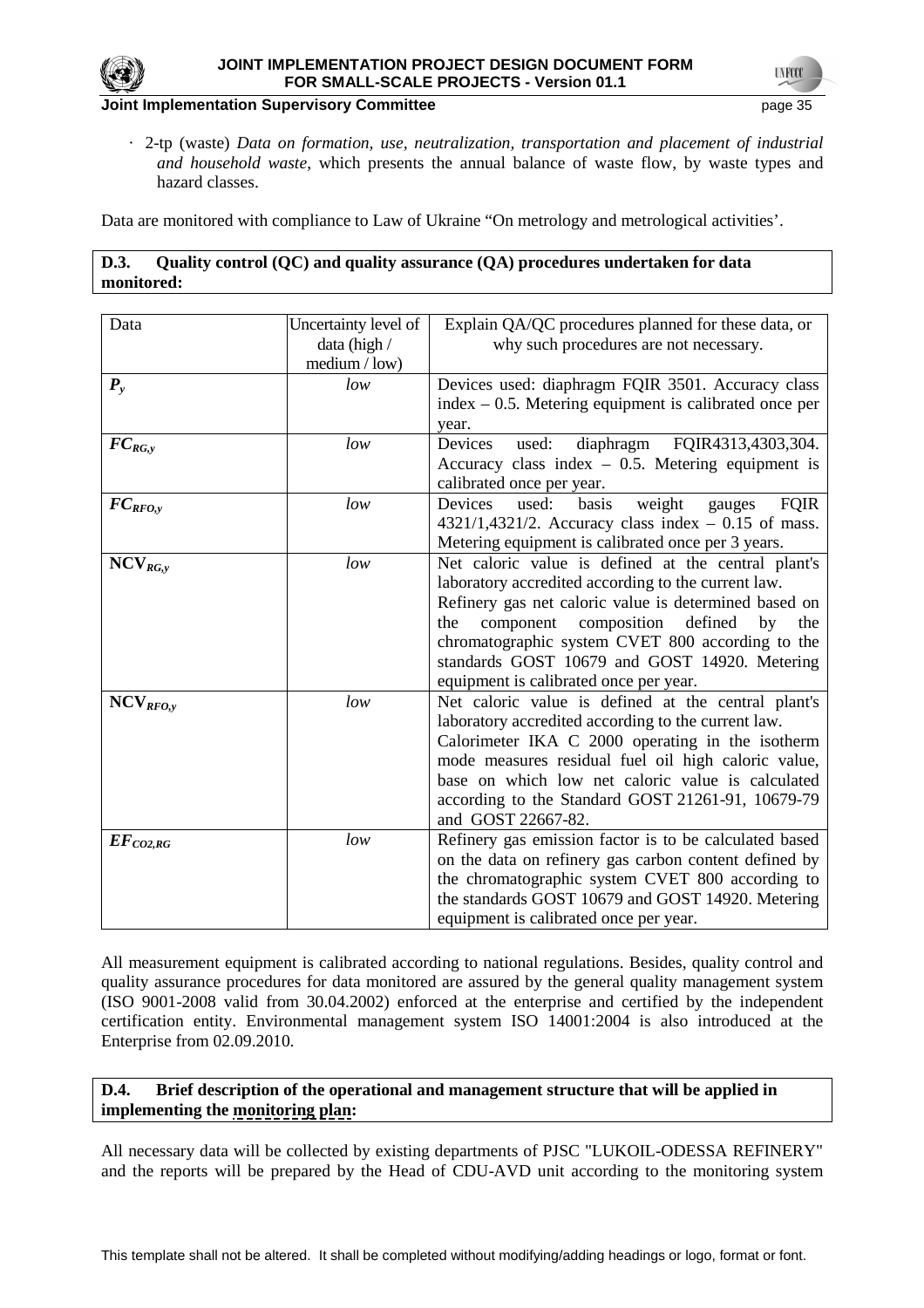- 2-tp (waste) *Data on formation, use, neutralization, transportation and placement of industrial and household waste*, which presents the annual balance of waste flow, by waste types and hazard classes.

Data are monitored with compliance to Law of Ukraine "On metrology and metrological activities'.

**D.3. Quality control (QC) and quality assurance (QA) procedures undertaken for data monitored:**

| Data | Uncertainty level of data (high / medium / low) | Explain QA/QC procedures planned for these data, or why such procedures are not necessary. |
|---|---|---|
| $P_y$ | *low* | Devices used: diaphragm FQIR 3501. Accuracy class index – 0.5. Metering equipment is calibrated once per year. |
| $FC_{RG,y}$ | *low* | Devices used: diaphragm FQIR4313,4303,304. Accuracy class index – 0.5. Metering equipment is calibrated once per year. |
| $FC_{RFO,y}$ | *low* | Devices used: basis weight gauges FQIR 4321/1,4321/2. Accuracy class index – 0.15 of mass. Metering equipment is calibrated once per 3 years. |
| $NCV_{RG,y}$ | *low* | Net caloric value is defined at the central plant's laboratory accredited according to the current law. Refinery gas net caloric value is determined based on the component composition defined by the chromatographic system CVET 800 according to the standards GOST 10679 and GOST 14920. Metering equipment is calibrated once per year. |
| $NCV_{RFO,y}$ | *low* | Net caloric value is defined at the central plant's laboratory accredited according to the current law. Calorimeter IKA C 2000 operating in the isotherm mode measures residual fuel oil high caloric value, base on which low net caloric value is calculated according to the Standard GOST 21261-91, 10679-79 and GOST 22667-82. |
| $EF_{CO2,RG}$ | *low* | Refinery gas emission factor is to be calculated based on the data on refinery gas carbon content defined by the chromatographic system CVET 800 according to the standards GOST 10679 and GOST 14920. Metering equipment is calibrated once per year. |

All measurement equipment is calibrated according to national regulations. Besides, quality control and quality assurance procedures for data monitored are assured by the general quality management system (ISO 9001-2008 valid from 30.04.2002) enforced at the enterprise and certified by the independent certification entity. Environmental management system ISO 14001:2004 is also introduced at the Enterprise from 02.09.2010.

**D.4. Brief description of the operational and management structure that will be applied in implementing the monitoring plan:**

All necessary data will be collected by existing departments of PJSC "LUKOIL-ODESSA REFINERY" and the reports will be prepared by the Head of CDU-AVD unit according to the monitoring system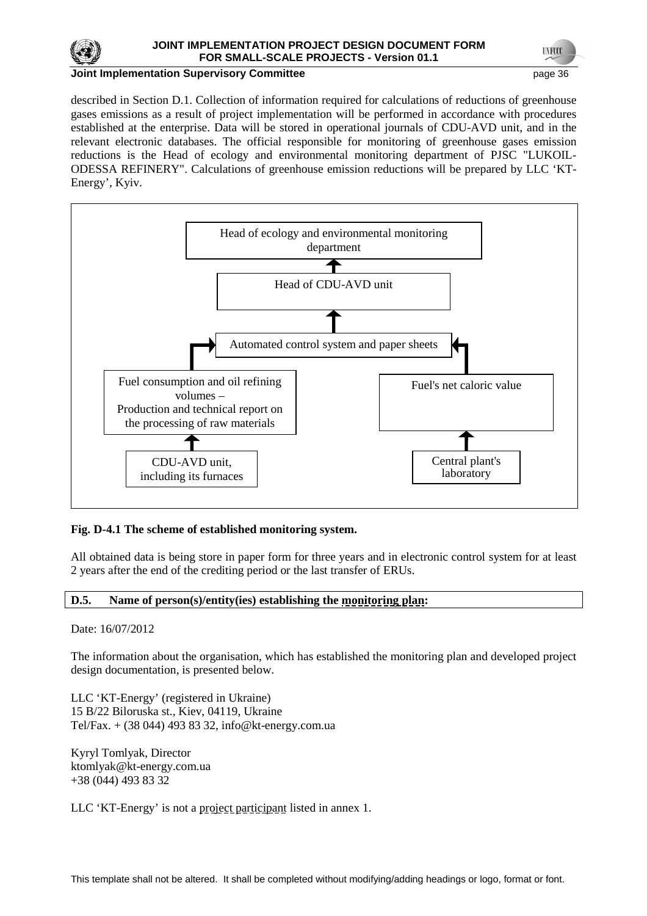described in Section D.1. Collection of information required for calculations of reductions of greenhouse gases emissions as a result of project implementation will be performed in accordance with procedures established at the enterprise. Data will be stored in operational journals of CDU-AVD unit, and in the relevant electronic databases. The official responsible for monitoring of greenhouse gases emission reductions is the Head of ecology and environmental monitoring department of PJSC "LUKOIL-ODESSA REFINERY". Calculations of greenhouse emission reductions will be prepared by LLC 'KT-Energy', Kyiv.

Head of ecology and environmental monitoring department

↑

Head of CDU-AVD unit

↑

Automated control system and paper sheets

↑ (left branch)

Fuel consumption and oil refining volumes – Production and technical report on the processing of raw materials

↑

CDU-AVD unit, including its furnaces

↑ (right branch)

Fuel's net caloric value

↑

Central plant's laboratory

**Fig. D-4.1 The scheme of established monitoring system.**

All obtained data is being store in paper form for three years and in electronic control system for at least 2 years after the end of the crediting period or the last transfer of ERUs.

**D.5. Name of person(s)/entity(ies) establishing the monitoring plan:**

Date: 16/07/2012

The information about the organisation, which has established the monitoring plan and developed project design documentation, is presented below.

LLC 'KT-Energy' (registered in Ukraine)
15 B/22 Biloruska st., Kiev, 04119, Ukraine
Tel/Fax. + (38 044) 493 83 32, info@kt-energy.com.ua

Kyryl Tomlyak, Director
ktomlyak@kt-energy.com.ua
+38 (044) 493 83 32

LLC 'KT-Energy' is not a project participant listed in annex 1.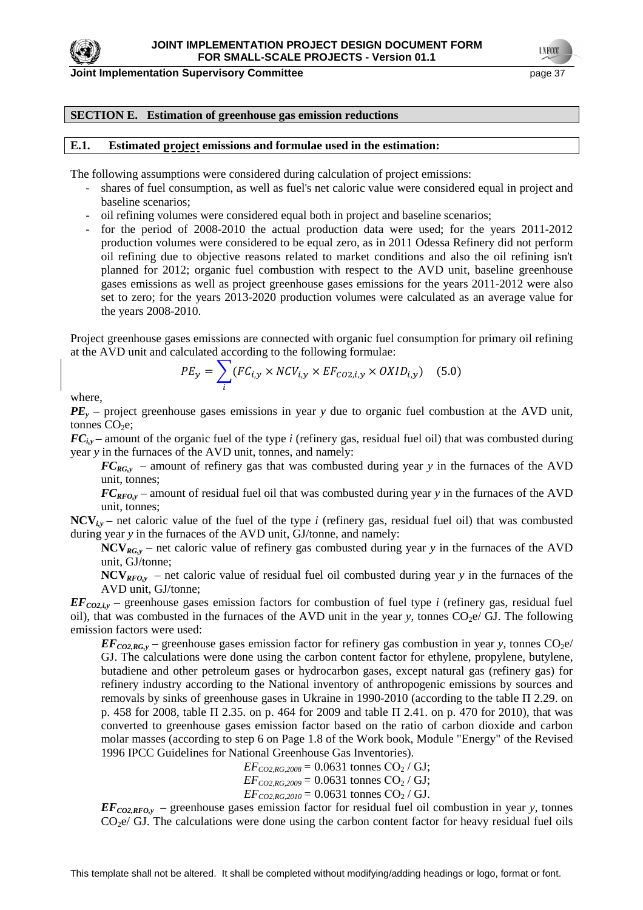## SECTION E. Estimation of greenhouse gas emission reductions

### E.1. Estimated project emissions and formulae used in the estimation:

The following assumptions were considered during calculation of project emissions:

- shares of fuel consumption, as well as fuel's net caloric value were considered equal in project and baseline scenarios;
- oil refining volumes were considered equal both in project and baseline scenarios;
- for the period of 2008-2010 the actual production data were used; for the years 2011-2012 production volumes were considered to be equal zero, as in 2011 Odessa Refinery did not perform oil refining due to objective reasons related to market conditions and also the oil refining isn't planned for 2012; organic fuel combustion with respect to the AVD unit, baseline greenhouse gases emissions as well as project greenhouse gases emissions for the years 2011-2012 were also set to zero; for the years 2013-2020 production volumes were calculated as an average value for the years 2008-2010.

Project greenhouse gases emissions are connected with organic fuel consumption for primary oil refining at the AVD unit and calculated according to the following formulae:

$$PE_y = \sum_i (FC_{i,y} \times NCV_{i,y} \times EF_{CO2,i,y} \times OXID_{i,y}) \quad (5.0)$$

where,

$PE_y$ – project greenhouse gases emissions in year *y* due to organic fuel combustion at the AVD unit, tonnes $CO_2e$;

$FC_{i,y}$ – amount of the organic fuel of the type *i* (refinery gas, residual fuel oil) that was combusted during year *y* in the furnaces of the AVD unit, tonnes, and namely:

$FC_{RG,y}$ – amount of refinery gas that was combusted during year *y* in the furnaces of the AVD unit, tonnes;

$FC_{RFO,y}$ – amount of residual fuel oil that was combusted during year *y* in the furnaces of the AVD unit, tonnes;

$NCV_{i,y}$ – net caloric value of the fuel of the type *i* (refinery gas, residual fuel oil) that was combusted during year *y* in the furnaces of the AVD unit, GJ/tonne, and namely:

$NCV_{RG,y}$ – net caloric value of refinery gas combusted during year *y* in the furnaces of the AVD unit, GJ/tonne;

$NCV_{RFO,y}$ – net caloric value of residual fuel oil combusted during year *y* in the furnaces of the AVD unit, GJ/tonne;

$EF_{CO2,i,y}$ – greenhouse gases emission factors for combustion of fuel type *i* (refinery gas, residual fuel oil), that was combusted in the furnaces of the AVD unit in the year *y*, tonnes $CO_2e$/ GJ. The following emission factors were used:

$EF_{CO2,RG,y}$ – greenhouse gases emission factor for refinery gas combustion in year *y*, tonnes $CO_2e$/ GJ. The calculations were done using the carbon content factor for ethylene, propylene, butylene, butadiene and other petroleum gases or hydrocarbon gases, except natural gas (refinery gas) for refinery industry according to the National inventory of anthropogenic emissions by sources and removals by sinks of greenhouse gases in Ukraine in 1990-2010 (according to the table П 2.29. on p. 458 for 2008, table П 2.35. on p. 464 for 2009 and table П 2.41. on p. 470 for 2010), that was converted to greenhouse gases emission factor based on the ratio of carbon dioxide and carbon molar masses (according to step 6 on Page 1.8 of the Work book, Module "Energy" of the Revised 1996 IPCC Guidelines for National Greenhouse Gas Inventories).

$EF_{CO2,RG,2008}$ = 0.0631 tonnes $CO_2$ / GJ;

$EF_{CO2,RG,2009}$ = 0.0631 tonnes $CO_2$ / GJ;

$EF_{CO2,RG,2010}$ = 0.0631 tonnes $CO_2$ / GJ.

$EF_{CO2,RFO,y}$ – greenhouse gases emission factor for residual fuel oil combustion in year *y*, tonnes $CO_2e$/ GJ. The calculations were done using the carbon content factor for heavy residual fuel oils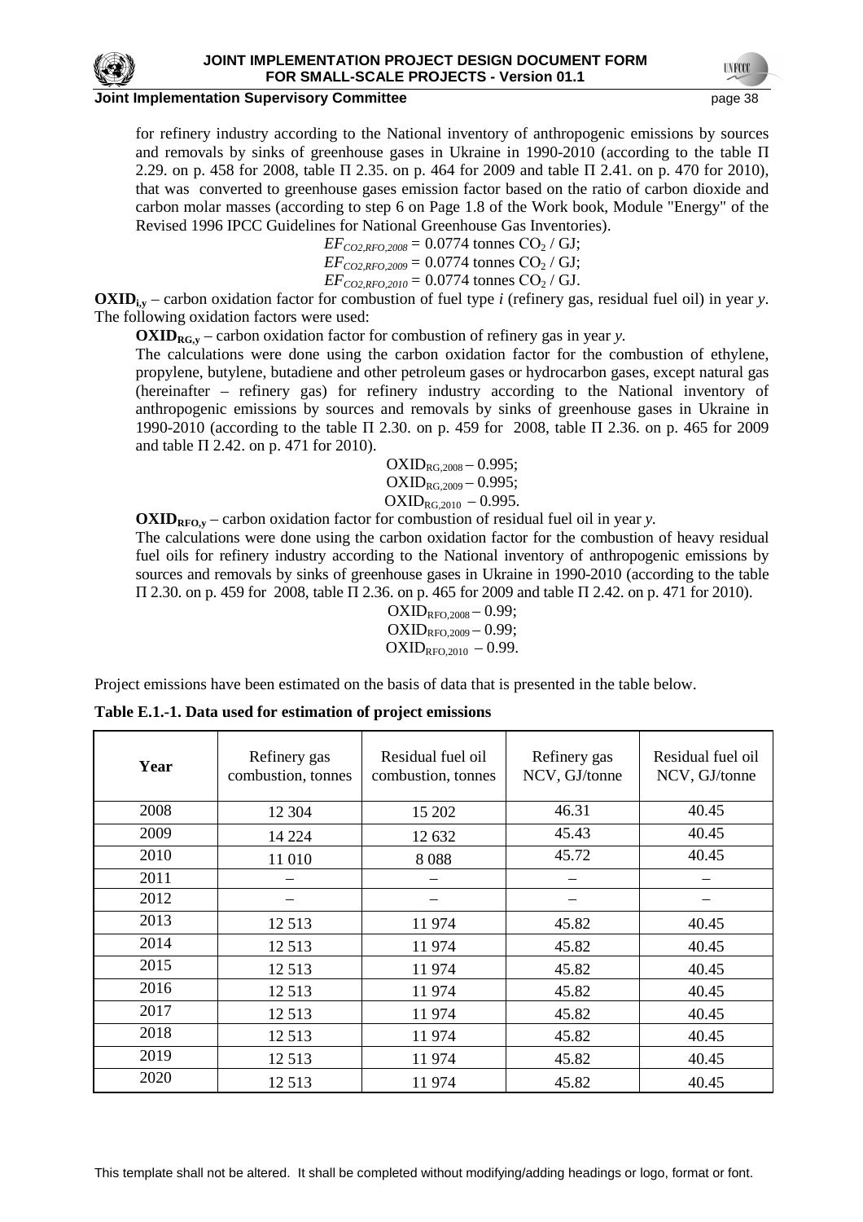for refinery industry according to the National inventory of anthropogenic emissions by sources and removals by sinks of greenhouse gases in Ukraine in 1990-2010 (according to the table П 2.29. on p. 458 for 2008, table П 2.35. on p. 464 for 2009 and table П 2.41. on p. 470 for 2010), that was converted to greenhouse gases emission factor based on the ratio of carbon dioxide and carbon molar masses (according to step 6 on Page 1.8 of the Work book, Module "Energy" of the Revised 1996 IPCC Guidelines for National Greenhouse Gas Inventories).

$EF_{CO2,RFO,2008}$ = 0.0774 tonnes $CO_2$ / GJ;
$EF_{CO2,RFO,2009}$ = 0.0774 tonnes $CO_2$ / GJ;
$EF_{CO2,RFO,2010}$ = 0.0774 tonnes $CO_2$ / GJ.

**$OXID_{i,y}$** – carbon oxidation factor for combustion of fuel type *i* (refinery gas, residual fuel oil) in year *y*. The following oxidation factors were used:

**$OXID_{RG,y}$** – carbon oxidation factor for combustion of refinery gas in year *y.*

The calculations were done using the carbon oxidation factor for the combustion of ethylene, propylene, butylene, butadiene and other petroleum gases or hydrocarbon gases, except natural gas (hereinafter – refinery gas) for refinery industry according to the National inventory of anthropogenic emissions by sources and removals by sinks of greenhouse gases in Ukraine in 1990-2010 (according to the table П 2.30. on p. 459 for 2008, table П 2.36. on p. 465 for 2009 and table П 2.42. on p. 471 for 2010).

$OXID_{RG,2008}$ – 0.995;
$OXID_{RG,2009}$ – 0.995;
$OXID_{RG,2010}$ – 0.995.

**$OXID_{RFO,y}$** – carbon oxidation factor for combustion of residual fuel oil in year *y.*

The calculations were done using the carbon oxidation factor for the combustion of heavy residual fuel oils for refinery industry according to the National inventory of anthropogenic emissions by sources and removals by sinks of greenhouse gases in Ukraine in 1990-2010 (according to the table П 2.30. on p. 459 for 2008, table П 2.36. on p. 465 for 2009 and table П 2.42. on p. 471 for 2010).

$OXID_{RFO,2008}$ – 0.99;
$OXID_{RFO,2009}$ – 0.99;
$OXID_{RFO,2010}$ – 0.99.

Project emissions have been estimated on the basis of data that is presented in the table below.

**Table E.1.-1. Data used for estimation of project emissions**

| Year | Refinery gas combustion, tonnes | Residual fuel oil combustion, tonnes | Refinery gas NCV, GJ/tonne | Residual fuel oil NCV, GJ/tonne |
|---|---|---|---|---|
| 2008 | 12 304 | 15 202 | 46.31 | 40.45 |
| 2009 | 14 224 | 12 632 | 45.43 | 40.45 |
| 2010 | 11 010 | 8 088 | 45.72 | 40.45 |
| 2011 | – | – | – | – |
| 2012 | – | – | – | – |
| 2013 | 12 513 | 11 974 | 45.82 | 40.45 |
| 2014 | 12 513 | 11 974 | 45.82 | 40.45 |
| 2015 | 12 513 | 11 974 | 45.82 | 40.45 |
| 2016 | 12 513 | 11 974 | 45.82 | 40.45 |
| 2017 | 12 513 | 11 974 | 45.82 | 40.45 |
| 2018 | 12 513 | 11 974 | 45.82 | 40.45 |
| 2019 | 12 513 | 11 974 | 45.82 | 40.45 |
| 2020 | 12 513 | 11 974 | 45.82 | 40.45 |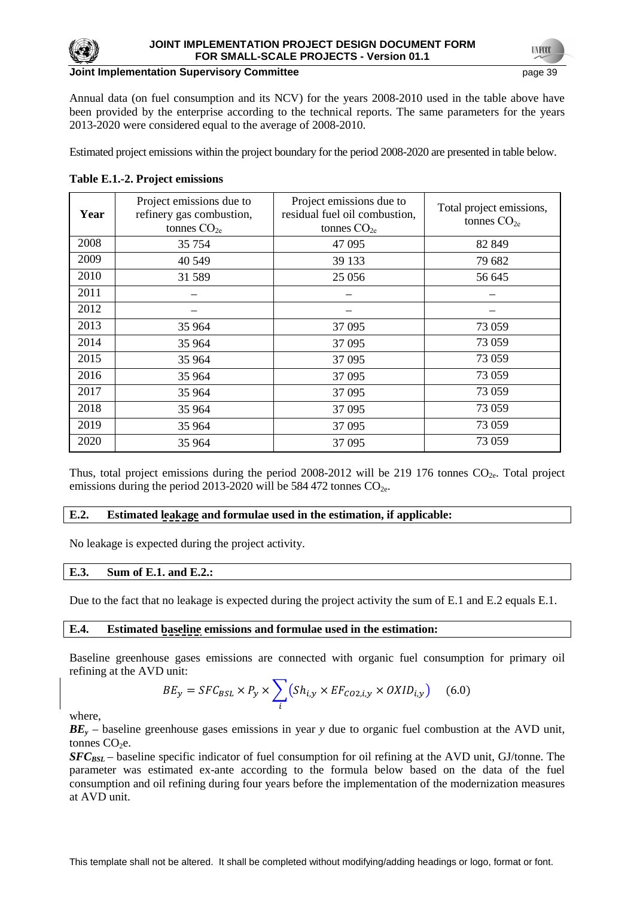Annual data (on fuel consumption and its NCV) for the years 2008-2010 used in the table above have been provided by the enterprise according to the technical reports. The same parameters for the years 2013-2020 were considered equal to the average of 2008-2010.

Estimated project emissions within the project boundary for the period 2008-2020 are presented in table below.

**Table E.1.-2. Project emissions**

| Year | Project emissions due to refinery gas combustion, tonnes $CO_{2e}$ | Project emissions due to residual fuel oil combustion, tonnes $CO_{2e}$ | Total project emissions, tonnes $CO_{2e}$ |
|---|---|---|---|
| 2008 | 35 754 | 47 095 | 82 849 |
| 2009 | 40 549 | 39 133 | 79 682 |
| 2010 | 31 589 | 25 056 | 56 645 |
| 2011 | – | – | – |
| 2012 | – | – | – |
| 2013 | 35 964 | 37 095 | 73 059 |
| 2014 | 35 964 | 37 095 | 73 059 |
| 2015 | 35 964 | 37 095 | 73 059 |
| 2016 | 35 964 | 37 095 | 73 059 |
| 2017 | 35 964 | 37 095 | 73 059 |
| 2018 | 35 964 | 37 095 | 73 059 |
| 2019 | 35 964 | 37 095 | 73 059 |
| 2020 | 35 964 | 37 095 | 73 059 |

Thus, total project emissions during the period 2008-2012 will be 219 176 tonnes $CO_{2e}$. Total project emissions during the period 2013-2020 will be 584 472 tonnes $CO_{2e}$.

## E.2. Estimated leakage and formulae used in the estimation, if applicable:

No leakage is expected during the project activity.

## E.3. Sum of E.1. and E.2.:

Due to the fact that no leakage is expected during the project activity the sum of E.1 and E.2 equals E.1.

## E.4. Estimated baseline emissions and formulae used in the estimation:

Baseline greenhouse gases emissions are connected with organic fuel consumption for primary oil refining at the AVD unit:

$$BE_y = SFC_{BSL} \times P_y \times \sum_i \left(Sh_{i,y} \times EF_{CO2,i,y} \times OXID_{i,y}\right) \quad (6.0)$$

where,

$BE_y$ – baseline greenhouse gases emissions in year *y* due to organic fuel combustion at the AVD unit, tonnes $CO_2$e.

$SFC_{BSL}$ – baseline specific indicator of fuel consumption for oil refining at the AVD unit, GJ/tonne. The parameter was estimated ex-ante according to the formula below based on the data of the fuel consumption and oil refining during four years before the implementation of the modernization measures at AVD unit.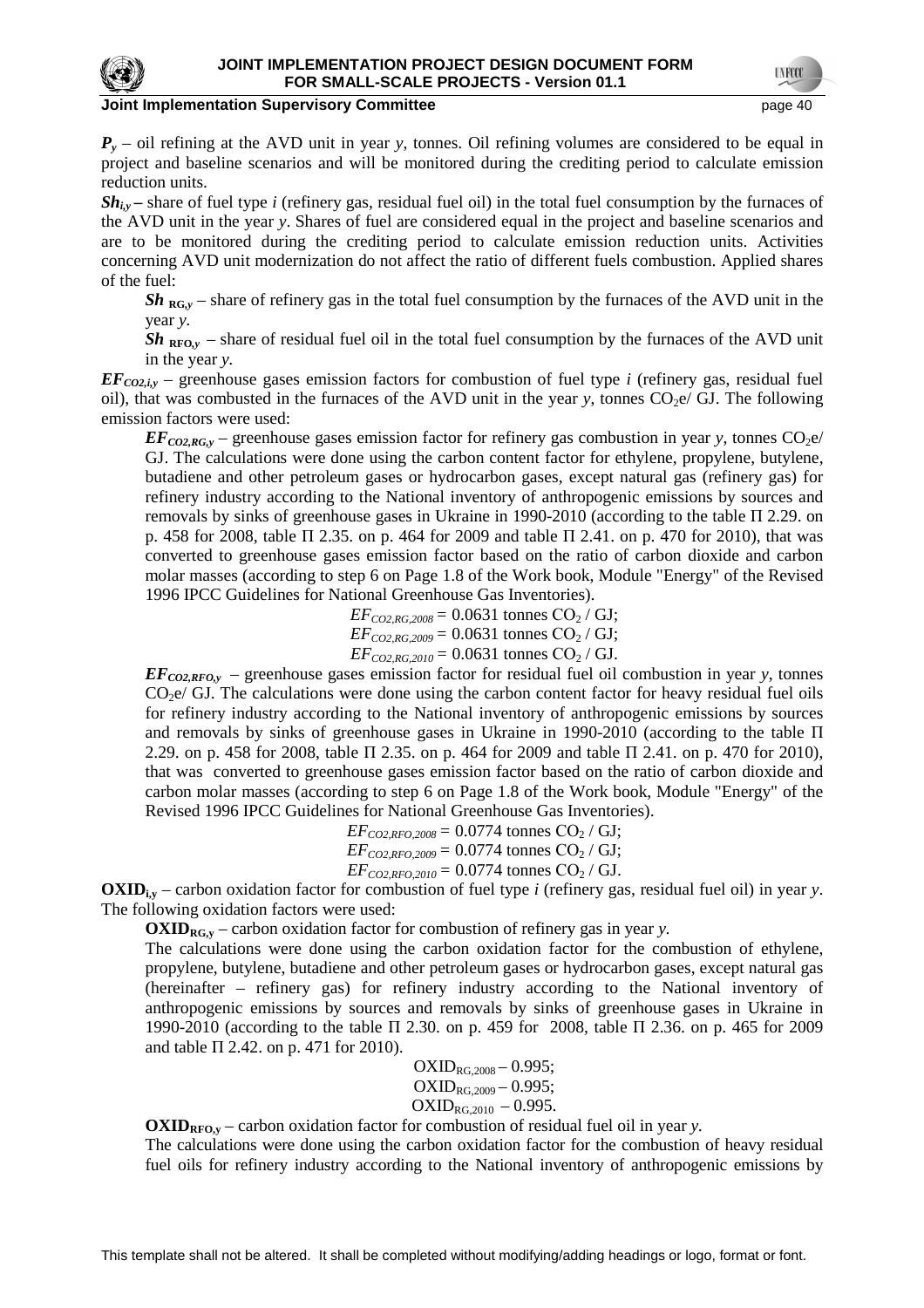***$P_y$*** – oil refining at the AVD unit in year *y*, tonnes. Oil refining volumes are considered to be equal in project and baseline scenarios and will be monitored during the crediting period to calculate emission reduction units.

***$Sh_{i,y}$*** – share of fuel type *i* (refinery gas, residual fuel oil) in the total fuel consumption by the furnaces of the AVD unit in the year *y*. Shares of fuel are considered equal in the project and baseline scenarios and are to be monitored during the crediting period to calculate emission reduction units. Activities concerning AVD unit modernization do not affect the ratio of different fuels combustion. Applied shares of the fuel:

> ***$Sh_{RG,y}$*** – share of refinery gas in the total fuel consumption by the furnaces of the AVD unit in the year *y*.
>
> ***$Sh_{RFO,y}$*** – share of residual fuel oil in the total fuel consumption by the furnaces of the AVD unit in the year *y*.

***$EF_{CO2,i,y}$*** – greenhouse gases emission factors for combustion of fuel type *i* (refinery gas, residual fuel oil), that was combusted in the furnaces of the AVD unit in the year *y*, tonnes $CO_2e$/ GJ. The following emission factors were used:

> ***$EF_{CO2,RG,y}$*** – greenhouse gases emission factor for refinery gas combustion in year *y*, tonnes $CO_2e$/ GJ. The calculations were done using the carbon content factor for ethylene, propylene, butylene, butadiene and other petroleum gases or hydrocarbon gases, except natural gas (refinery gas) for refinery industry according to the National inventory of anthropogenic emissions by sources and removals by sinks of greenhouse gases in Ukraine in 1990-2010 (according to the table П 2.29. on p. 458 for 2008, table П 2.35. on p. 464 for 2009 and table П 2.41. on p. 470 for 2010), that was converted to greenhouse gases emission factor based on the ratio of carbon dioxide and carbon molar masses (according to step 6 on Page 1.8 of the Work book, Module "Energy" of the Revised 1996 IPCC Guidelines for National Greenhouse Gas Inventories).
>
> $$EF_{CO2,RG,2008} = 0.0631 \text{ tonnes } CO_2 \text{ / GJ};$$
> $$EF_{CO2,RG,2009} = 0.0631 \text{ tonnes } CO_2 \text{ / GJ};$$
> $$EF_{CO2,RG,2010} = 0.0631 \text{ tonnes } CO_2 \text{ / GJ}.$$
>
> ***$EF_{CO2,RFO,y}$*** – greenhouse gases emission factor for residual fuel oil combustion in year *y*, tonnes $CO_2e$/ GJ. The calculations were done using the carbon content factor for heavy residual fuel oils for refinery industry according to the National inventory of anthropogenic emissions by sources and removals by sinks of greenhouse gases in Ukraine in 1990-2010 (according to the table П 2.29. on p. 458 for 2008, table П 2.35. on p. 464 for 2009 and table П 2.41. on p. 470 for 2010), that was converted to greenhouse gases emission factor based on the ratio of carbon dioxide and carbon molar masses (according to step 6 on Page 1.8 of the Work book, Module "Energy" of the Revised 1996 IPCC Guidelines for National Greenhouse Gas Inventories).
>
> $$EF_{CO2,RFO,2008} = 0.0774 \text{ tonnes } CO_2 \text{ / GJ};$$
> $$EF_{CO2,RFO,2009} = 0.0774 \text{ tonnes } CO_2 \text{ / GJ};$$
> $$EF_{CO2,RFO,2010} = 0.0774 \text{ tonnes } CO_2 \text{ / GJ}.$$

**$OXID_{i,y}$** – carbon oxidation factor for combustion of fuel type *i* (refinery gas, residual fuel oil) in year *y*. The following oxidation factors were used:

> **$OXID_{RG,y}$** – carbon oxidation factor for combustion of refinery gas in year *y*.
>
> The calculations were done using the carbon oxidation factor for the combustion of ethylene, propylene, butylene, butadiene and other petroleum gases or hydrocarbon gases, except natural gas (hereinafter – refinery gas) for refinery industry according to the National inventory of anthropogenic emissions by sources and removals by sinks of greenhouse gases in Ukraine in 1990-2010 (according to the table П 2.30. on p. 459 for 2008, table П 2.36. on p. 465 for 2009 and table П 2.42. on p. 471 for 2010).
>
> $$OXID_{RG,2008} – 0.995;$$
> $$OXID_{RG,2009} – 0.995;$$
> $$OXID_{RG,2010} – 0.995.$$
>
> **$OXID_{RFO,y}$** – carbon oxidation factor for combustion of residual fuel oil in year *y*.
>
> The calculations were done using the carbon oxidation factor for the combustion of heavy residual fuel oils for refinery industry according to the National inventory of anthropogenic emissions by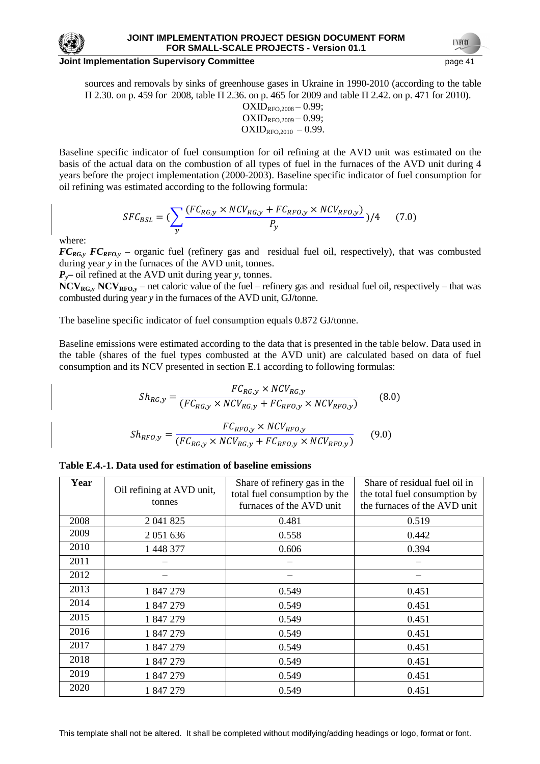sources and removals by sinks of greenhouse gases in Ukraine in 1990-2010 (according to the table П 2.30. on p. 459 for 2008, table П 2.36. on p. 465 for 2009 and table П 2.42. on p. 471 for 2010).

$OXID_{RFO,2008}$ – 0.99;
$OXID_{RFO,2009}$ – 0.99;
$OXID_{RFO,2010}$ – 0.99.

Baseline specific indicator of fuel consumption for oil refining at the AVD unit was estimated on the basis of the actual data on the combustion of all types of fuel in the furnaces of the AVD unit during 4 years before the project implementation (2000-2003). Baseline specific indicator of fuel consumption for oil refining was estimated according to the following formula:

$$SFC_{BSL} = \left(\sum_{y} \frac{(FC_{RG,y} \times NCV_{RG,y} + FC_{RFO,y} \times NCV_{RFO,y})}{P_y}\right)/4 \qquad (7.0)$$

where:

$FC_{RG,y}$ $FC_{RFO,y}$ – organic fuel (refinery gas and residual fuel oil, respectively), that was combusted during year *y* in the furnaces of the AVD unit, tonnes.

$P_y$– oil refined at the AVD unit during year *y*, tonnes.

$NCV_{RG,y}$ $NCV_{RFO,y}$ – net caloric value of the fuel – refinery gas and residual fuel oil, respectively – that was combusted during year *y* in the furnaces of the AVD unit, GJ/tonne.

The baseline specific indicator of fuel consumption equals 0.872 GJ/tonne.

Baseline emissions were estimated according to the data that is presented in the table below. Data used in the table (shares of the fuel types combusted at the AVD unit) are calculated based on data of fuel consumption and its NCV presented in section E.1 according to following formulas:

$$Sh_{RG,y} = \frac{FC_{RG,y} \times NCV_{RG,y}}{(FC_{RG,y} \times NCV_{RG,y} + FC_{RFO,y} \times NCV_{RFO,y})} \qquad (8.0)$$

$$Sh_{RFO,y} = \frac{FC_{RFO,y} \times NCV_{RFO,y}}{(FC_{RG,y} \times NCV_{RG,y} + FC_{RFO,y} \times NCV_{RFO,y})} \qquad (9.0)$$

**Table E.4.-1. Data used for estimation of baseline emissions**

| Year | Oil refining at AVD unit, tonnes | Share of refinery gas in the total fuel consumption by the furnaces of the AVD unit | Share of residual fuel oil in the total fuel consumption by the furnaces of the AVD unit |
|---|---|---|---|
| 2008 | 2 041 825 | 0.481 | 0.519 |
| 2009 | 2 051 636 | 0.558 | 0.442 |
| 2010 | 1 448 377 | 0.606 | 0.394 |
| 2011 | – | – | – |
| 2012 | – | – | – |
| 2013 | 1 847 279 | 0.549 | 0.451 |
| 2014 | 1 847 279 | 0.549 | 0.451 |
| 2015 | 1 847 279 | 0.549 | 0.451 |
| 2016 | 1 847 279 | 0.549 | 0.451 |
| 2017 | 1 847 279 | 0.549 | 0.451 |
| 2018 | 1 847 279 | 0.549 | 0.451 |
| 2019 | 1 847 279 | 0.549 | 0.451 |
| 2020 | 1 847 279 | 0.549 | 0.451 |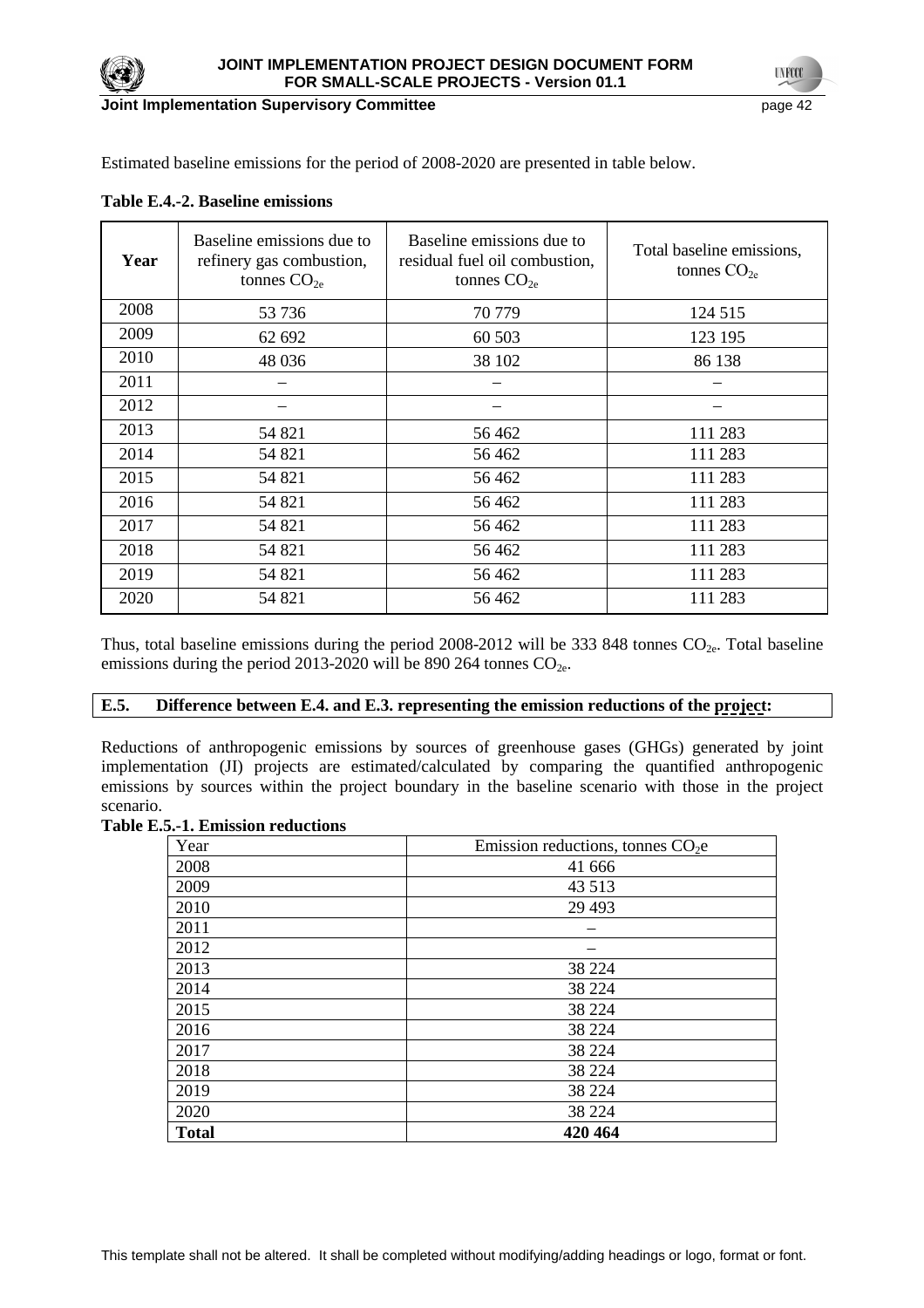Estimated baseline emissions for the period of 2008-2020 are presented in table below.

**Table E.4.-2. Baseline emissions**

| Year | Baseline emissions due to refinery gas combustion, tonnes $CO_{2e}$ | Baseline emissions due to residual fuel oil combustion, tonnes $CO_{2e}$ | Total baseline emissions, tonnes $CO_{2e}$ |
|---|---|---|---|
| 2008 | 53 736 | 70 779 | 124 515 |
| 2009 | 62 692 | 60 503 | 123 195 |
| 2010 | 48 036 | 38 102 | 86 138 |
| 2011 | – | – | – |
| 2012 | – | – | – |
| 2013 | 54 821 | 56 462 | 111 283 |
| 2014 | 54 821 | 56 462 | 111 283 |
| 2015 | 54 821 | 56 462 | 111 283 |
| 2016 | 54 821 | 56 462 | 111 283 |
| 2017 | 54 821 | 56 462 | 111 283 |
| 2018 | 54 821 | 56 462 | 111 283 |
| 2019 | 54 821 | 56 462 | 111 283 |
| 2020 | 54 821 | 56 462 | 111 283 |

Thus, total baseline emissions during the period 2008-2012 will be 333 848 tonnes $CO_{2e}$. Total baseline emissions during the period 2013-2020 will be 890 264 tonnes $CO_{2e}$.

**E.5. Difference between E.4. and E.3. representing the emission reductions of the project:**

Reductions of anthropogenic emissions by sources of greenhouse gases (GHGs) generated by joint implementation (JI) projects are estimated/calculated by comparing the quantified anthropogenic emissions by sources within the project boundary in the baseline scenario with those in the project scenario.

**Table E.5.-1. Emission reductions**

| Year | Emission reductions, tonnes $CO_2e$ |
|---|---|
| 2008 | 41 666 |
| 2009 | 43 513 |
| 2010 | 29 493 |
| 2011 | – |
| 2012 | – |
| 2013 | 38 224 |
| 2014 | 38 224 |
| 2015 | 38 224 |
| 2016 | 38 224 |
| 2017 | 38 224 |
| 2018 | 38 224 |
| 2019 | 38 224 |
| 2020 | 38 224 |
| **Total** | **420 464** |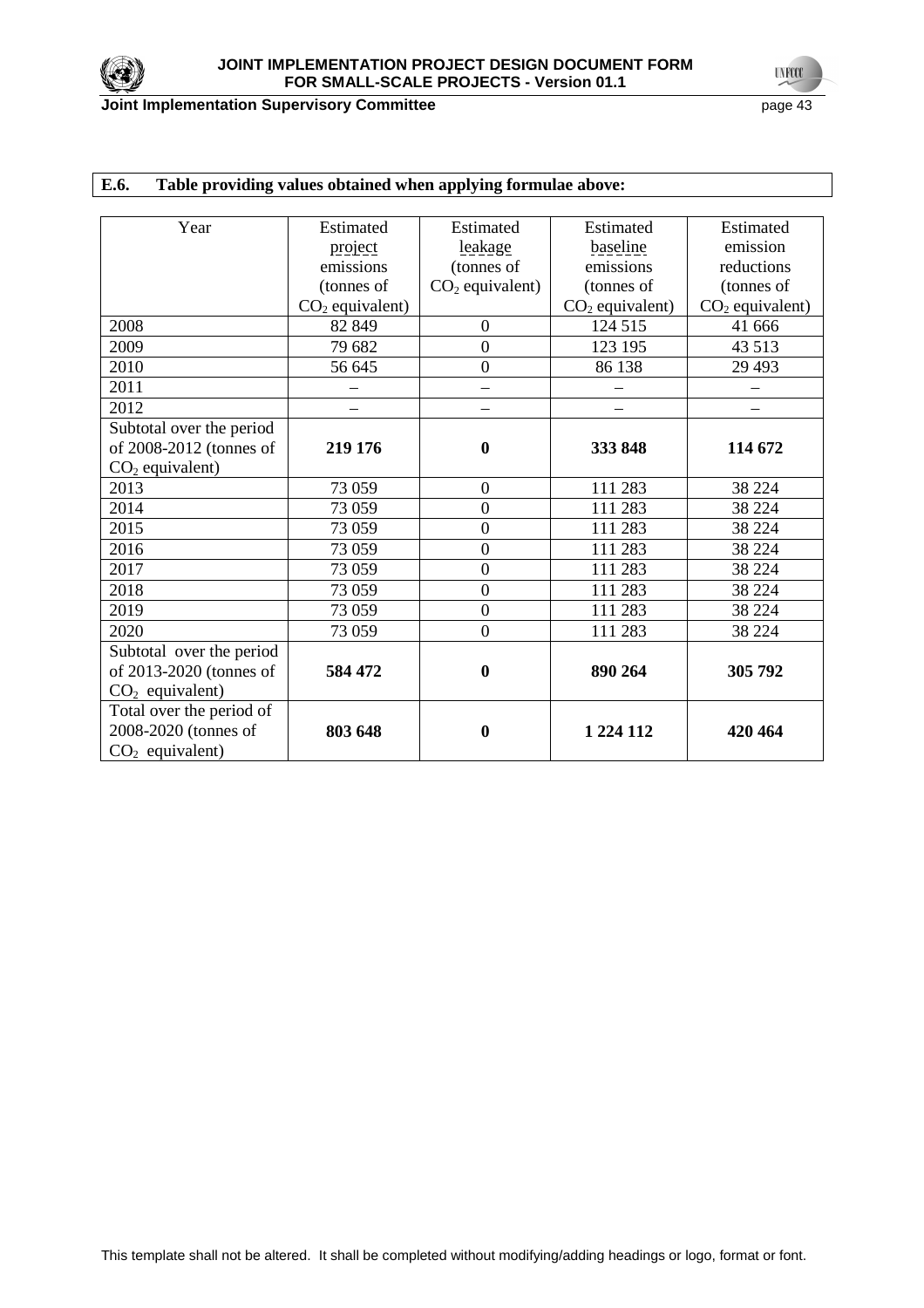**E.6. Table providing values obtained when applying formulae above:**

| Year | Estimated project emissions (tonnes of $CO_2$ equivalent) | Estimated leakage (tonnes of $CO_2$ equivalent) | Estimated baseline emissions (tonnes of $CO_2$ equivalent) | Estimated emission reductions (tonnes of $CO_2$ equivalent) |
|---|---|---|---|---|
| 2008 | 82 849 | 0 | 124 515 | 41 666 |
| 2009 | 79 682 | 0 | 123 195 | 43 513 |
| 2010 | 56 645 | 0 | 86 138 | 29 493 |
| 2011 | – | – | – | – |
| 2012 | – | – | – | – |
| Subtotal over the period of 2008-2012 (tonnes of $CO_2$ equivalent) | **219 176** | **0** | **333 848** | **114 672** |
| 2013 | 73 059 | 0 | 111 283 | 38 224 |
| 2014 | 73 059 | 0 | 111 283 | 38 224 |
| 2015 | 73 059 | 0 | 111 283 | 38 224 |
| 2016 | 73 059 | 0 | 111 283 | 38 224 |
| 2017 | 73 059 | 0 | 111 283 | 38 224 |
| 2018 | 73 059 | 0 | 111 283 | 38 224 |
| 2019 | 73 059 | 0 | 111 283 | 38 224 |
| 2020 | 73 059 | 0 | 111 283 | 38 224 |
| Subtotal over the period of 2013-2020 (tonnes of $CO_2$ equivalent) | **584 472** | **0** | **890 264** | **305 792** |
| Total over the period of 2008-2020 (tonnes of $CO_2$ equivalent) | **803 648** | **0** | **1 224 112** | **420 464** |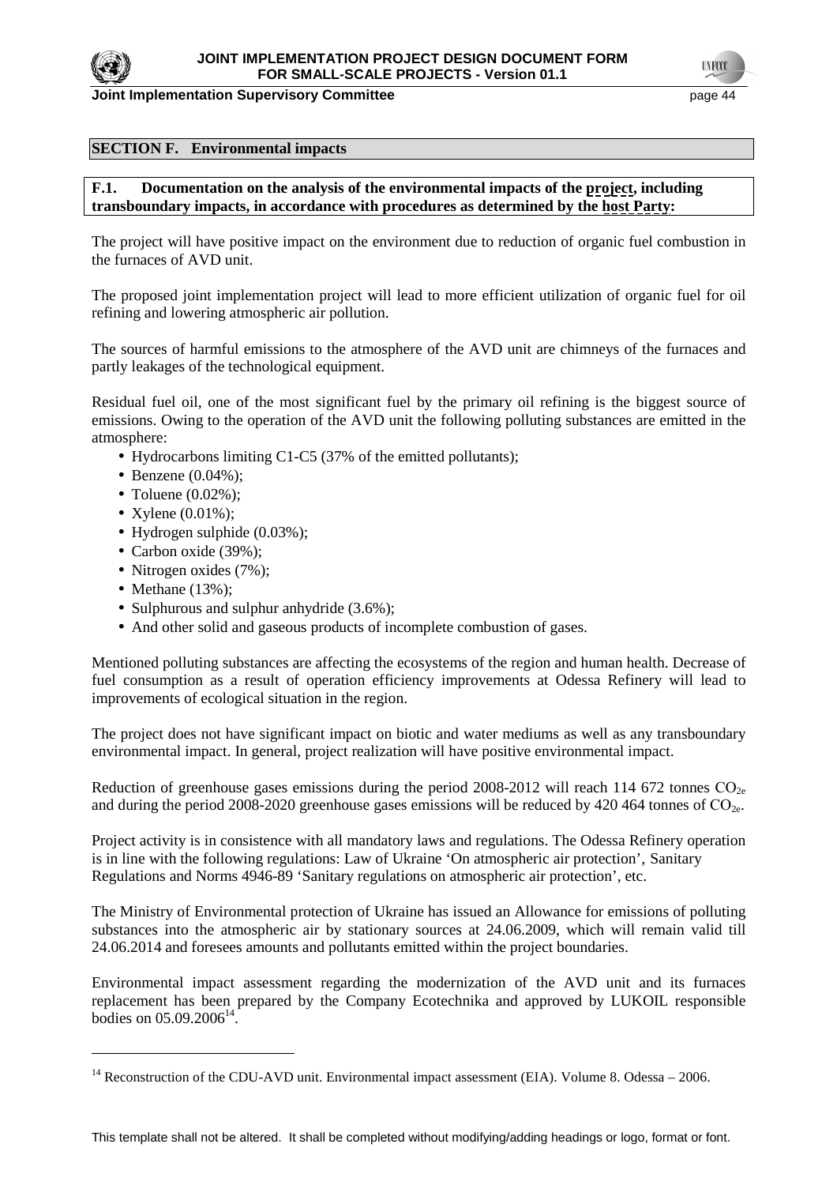## SECTION F. Environmental impacts

**F.1. Documentation on the analysis of the environmental impacts of the project, including transboundary impacts, in accordance with procedures as determined by the host Party:**

The project will have positive impact on the environment due to reduction of organic fuel combustion in the furnaces of AVD unit.

The proposed joint implementation project will lead to more efficient utilization of organic fuel for oil refining and lowering atmospheric air pollution.

The sources of harmful emissions to the atmosphere of the AVD unit are chimneys of the furnaces and partly leakages of the technological equipment.

Residual fuel oil, one of the most significant fuel by the primary oil refining is the biggest source of emissions. Owing to the operation of the AVD unit the following polluting substances are emitted in the atmosphere:

- Hydrocarbons limiting C1-C5 (37% of the emitted pollutants);
- Benzene (0.04%);
- Toluene (0.02%);
- Xylene (0.01%);
- Hydrogen sulphide (0.03%);
- Carbon oxide (39%);
- Nitrogen oxides (7%);
- Methane (13%);
- Sulphurous and sulphur anhydride (3.6%);
- And other solid and gaseous products of incomplete combustion of gases.

Mentioned polluting substances are affecting the ecosystems of the region and human health. Decrease of fuel consumption as a result of operation efficiency improvements at Odessa Refinery will lead to improvements of ecological situation in the region.

The project does not have significant impact on biotic and water mediums as well as any transboundary environmental impact. In general, project realization will have positive environmental impact.

Reduction of greenhouse gases emissions during the period 2008-2012 will reach 114 672 tonnes $CO_{2e}$ and during the period 2008-2020 greenhouse gases emissions will be reduced by 420 464 tonnes of $CO_{2e}$.

Project activity is in consistence with all mandatory laws and regulations. The Odessa Refinery operation is in line with the following regulations: Law of Ukraine 'On atmospheric air protection', Sanitary Regulations and Norms 4946-89 'Sanitary regulations on atmospheric air protection', etc.

The Ministry of Environmental protection of Ukraine has issued an Allowance for emissions of polluting substances into the atmospheric air by stationary sources at 24.06.2009, which will remain valid till 24.06.2014 and foresees amounts and pollutants emitted within the project boundaries.

Environmental impact assessment regarding the modernization of the AVD unit and its furnaces replacement has been prepared by the Company Ecotechnika and approved by LUKOIL responsible bodies on 05.09.2006[14].

[14] Reconstruction of the CDU-AVD unit. Environmental impact assessment (EIA). Volume 8. Odessa – 2006.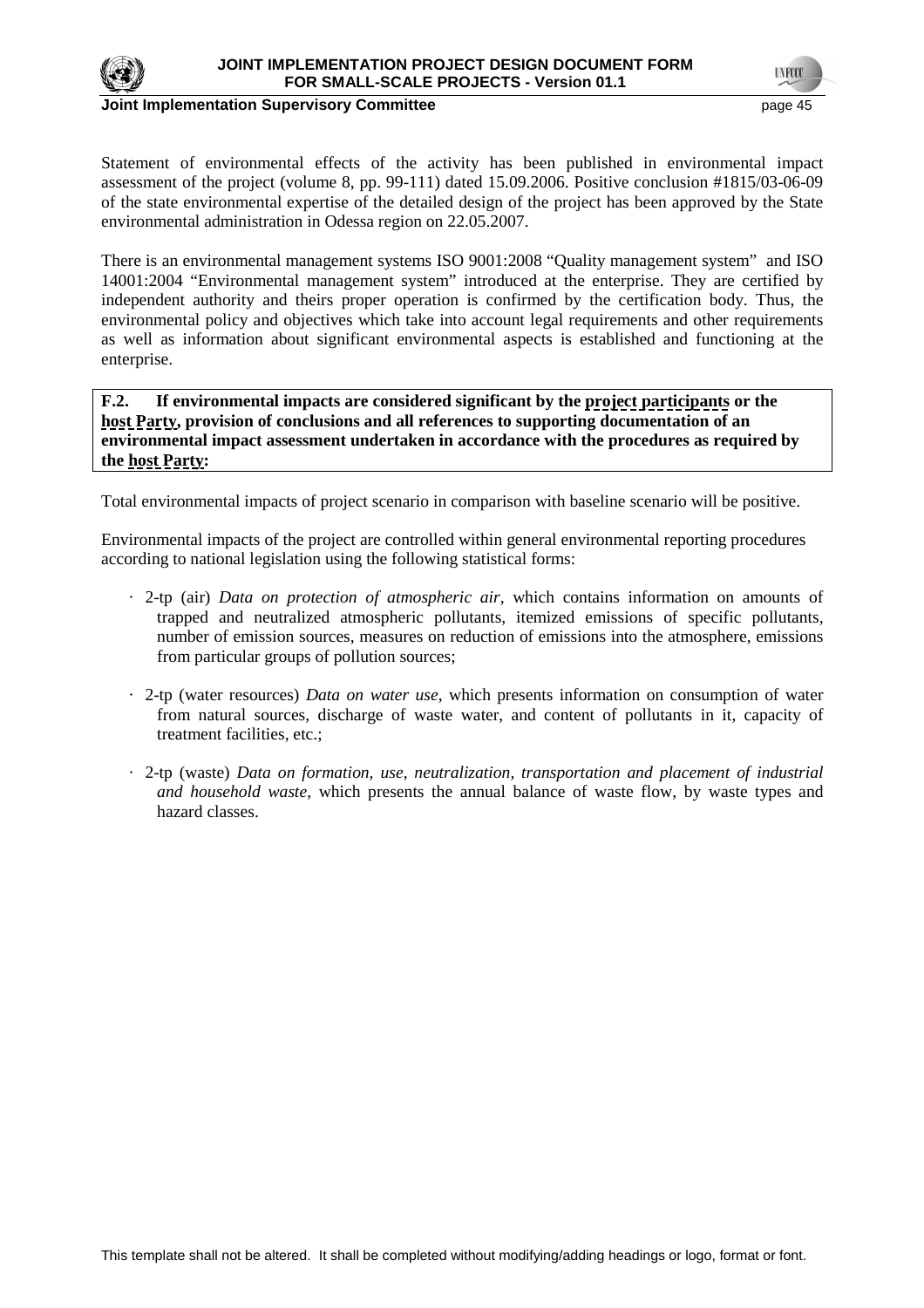Statement of environmental effects of the activity has been published in environmental impact assessment of the project (volume 8, pp. 99-111) dated 15.09.2006. Positive conclusion #1815/03-06-09 of the state environmental expertise of the detailed design of the project has been approved by the State environmental administration in Odessa region on 22.05.2007.

There is an environmental management systems ISO 9001:2008 "Quality management system" and ISO 14001:2004 "Environmental management system" introduced at the enterprise. They are certified by independent authority and theirs proper operation is confirmed by the certification body. Thus, the environmental policy and objectives which take into account legal requirements and other requirements as well as information about significant environmental aspects is established and functioning at the enterprise.

**F.2. If environmental impacts are considered significant by the project participants or the host Party, provision of conclusions and all references to supporting documentation of an environmental impact assessment undertaken in accordance with the procedures as required by the host Party:**

Total environmental impacts of project scenario in comparison with baseline scenario will be positive.

Environmental impacts of the project are controlled within general environmental reporting procedures according to national legislation using the following statistical forms:

- 2-tp (air) *Data on protection of atmospheric air*, which contains information on amounts of trapped and neutralized atmospheric pollutants, itemized emissions of specific pollutants, number of emission sources, measures on reduction of emissions into the atmosphere, emissions from particular groups of pollution sources;
- 2-tp (water resources) *Data on water use*, which presents information on consumption of water from natural sources, discharge of waste water, and content of pollutants in it, capacity of treatment facilities, etc.;
- 2-tp (waste) *Data on formation, use, neutralization, transportation and placement of industrial and household waste*, which presents the annual balance of waste flow, by waste types and hazard classes.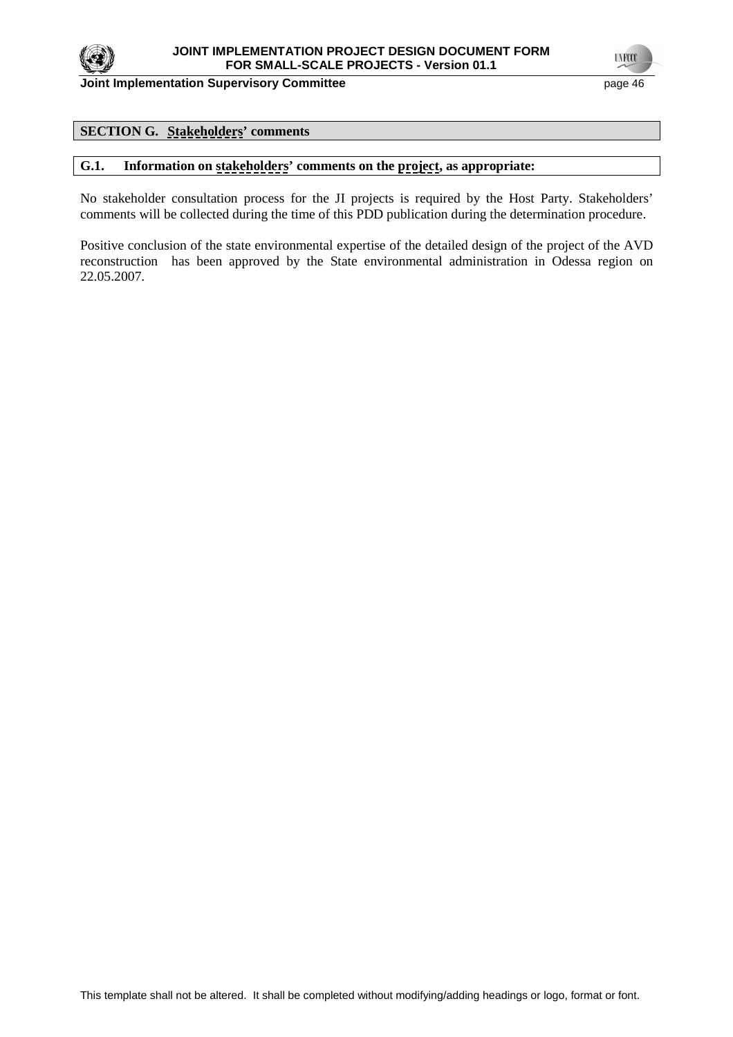## SECTION G. Stakeholders' comments

### G.1. Information on stakeholders' comments on the project, as appropriate:

No stakeholder consultation process for the JI projects is required by the Host Party. Stakeholders' comments will be collected during the time of this PDD publication during the determination procedure.

Positive conclusion of the state environmental expertise of the detailed design of the project of the AVD reconstruction has been approved by the State environmental administration in Odessa region on 22.05.2007.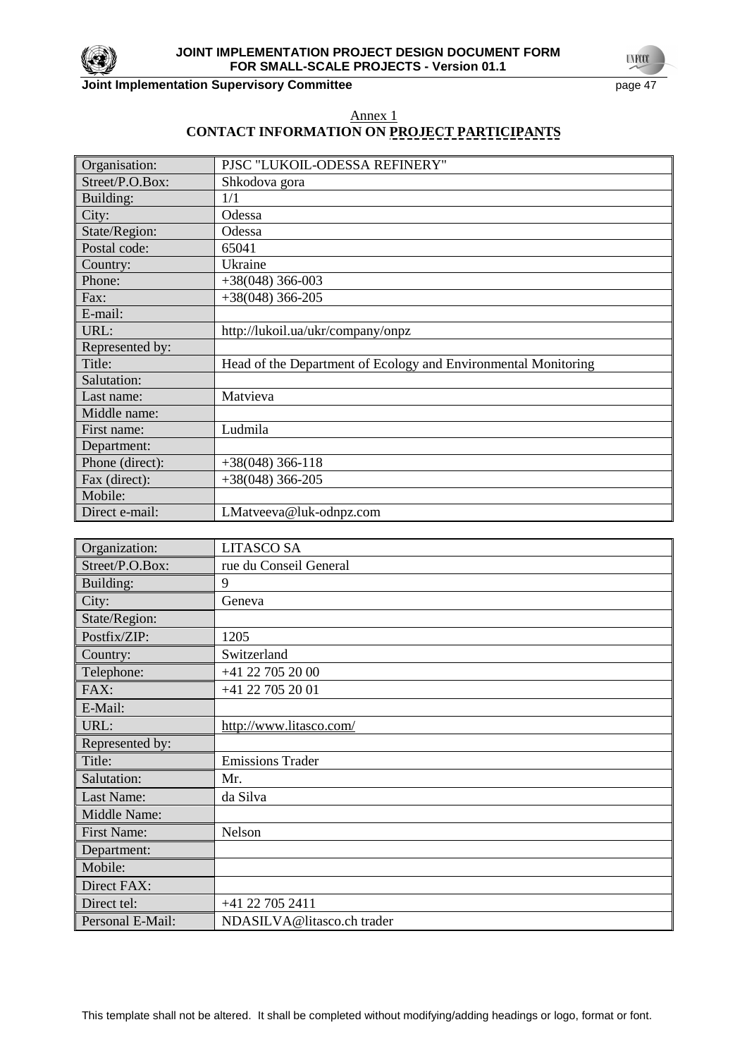Annex 1

**CONTACT INFORMATION ON PROJECT PARTICIPANTS**

| | |
|---|---|
| Organisation: | PJSC "LUKOIL-ODESSA REFINERY" |
| Street/P.O.Box: | Shkodova gora |
| Building: | 1/1 |
| City: | Odessa |
| State/Region: | Odessa |
| Postal code: | 65041 |
| Country: | Ukraine |
| Phone: | +38(048) 366-003 |
| Fax: | +38(048) 366-205 |
| E-mail: | |
| URL: | http://lukoil.ua/ukr/company/onpz |
| Represented by: | |
| Title: | Head of the Department of Ecology and Environmental Monitoring |
| Salutation: | |
| Last name: | Matvieva |
| Middle name: | |
| First name: | Ludmila |
| Department: | |
| Phone (direct): | +38(048) 366-118 |
| Fax (direct): | +38(048) 366-205 |
| Mobile: | |
| Direct e-mail: | LMatveeva@luk-odnpz.com |

| | |
|---|---|
| Organization: | LITASCO SA |
| Street/P.O.Box: | rue du Conseil General |
| Building: | 9 |
| City: | Geneva |
| State/Region: | |
| Postfix/ZIP: | 1205 |
| Country: | Switzerland |
| Telephone: | +41 22 705 20 00 |
| FAX: | +41 22 705 20 01 |
| E-Mail: | |
| URL: | http://www.litasco.com/ |
| Represented by: | |
| Title: | Emissions Trader |
| Salutation: | Mr. |
| Last Name: | da Silva |
| Middle Name: | |
| First Name: | Nelson |
| Department: | |
| Mobile: | |
| Direct FAX: | |
| Direct tel: | +41 22 705 2411 |
| Personal E-Mail: | NDASILVA@litasco.ch trader |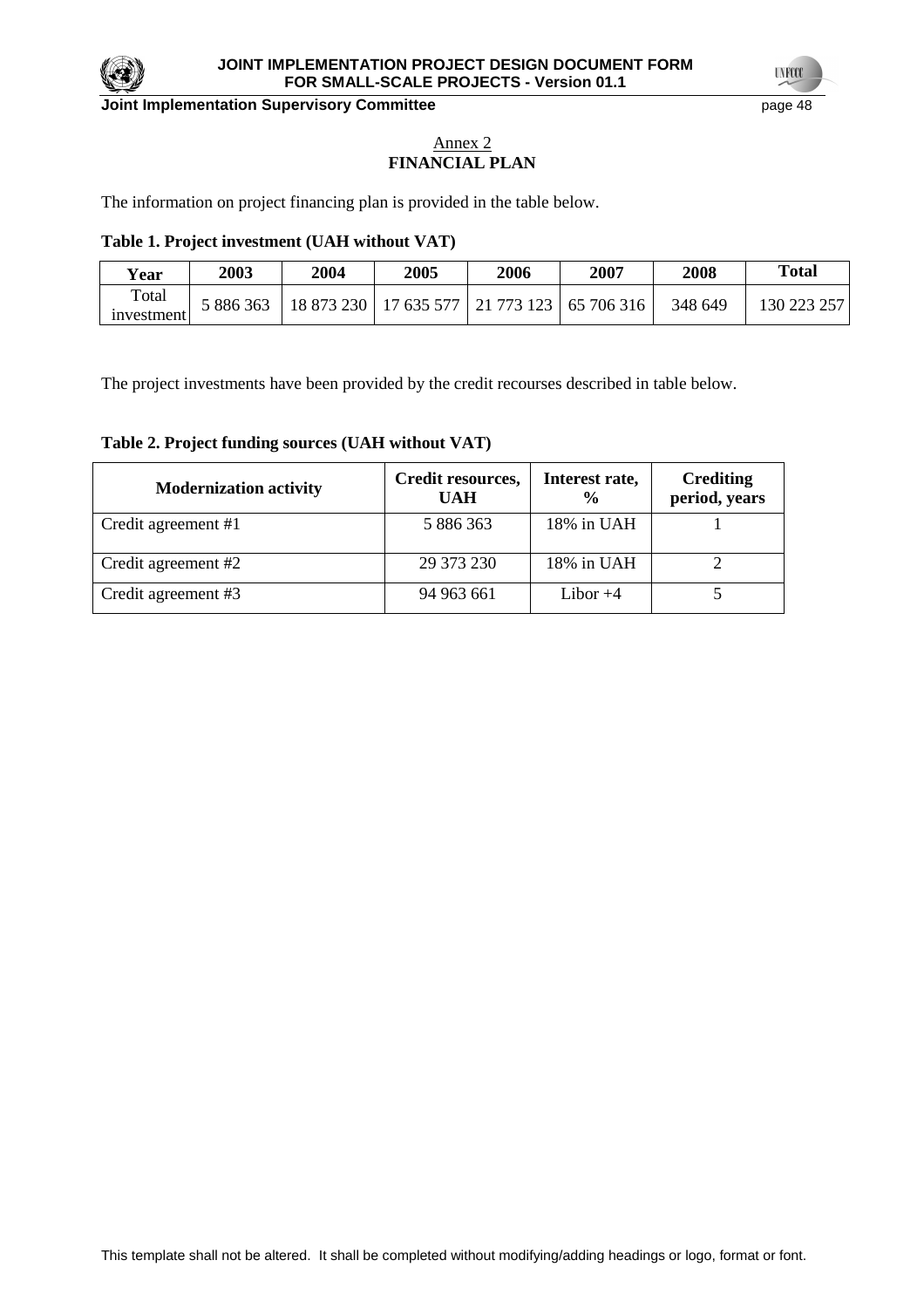Annex 2

**FINANCIAL PLAN**

The information on project financing plan is provided in the table below.

**Table 1. Project investment (UAH without VAT)**

| Year | 2003 | 2004 | 2005 | 2006 | 2007 | 2008 | Total |
|---|---|---|---|---|---|---|---|
| Total investment | 5 886 363 | 18 873 230 | 17 635 577 | 21 773 123 | 65 706 316 | 348 649 | 130 223 257 |

The project investments have been provided by the credit recourses described in table below.

**Table 2. Project funding sources (UAH without VAT)**

| Modernization activity | Credit resources, UAH | Interest rate, % | Crediting period, years |
|---|---|---|---|
| Credit agreement #1 | 5 886 363 | 18% in UAH | 1 |
| Credit agreement #2 | 29 373 230 | 18% in UAH | 2 |
| Credit agreement #3 | 94 963 661 | Libor +4 | 5 |